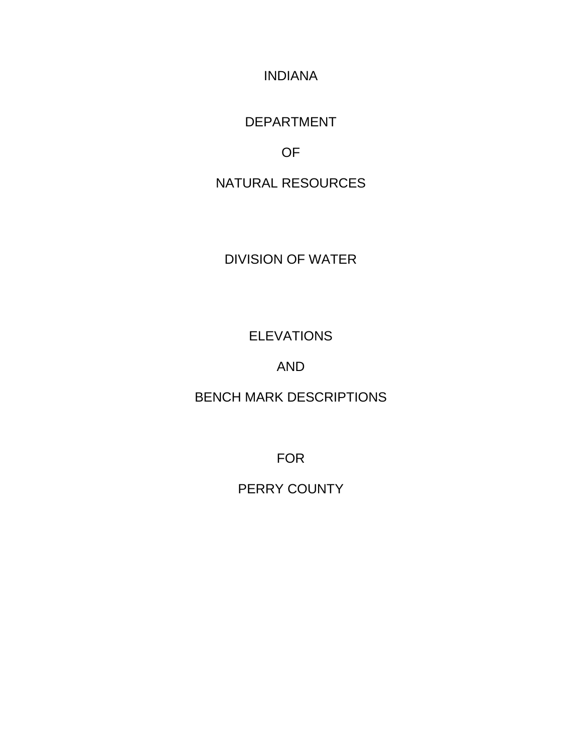# INDIANA

# DEPARTMENT

# OF

# NATURAL RESOURCES

## DIVISION OF WATER

## ELEVATIONS

## AND

## BENCH MARK DESCRIPTIONS

## FOR

## PERRY COUNTY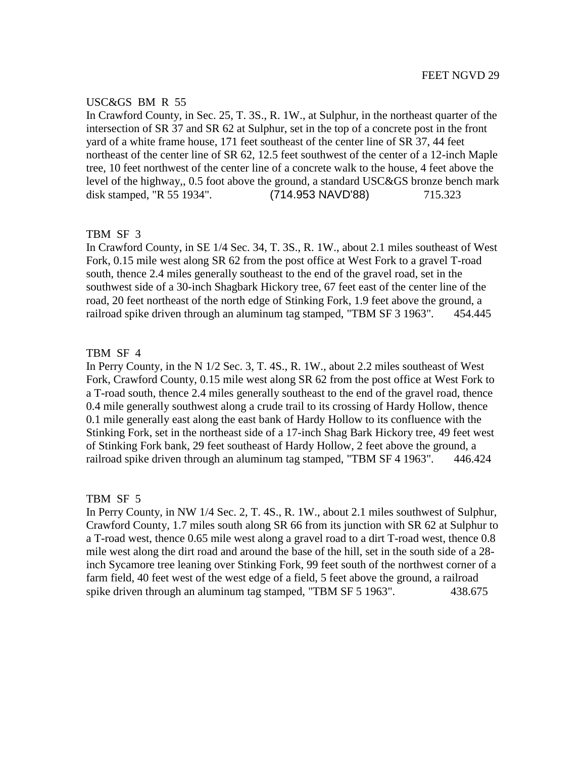FEET NGVD 29

USC&GS BM R 55

In Crawford County, in Sec. 25, T. 3S., R. 1W., at Sulphur, in the northeast quarter of the intersection of SR 37 and SR 62 at Sulphur, set in the top of a concrete post in the front yard of a white frame house, 171 feet southeast of the center line of SR 37, 44 feet northeast of the center line of SR 62, 12.5 feet southwest of the center of a 12-inch Maple tree, 10 feet northwest of the center line of a concrete walk to the house, 4 feet above the level of the highway,, 0.5 foot above the ground, a standard USC&GS bronze bench mark disk stamped, "R 55 1934". (714.953 NAVD'88) 715.323

TBM SF 3

In Crawford County, in SE 1/4 Sec. 34, T. 3S., R. 1W., about 2.1 miles southeast of West Fork, 0.15 mile west along SR 62 from the post office at West Fork to a gravel T-road south, thence 2.4 miles generally southeast to the end of the gravel road, set in the southwest side of a 30-inch Shagbark Hickory tree, 67 feet east of the center line of the road, 20 feet northeast of the north edge of Stinking Fork, 1.9 feet above the ground, a railroad spike driven through an aluminum tag stamped, "TBM SF 3 1963". 454.445

TBM SF 4

In Perry County, in the N 1/2 Sec. 3, T. 4S., R. 1W., about 2.2 miles southeast of West Fork, Crawford County, 0.15 mile west along SR 62 from the post office at West Fork to a T-road south, thence 2.4 miles generally southeast to the end of the gravel road, thence 0.4 mile generally southwest along a crude trail to its crossing of Hardy Hollow, thence 0.1 mile generally east along the east bank of Hardy Hollow to its confluence with the Stinking Fork, set in the northeast side of a 17-inch Shag Bark Hickory tree, 49 feet west of Stinking Fork bank, 29 feet southeast of Hardy Hollow, 2 feet above the ground, a railroad spike driven through an aluminum tag stamped, "TBM SF 4 1963". 446.424

TBM SF 5

In Perry County, in NW 1/4 Sec. 2, T. 4S., R. 1W., about 2.1 miles southwest of Sulphur, Crawford County, 1.7 miles south along SR 66 from its junction with SR 62 at Sulphur to a T-road west, thence 0.65 mile west along a gravel road to a dirt T-road west, thence 0.8 mile west along the dirt road and around the base of the hill, set in the south side of a 28-inch Sycamore tree leaning over Stinking Fork, 99 feet south of the northwest corner of a farm field, 40 feet west of the west edge of a field, 5 feet above the ground, a railroad spike driven through an aluminum tag stamped, "TBM SF 5 1963". 438.675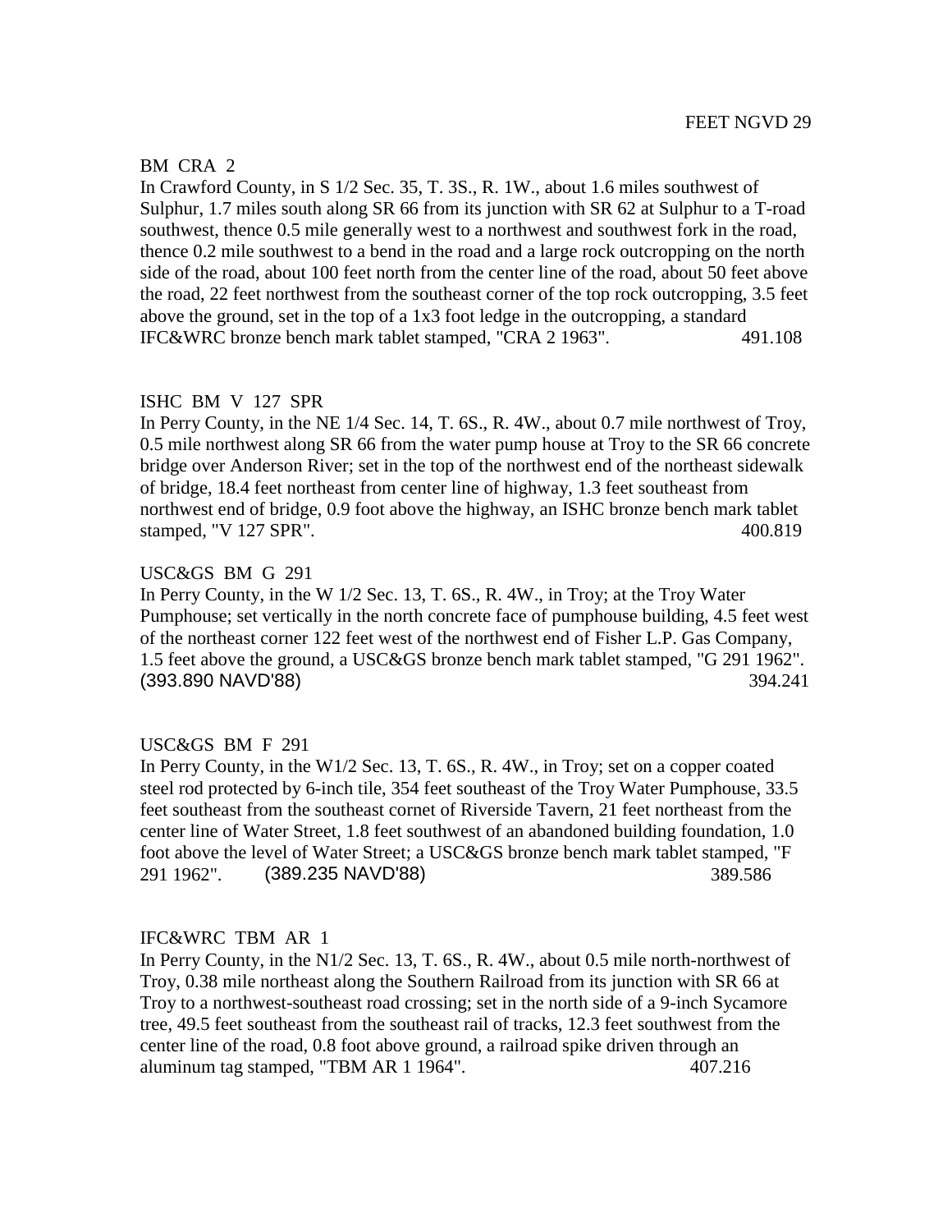FEET NGVD 29

BM CRA 2

In Crawford County, in S 1/2 Sec. 35, T. 3S., R. 1W., about 1.6 miles southwest of Sulphur, 1.7 miles south along SR 66 from its junction with SR 62 at Sulphur to a T-road southwest, thence 0.5 mile generally west to a northwest and southwest fork in the road, thence 0.2 mile southwest to a bend in the road and a large rock outcropping on the north side of the road, about 100 feet north from the center line of the road, about 50 feet above the road, 22 feet northwest from the southeast corner of the top rock outcropping, 3.5 feet above the ground, set in the top of a 1x3 foot ledge in the outcropping, a standard IFC&WRC bronze bench mark tablet stamped, "CRA 2 1963". 491.108

ISHC BM V 127 SPR

In Perry County, in the NE 1/4 Sec. 14, T. 6S., R. 4W., about 0.7 mile northwest of Troy, 0.5 mile northwest along SR 66 from the water pump house at Troy to the SR 66 concrete bridge over Anderson River; set in the top of the northwest end of the northeast sidewalk of bridge, 18.4 feet northeast from center line of highway, 1.3 feet southeast from northwest end of bridge, 0.9 foot above the highway, an ISHC bronze bench mark tablet stamped, "V 127 SPR". 400.819

USC&GS BM G 291

In Perry County, in the W 1/2 Sec. 13, T. 6S., R. 4W., in Troy; at the Troy Water Pumphouse; set vertically in the north concrete face of pumphouse building, 4.5 feet west of the northeast corner 122 feet west of the northwest end of Fisher L.P. Gas Company, 1.5 feet above the ground, a USC&GS bronze bench mark tablet stamped, "G 291 1962". (393.890 NAVD'88) 394.241

USC&GS BM F 291

In Perry County, in the W1/2 Sec. 13, T. 6S., R. 4W., in Troy; set on a copper coated steel rod protected by 6-inch tile, 354 feet southeast of the Troy Water Pumphouse, 33.5 feet southeast from the southeast cornet of Riverside Tavern, 21 feet northeast from the center line of Water Street, 1.8 feet southwest of an abandoned building foundation, 1.0 foot above the level of Water Street; a USC&GS bronze bench mark tablet stamped, "F 291 1962". (389.235 NAVD'88) 389.586

IFC&WRC TBM AR 1

In Perry County, in the N1/2 Sec. 13, T. 6S., R. 4W., about 0.5 mile north-northwest of Troy, 0.38 mile northeast along the Southern Railroad from its junction with SR 66 at Troy to a northwest-southeast road crossing; set in the north side of a 9-inch Sycamore tree, 49.5 feet southeast from the southeast rail of tracks, 12.3 feet southwest from the center line of the road, 0.8 foot above ground, a railroad spike driven through an aluminum tag stamped, "TBM AR 1 1964". 407.216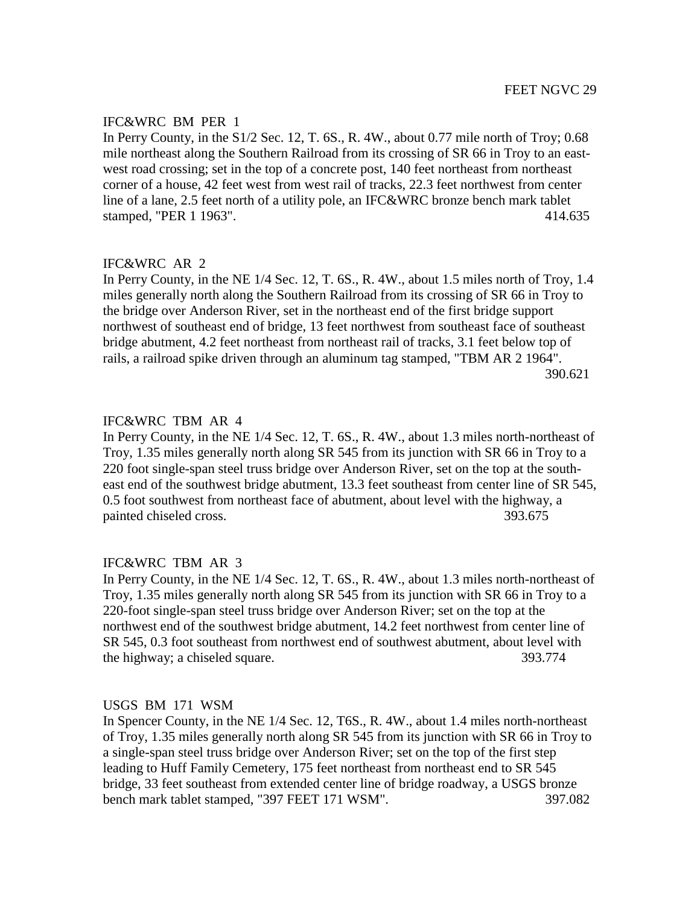FEET NGVC 29

IFC&WRC BM PER 1

In Perry County, in the S1/2 Sec. 12, T. 6S., R. 4W., about 0.77 mile north of Troy; 0.68 mile northeast along the Southern Railroad from its crossing of SR 66 in Troy to an east-west road crossing; set in the top of a concrete post, 140 feet northeast from northeast corner of a house, 42 feet west from west rail of tracks, 22.3 feet northwest from center line of a lane, 2.5 feet north of a utility pole, an IFC&WRC bronze bench mark tablet stamped, "PER 1 1963". 414.635

IFC&WRC AR 2

In Perry County, in the NE 1/4 Sec. 12, T. 6S., R. 4W., about 1.5 miles north of Troy, 1.4 miles generally north along the Southern Railroad from its crossing of SR 66 in Troy to the bridge over Anderson River, set in the northeast end of the first bridge support northwest of southeast end of bridge, 13 feet northwest from southeast face of southeast bridge abutment, 4.2 feet northeast from northeast rail of tracks, 3.1 feet below top of rails, a railroad spike driven through an aluminum tag stamped, "TBM AR 2 1964". 390.621

IFC&WRC TBM AR 4

In Perry County, in the NE 1/4 Sec. 12, T. 6S., R. 4W., about 1.3 miles north-northeast of Troy, 1.35 miles generally north along SR 545 from its junction with SR 66 in Troy to a 220 foot single-span steel truss bridge over Anderson River, set on the top at the south-east end of the southwest bridge abutment, 13.3 feet southeast from center line of SR 545, 0.5 foot southwest from northeast face of abutment, about level with the highway, a painted chiseled cross. 393.675

IFC&WRC TBM AR 3

In Perry County, in the NE 1/4 Sec. 12, T. 6S., R. 4W., about 1.3 miles north-northeast of Troy, 1.35 miles generally north along SR 545 from its junction with SR 66 in Troy to a 220-foot single-span steel truss bridge over Anderson River; set on the top at the northwest end of the southwest bridge abutment, 14.2 feet northwest from center line of SR 545, 0.3 foot southeast from northwest end of southwest abutment, about level with the highway; a chiseled square. 393.774

USGS BM 171 WSM

In Spencer County, in the NE 1/4 Sec. 12, T6S., R. 4W., about 1.4 miles north-northeast of Troy, 1.35 miles generally north along SR 545 from its junction with SR 66 in Troy to a single-span steel truss bridge over Anderson River; set on the top of the first step leading to Huff Family Cemetery, 175 feet northeast from northeast end to SR 545 bridge, 33 feet southeast from extended center line of bridge roadway, a USGS bronze bench mark tablet stamped, "397 FEET 171 WSM". 397.082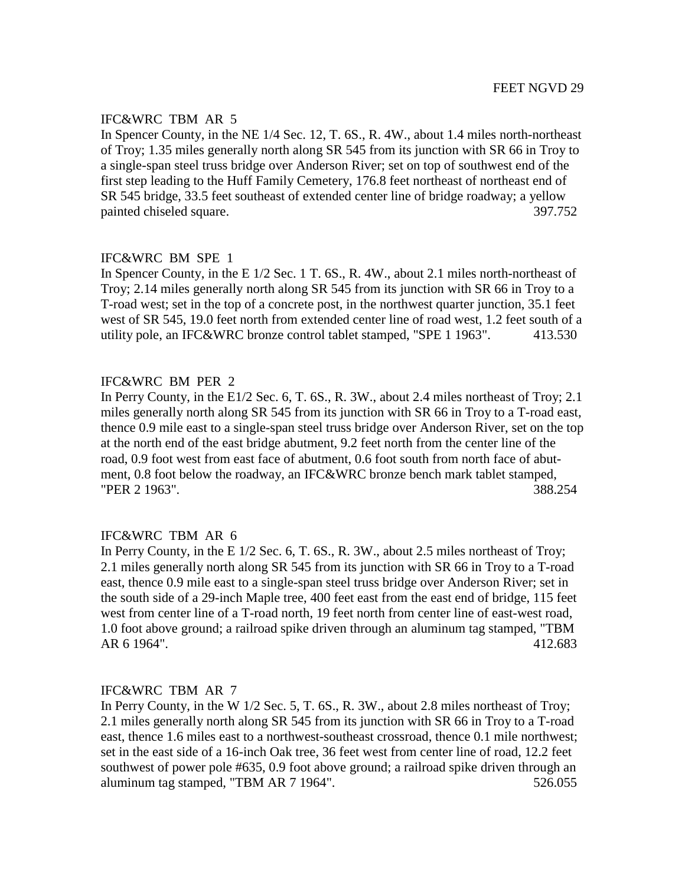FEET NGVD 29

IFC&WRC TBM AR 5

In Spencer County, in the NE 1/4 Sec. 12, T. 6S., R. 4W., about 1.4 miles north-northeast of Troy; 1.35 miles generally north along SR 545 from its junction with SR 66 in Troy to a single-span steel truss bridge over Anderson River; set on top of southwest end of the first step leading to the Huff Family Cemetery, 176.8 feet northeast of northeast end of SR 545 bridge, 33.5 feet southeast of extended center line of bridge roadway; a yellow painted chiseled square. 397.752

IFC&WRC BM SPE 1

In Spencer County, in the E 1/2 Sec. 1 T. 6S., R. 4W., about 2.1 miles north-northeast of Troy; 2.14 miles generally north along SR 545 from its junction with SR 66 in Troy to a T-road west; set in the top of a concrete post, in the northwest quarter junction, 35.1 feet west of SR 545, 19.0 feet north from extended center line of road west, 1.2 feet south of a utility pole, an IFC&WRC bronze control tablet stamped, "SPE 1 1963". 413.530

IFC&WRC BM PER 2

In Perry County, in the E1/2 Sec. 6, T. 6S., R. 3W., about 2.4 miles northeast of Troy; 2.1 miles generally north along SR 545 from its junction with SR 66 in Troy to a T-road east, thence 0.9 mile east to a single-span steel truss bridge over Anderson River, set on the top at the north end of the east bridge abutment, 9.2 feet north from the center line of the road, 0.9 foot west from east face of abutment, 0.6 foot south from north face of abutment, 0.8 foot below the roadway, an IFC&WRC bronze bench mark tablet stamped, "PER 2 1963". 388.254

IFC&WRC TBM AR 6

In Perry County, in the E 1/2 Sec. 6, T. 6S., R. 3W., about 2.5 miles northeast of Troy; 2.1 miles generally north along SR 545 from its junction with SR 66 in Troy to a T-road east, thence 0.9 mile east to a single-span steel truss bridge over Anderson River; set in the south side of a 29-inch Maple tree, 400 feet east from the east end of bridge, 115 feet west from center line of a T-road north, 19 feet north from center line of east-west road, 1.0 foot above ground; a railroad spike driven through an aluminum tag stamped, "TBM AR 6 1964". 412.683

IFC&WRC TBM AR 7

In Perry County, in the W 1/2 Sec. 5, T. 6S., R. 3W., about 2.8 miles northeast of Troy; 2.1 miles generally north along SR 545 from its junction with SR 66 in Troy to a T-road east, thence 1.6 miles east to a northwest-southeast crossroad, thence 0.1 mile northwest; set in the east side of a 16-inch Oak tree, 36 feet west from center line of road, 12.2 feet southwest of power pole #635, 0.9 foot above ground; a railroad spike driven through an aluminum tag stamped, "TBM AR 7 1964". 526.055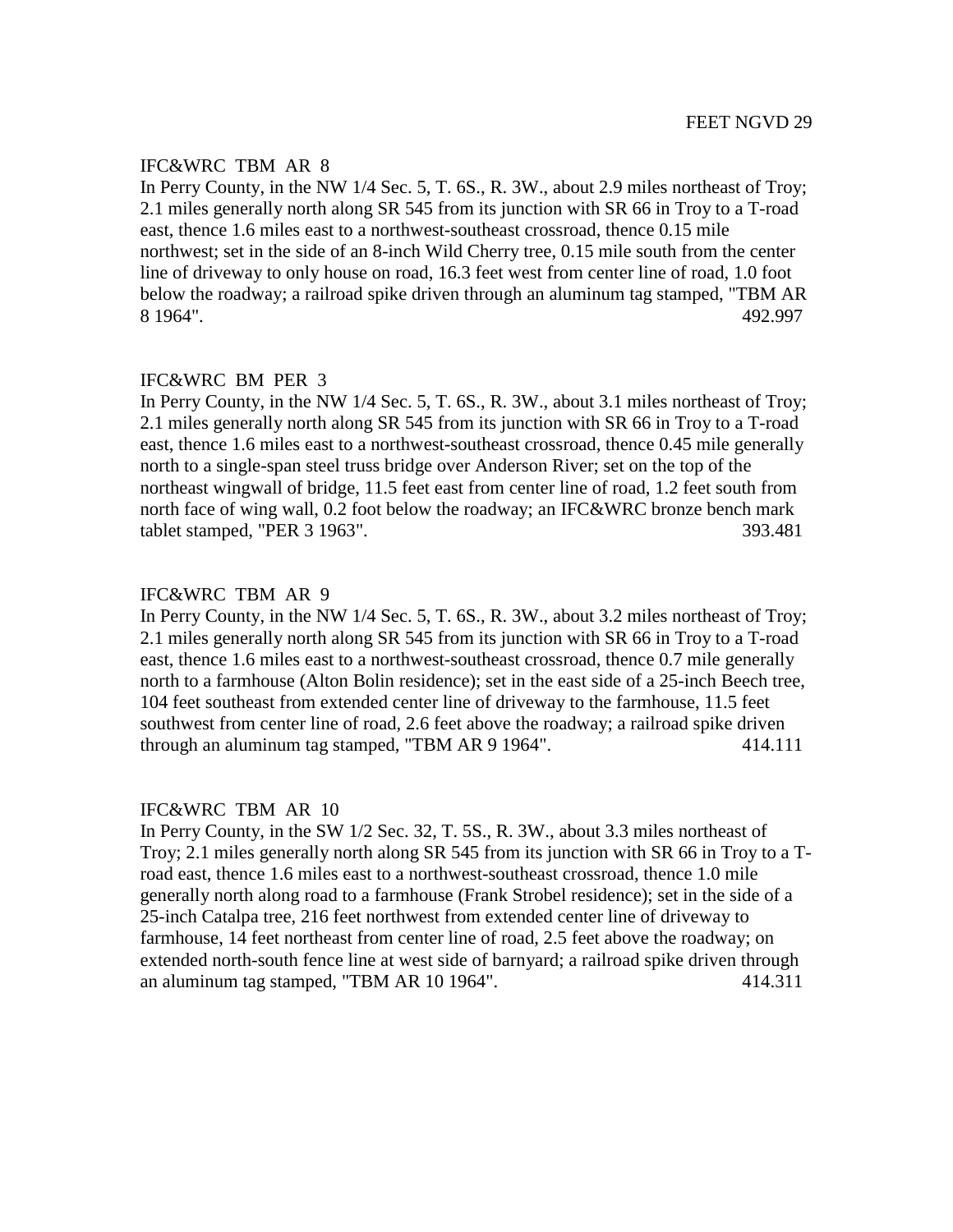FEET NGVD 29

IFC&WRC TBM AR 8

In Perry County, in the NW 1/4 Sec. 5, T. 6S., R. 3W., about 2.9 miles northeast of Troy; 2.1 miles generally north along SR 545 from its junction with SR 66 in Troy to a T-road east, thence 1.6 miles east to a northwest-southeast crossroad, thence 0.15 mile northwest; set in the side of an 8-inch Wild Cherry tree, 0.15 mile south from the center line of driveway to only house on road, 16.3 feet west from center line of road, 1.0 foot below the roadway; a railroad spike driven through an aluminum tag stamped, "TBM AR 8 1964". 492.997

IFC&WRC BM PER 3

In Perry County, in the NW 1/4 Sec. 5, T. 6S., R. 3W., about 3.1 miles northeast of Troy; 2.1 miles generally north along SR 545 from its junction with SR 66 in Troy to a T-road east, thence 1.6 miles east to a northwest-southeast crossroad, thence 0.45 mile generally north to a single-span steel truss bridge over Anderson River; set on the top of the northeast wingwall of bridge, 11.5 feet east from center line of road, 1.2 feet south from north face of wing wall, 0.2 foot below the roadway; an IFC&WRC bronze bench mark tablet stamped, "PER 3 1963". 393.481

IFC&WRC TBM AR 9

In Perry County, in the NW 1/4 Sec. 5, T. 6S., R. 3W., about 3.2 miles northeast of Troy; 2.1 miles generally north along SR 545 from its junction with SR 66 in Troy to a T-road east, thence 1.6 miles east to a northwest-southeast crossroad, thence 0.7 mile generally north to a farmhouse (Alton Bolin residence); set in the east side of a 25-inch Beech tree, 104 feet southeast from extended center line of driveway to the farmhouse, 11.5 feet southwest from center line of road, 2.6 feet above the roadway; a railroad spike driven through an aluminum tag stamped, "TBM AR 9 1964". 414.111

IFC&WRC TBM AR 10

In Perry County, in the SW 1/2 Sec. 32, T. 5S., R. 3W., about 3.3 miles northeast of Troy; 2.1 miles generally north along SR 545 from its junction with SR 66 in Troy to a T-road east, thence 1.6 miles east to a northwest-southeast crossroad, thence 1.0 mile generally north along road to a farmhouse (Frank Strobel residence); set in the side of a 25-inch Catalpa tree, 216 feet northwest from extended center line of driveway to farmhouse, 14 feet northeast from center line of road, 2.5 feet above the roadway; on extended north-south fence line at west side of barnyard; a railroad spike driven through an aluminum tag stamped, "TBM AR 10 1964". 414.311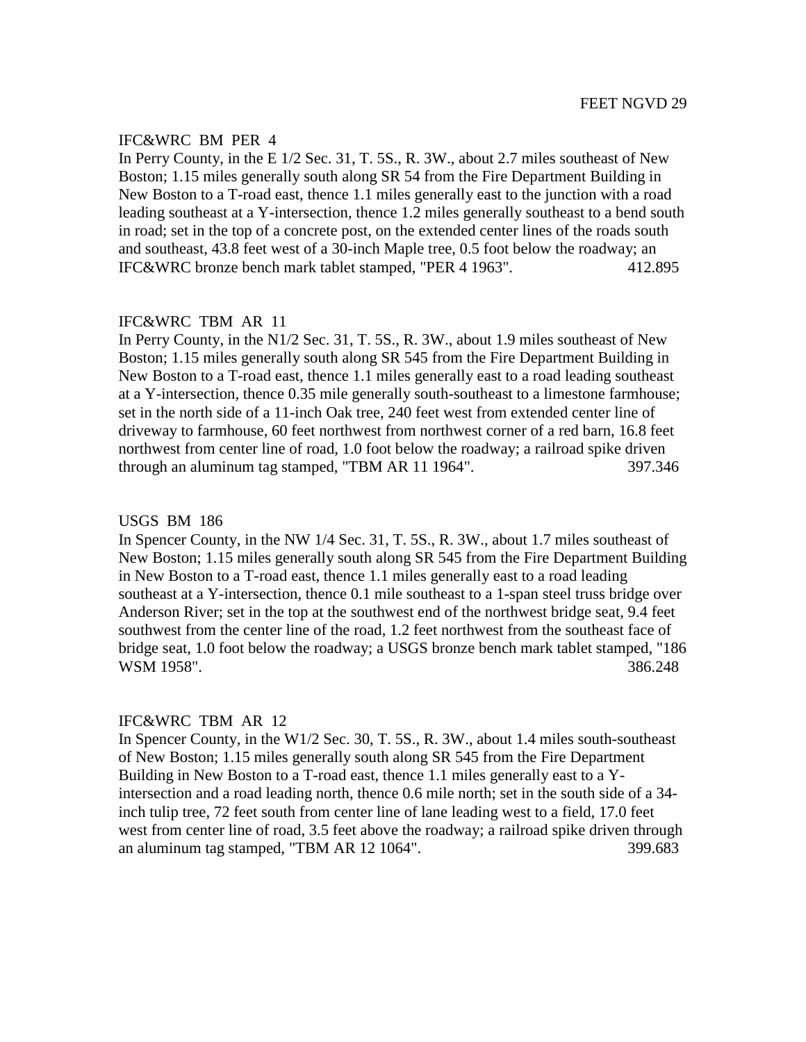FEET NGVD 29

IFC&WRC BM PER 4

In Perry County, in the E 1/2 Sec. 31, T. 5S., R. 3W., about 2.7 miles southeast of New Boston; 1.15 miles generally south along SR 54 from the Fire Department Building in New Boston to a T-road east, thence 1.1 miles generally east to the junction with a road leading southeast at a Y-intersection, thence 1.2 miles generally southeast to a bend south in road; set in the top of a concrete post, on the extended center lines of the roads south and southeast, 43.8 feet west of a 30-inch Maple tree, 0.5 foot below the roadway; an IFC&WRC bronze bench mark tablet stamped, "PER 4 1963". 412.895

IFC&WRC TBM AR 11

In Perry County, in the N1/2 Sec. 31, T. 5S., R. 3W., about 1.9 miles southeast of New Boston; 1.15 miles generally south along SR 545 from the Fire Department Building in New Boston to a T-road east, thence 1.1 miles generally east to a road leading southeast at a Y-intersection, thence 0.35 mile generally south-southeast to a limestone farmhouse; set in the north side of a 11-inch Oak tree, 240 feet west from extended center line of driveway to farmhouse, 60 feet northwest from northwest corner of a red barn, 16.8 feet northwest from center line of road, 1.0 foot below the roadway; a railroad spike driven through an aluminum tag stamped, "TBM AR 11 1964". 397.346

USGS BM 186

In Spencer County, in the NW 1/4 Sec. 31, T. 5S., R. 3W., about 1.7 miles southeast of New Boston; 1.15 miles generally south along SR 545 from the Fire Department Building in New Boston to a T-road east, thence 1.1 miles generally east to a road leading southeast at a Y-intersection, thence 0.1 mile southeast to a 1-span steel truss bridge over Anderson River; set in the top at the southwest end of the northwest bridge seat, 9.4 feet southwest from the center line of the road, 1.2 feet northwest from the southeast face of bridge seat, 1.0 foot below the roadway; a USGS bronze bench mark tablet stamped, "186 WSM 1958". 386.248

IFC&WRC TBM AR 12

In Spencer County, in the W1/2 Sec. 30, T. 5S., R. 3W., about 1.4 miles south-southeast of New Boston; 1.15 miles generally south along SR 545 from the Fire Department Building in New Boston to a T-road east, thence 1.1 miles generally east to a Y-intersection and a road leading north, thence 0.6 mile north; set in the south side of a 34-inch tulip tree, 72 feet south from center line of lane leading west to a field, 17.0 feet west from center line of road, 3.5 feet above the roadway; a railroad spike driven through an aluminum tag stamped, "TBM AR 12 1064". 399.683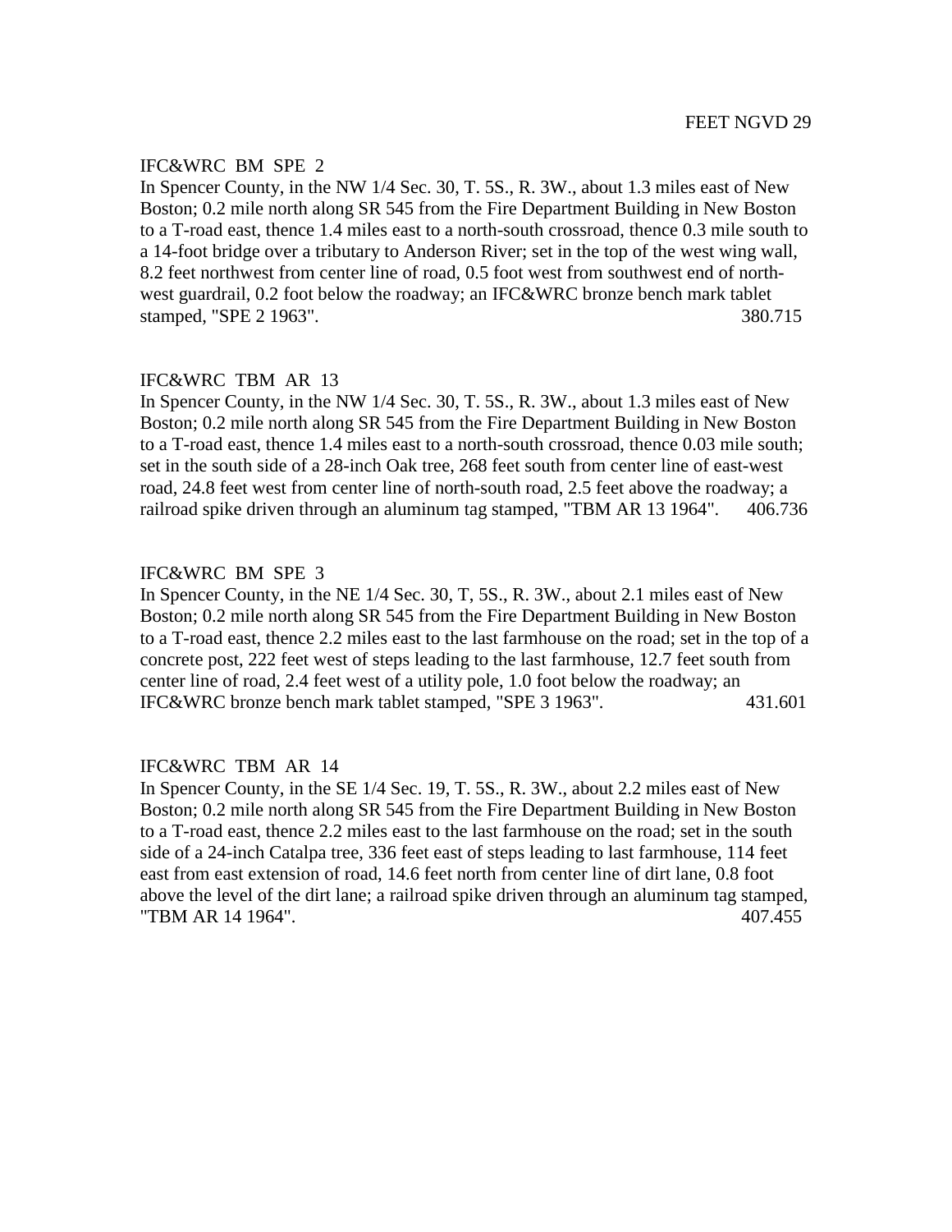FEET NGVD 29

IFC&WRC BM SPE 2

In Spencer County, in the NW 1/4 Sec. 30, T. 5S., R. 3W., about 1.3 miles east of New Boston; 0.2 mile north along SR 545 from the Fire Department Building in New Boston to a T-road east, thence 1.4 miles east to a north-south crossroad, thence 0.3 mile south to a 14-foot bridge over a tributary to Anderson River; set in the top of the west wing wall, 8.2 feet northwest from center line of road, 0.5 foot west from southwest end of north-west guardrail, 0.2 foot below the roadway; an IFC&WRC bronze bench mark tablet stamped, "SPE 2 1963". 380.715

IFC&WRC TBM AR 13

In Spencer County, in the NW 1/4 Sec. 30, T. 5S., R. 3W., about 1.3 miles east of New Boston; 0.2 mile north along SR 545 from the Fire Department Building in New Boston to a T-road east, thence 1.4 miles east to a north-south crossroad, thence 0.03 mile south; set in the south side of a 28-inch Oak tree, 268 feet south from center line of east-west road, 24.8 feet west from center line of north-south road, 2.5 feet above the roadway; a railroad spike driven through an aluminum tag stamped, "TBM AR 13 1964". 406.736

IFC&WRC BM SPE 3

In Spencer County, in the NE 1/4 Sec. 30, T, 5S., R. 3W., about 2.1 miles east of New Boston; 0.2 mile north along SR 545 from the Fire Department Building in New Boston to a T-road east, thence 2.2 miles east to the last farmhouse on the road; set in the top of a concrete post, 222 feet west of steps leading to the last farmhouse, 12.7 feet south from center line of road, 2.4 feet west of a utility pole, 1.0 foot below the roadway; an IFC&WRC bronze bench mark tablet stamped, "SPE 3 1963". 431.601

IFC&WRC TBM AR 14

In Spencer County, in the SE 1/4 Sec. 19, T. 5S., R. 3W., about 2.2 miles east of New Boston; 0.2 mile north along SR 545 from the Fire Department Building in New Boston to a T-road east, thence 2.2 miles east to the last farmhouse on the road; set in the south side of a 24-inch Catalpa tree, 336 feet east of steps leading to last farmhouse, 114 feet east from east extension of road, 14.6 feet north from center line of dirt lane, 0.8 foot above the level of the dirt lane; a railroad spike driven through an aluminum tag stamped, "TBM AR 14 1964". 407.455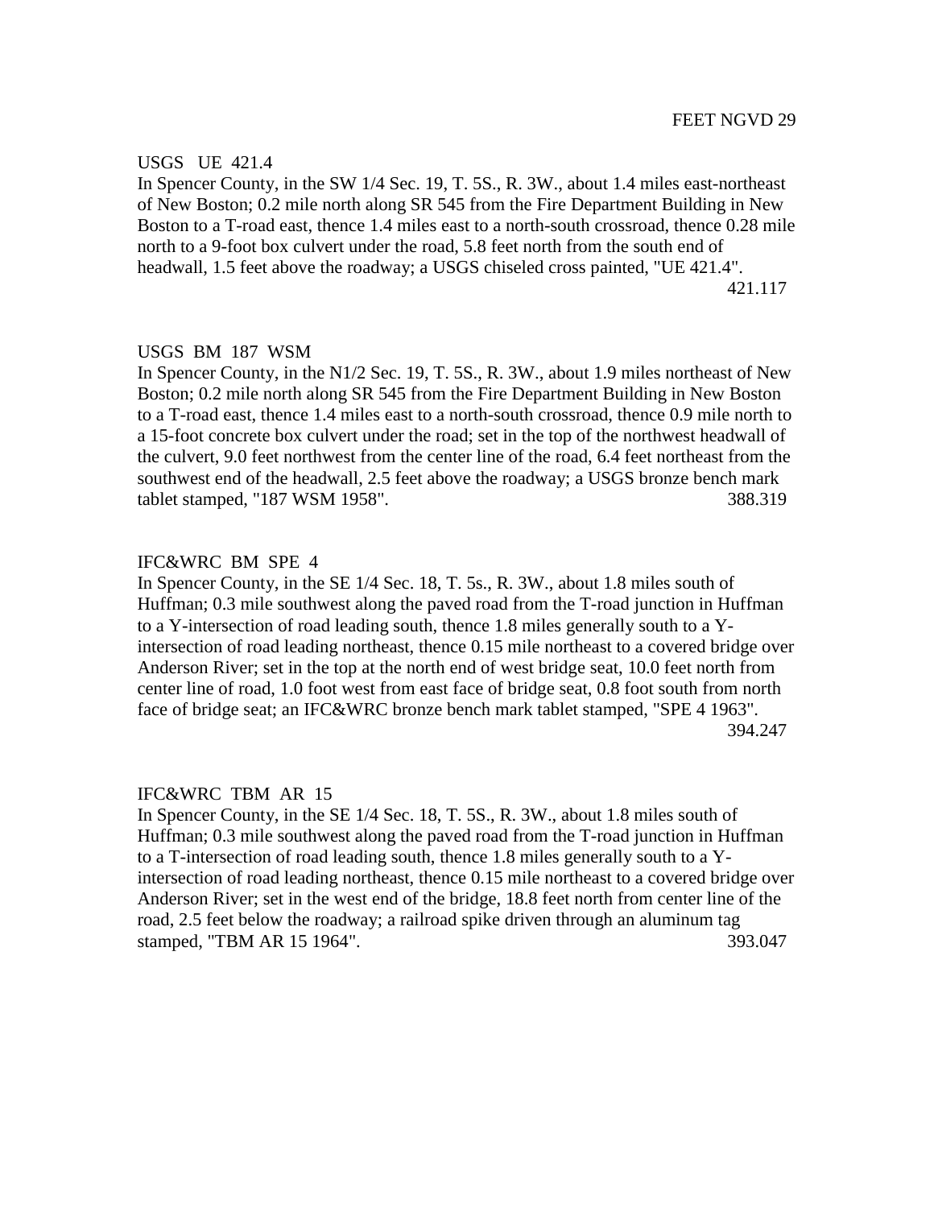FEET NGVD 29

USGS UE 421.4

In Spencer County, in the SW 1/4 Sec. 19, T. 5S., R. 3W., about 1.4 miles east-northeast of New Boston; 0.2 mile north along SR 545 from the Fire Department Building in New Boston to a T-road east, thence 1.4 miles east to a north-south crossroad, thence 0.28 mile north to a 9-foot box culvert under the road, 5.8 feet north from the south end of headwall, 1.5 feet above the roadway; a USGS chiseled cross painted, "UE 421.4".

421.117

USGS BM 187 WSM

In Spencer County, in the N1/2 Sec. 19, T. 5S., R. 3W., about 1.9 miles northeast of New Boston; 0.2 mile north along SR 545 from the Fire Department Building in New Boston to a T-road east, thence 1.4 miles east to a north-south crossroad, thence 0.9 mile north to a 15-foot concrete box culvert under the road; set in the top of the northwest headwall of the culvert, 9.0 feet northwest from the center line of the road, 6.4 feet northeast from the southwest end of the headwall, 2.5 feet above the roadway; a USGS bronze bench mark tablet stamped, "187 WSM 1958".

388.319

IFC&WRC BM SPE 4

In Spencer County, in the SE 1/4 Sec. 18, T. 5s., R. 3W., about 1.8 miles south of Huffman; 0.3 mile southwest along the paved road from the T-road junction in Huffman to a Y-intersection of road leading south, thence 1.8 miles generally south to a Y-intersection of road leading northeast, thence 0.15 mile northeast to a covered bridge over Anderson River; set in the top at the north end of west bridge seat, 10.0 feet north from center line of road, 1.0 foot west from east face of bridge seat, 0.8 foot south from north face of bridge seat; an IFC&WRC bronze bench mark tablet stamped, "SPE 4 1963".

394.247

IFC&WRC TBM AR 15

In Spencer County, in the SE 1/4 Sec. 18, T. 5S., R. 3W., about 1.8 miles south of Huffman; 0.3 mile southwest along the paved road from the T-road junction in Huffman to a T-intersection of road leading south, thence 1.8 miles generally south to a Y-intersection of road leading northeast, thence 0.15 mile northeast to a covered bridge over Anderson River; set in the west end of the bridge, 18.8 feet north from center line of the road, 2.5 feet below the roadway; a railroad spike driven through an aluminum tag stamped, "TBM AR 15 1964".

393.047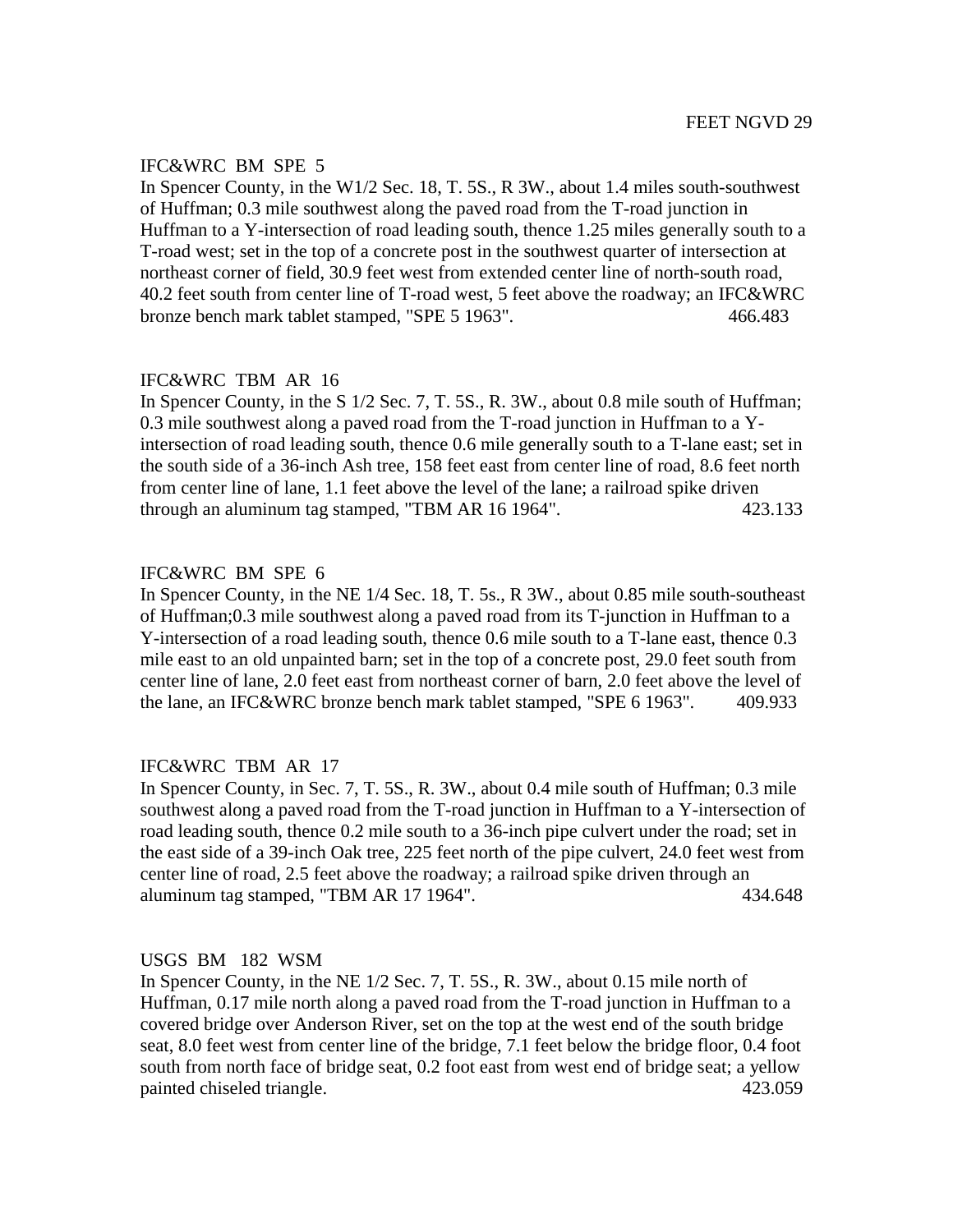FEET NGVD 29

IFC&WRC BM SPE 5

In Spencer County, in the W1/2 Sec. 18, T. 5S., R 3W., about 1.4 miles south-southwest of Huffman; 0.3 mile southwest along the paved road from the T-road junction in Huffman to a Y-intersection of road leading south, thence 1.25 miles generally south to a T-road west; set in the top of a concrete post in the southwest quarter of intersection at northeast corner of field, 30.9 feet west from extended center line of north-south road, 40.2 feet south from center line of T-road west, 5 feet above the roadway; an IFC&WRC bronze bench mark tablet stamped, "SPE 5 1963". 466.483

IFC&WRC TBM AR 16

In Spencer County, in the S 1/2 Sec. 7, T. 5S., R. 3W., about 0.8 mile south of Huffman; 0.3 mile southwest along a paved road from the T-road junction in Huffman to a Y-intersection of road leading south, thence 0.6 mile generally south to a T-lane east; set in the south side of a 36-inch Ash tree, 158 feet east from center line of road, 8.6 feet north from center line of lane, 1.1 feet above the level of the lane; a railroad spike driven through an aluminum tag stamped, "TBM AR 16 1964". 423.133

IFC&WRC BM SPE 6

In Spencer County, in the NE 1/4 Sec. 18, T. 5s., R 3W., about 0.85 mile south-southeast of Huffman;0.3 mile southwest along a paved road from its T-junction in Huffman to a Y-intersection of a road leading south, thence 0.6 mile south to a T-lane east, thence 0.3 mile east to an old unpainted barn; set in the top of a concrete post, 29.0 feet south from center line of lane, 2.0 feet east from northeast corner of barn, 2.0 feet above the level of the lane, an IFC&WRC bronze bench mark tablet stamped, "SPE 6 1963". 409.933

IFC&WRC TBM AR 17

In Spencer County, in Sec. 7, T. 5S., R. 3W., about 0.4 mile south of Huffman; 0.3 mile southwest along a paved road from the T-road junction in Huffman to a Y-intersection of road leading south, thence 0.2 mile south to a 36-inch pipe culvert under the road; set in the east side of a 39-inch Oak tree, 225 feet north of the pipe culvert, 24.0 feet west from center line of road, 2.5 feet above the roadway; a railroad spike driven through an aluminum tag stamped, "TBM AR 17 1964". 434.648

USGS BM 182 WSM

In Spencer County, in the NE 1/2 Sec. 7, T. 5S., R. 3W., about 0.15 mile north of Huffman, 0.17 mile north along a paved road from the T-road junction in Huffman to a covered bridge over Anderson River, set on the top at the west end of the south bridge seat, 8.0 feet west from center line of the bridge, 7.1 feet below the bridge floor, 0.4 foot south from north face of bridge seat, 0.2 foot east from west end of bridge seat; a yellow painted chiseled triangle. 423.059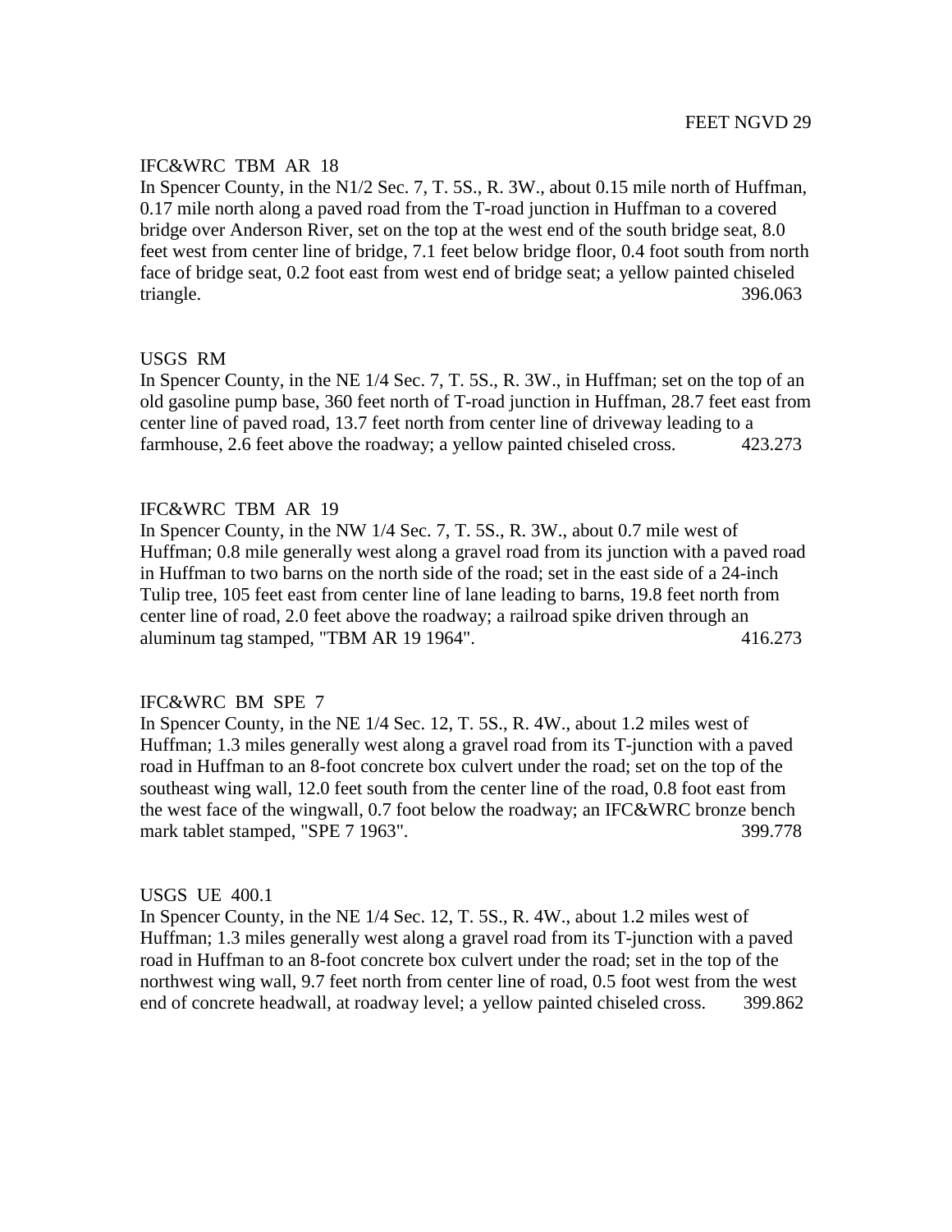FEET NGVD 29

IFC&WRC TBM AR 18

In Spencer County, in the N1/2 Sec. 7, T. 5S., R. 3W., about 0.15 mile north of Huffman, 0.17 mile north along a paved road from the T-road junction in Huffman to a covered bridge over Anderson River, set on the top at the west end of the south bridge seat, 8.0 feet west from center line of bridge, 7.1 feet below bridge floor, 0.4 foot south from north face of bridge seat, 0.2 foot east from west end of bridge seat; a yellow painted chiseled triangle. 396.063

USGS RM

In Spencer County, in the NE 1/4 Sec. 7, T. 5S., R. 3W., in Huffman; set on the top of an old gasoline pump base, 360 feet north of T-road junction in Huffman, 28.7 feet east from center line of paved road, 13.7 feet north from center line of driveway leading to a farmhouse, 2.6 feet above the roadway; a yellow painted chiseled cross. 423.273

IFC&WRC TBM AR 19

In Spencer County, in the NW 1/4 Sec. 7, T. 5S., R. 3W., about 0.7 mile west of Huffman; 0.8 mile generally west along a gravel road from its junction with a paved road in Huffman to two barns on the north side of the road; set in the east side of a 24-inch Tulip tree, 105 feet east from center line of lane leading to barns, 19.8 feet north from center line of road, 2.0 feet above the roadway; a railroad spike driven through an aluminum tag stamped, "TBM AR 19 1964". 416.273

IFC&WRC BM SPE 7

In Spencer County, in the NE 1/4 Sec. 12, T. 5S., R. 4W., about 1.2 miles west of Huffman; 1.3 miles generally west along a gravel road from its T-junction with a paved road in Huffman to an 8-foot concrete box culvert under the road; set on the top of the southeast wing wall, 12.0 feet south from the center line of the road, 0.8 foot east from the west face of the wingwall, 0.7 foot below the roadway; an IFC&WRC bronze bench mark tablet stamped, "SPE 7 1963". 399.778

USGS UE 400.1

In Spencer County, in the NE 1/4 Sec. 12, T. 5S., R. 4W., about 1.2 miles west of Huffman; 1.3 miles generally west along a gravel road from its T-junction with a paved road in Huffman to an 8-foot concrete box culvert under the road; set in the top of the northwest wing wall, 9.7 feet north from center line of road, 0.5 foot west from the west end of concrete headwall, at roadway level; a yellow painted chiseled cross. 399.862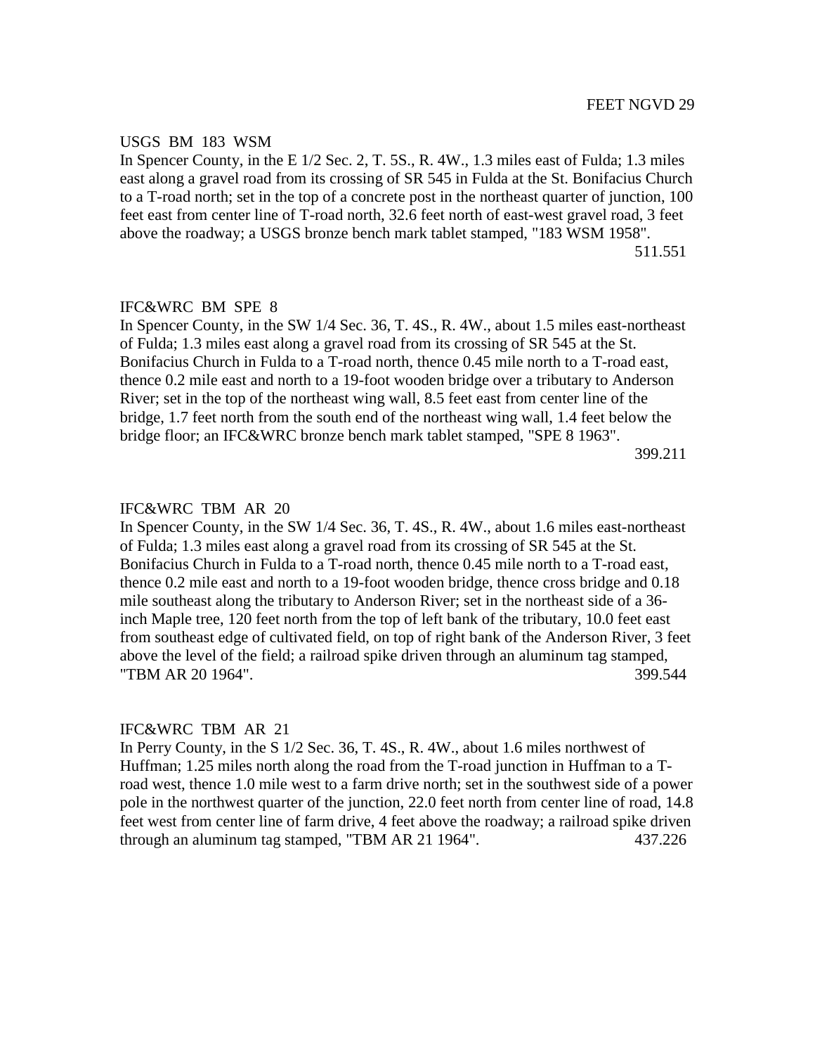FEET NGVD 29

USGS BM 183 WSM

In Spencer County, in the E 1/2 Sec. 2, T. 5S., R. 4W., 1.3 miles east of Fulda; 1.3 miles east along a gravel road from its crossing of SR 545 in Fulda at the St. Bonifacius Church to a T-road north; set in the top of a concrete post in the northeast quarter of junction, 100 feet east from center line of T-road north, 32.6 feet north of east-west gravel road, 3 feet above the roadway; a USGS bronze bench mark tablet stamped, "183 WSM 1958".

511.551

IFC&WRC BM SPE 8

In Spencer County, in the SW 1/4 Sec. 36, T. 4S., R. 4W., about 1.5 miles east-northeast of Fulda; 1.3 miles east along a gravel road from its crossing of SR 545 at the St. Bonifacius Church in Fulda to a T-road north, thence 0.45 mile north to a T-road east, thence 0.2 mile east and north to a 19-foot wooden bridge over a tributary to Anderson River; set in the top of the northeast wing wall, 8.5 feet east from center line of the bridge, 1.7 feet north from the south end of the northeast wing wall, 1.4 feet below the bridge floor; an IFC&WRC bronze bench mark tablet stamped, "SPE 8 1963".

399.211

IFC&WRC TBM AR 20

In Spencer County, in the SW 1/4 Sec. 36, T. 4S., R. 4W., about 1.6 miles east-northeast of Fulda; 1.3 miles east along a gravel road from its crossing of SR 545 at the St. Bonifacius Church in Fulda to a T-road north, thence 0.45 mile north to a T-road east, thence 0.2 mile east and north to a 19-foot wooden bridge, thence cross bridge and 0.18 mile southeast along the tributary to Anderson River; set in the northeast side of a 36-inch Maple tree, 120 feet north from the top of left bank of the tributary, 10.0 feet east from southeast edge of cultivated field, on top of right bank of the Anderson River, 3 feet above the level of the field; a railroad spike driven through an aluminum tag stamped, "TBM AR 20 1964".

399.544

IFC&WRC TBM AR 21

In Perry County, in the S 1/2 Sec. 36, T. 4S., R. 4W., about 1.6 miles northwest of Huffman; 1.25 miles north along the road from the T-road junction in Huffman to a T-road west, thence 1.0 mile west to a farm drive north; set in the southwest side of a power pole in the northwest quarter of the junction, 22.0 feet north from center line of road, 14.8 feet west from center line of farm drive, 4 feet above the roadway; a railroad spike driven through an aluminum tag stamped, "TBM AR 21 1964".

437.226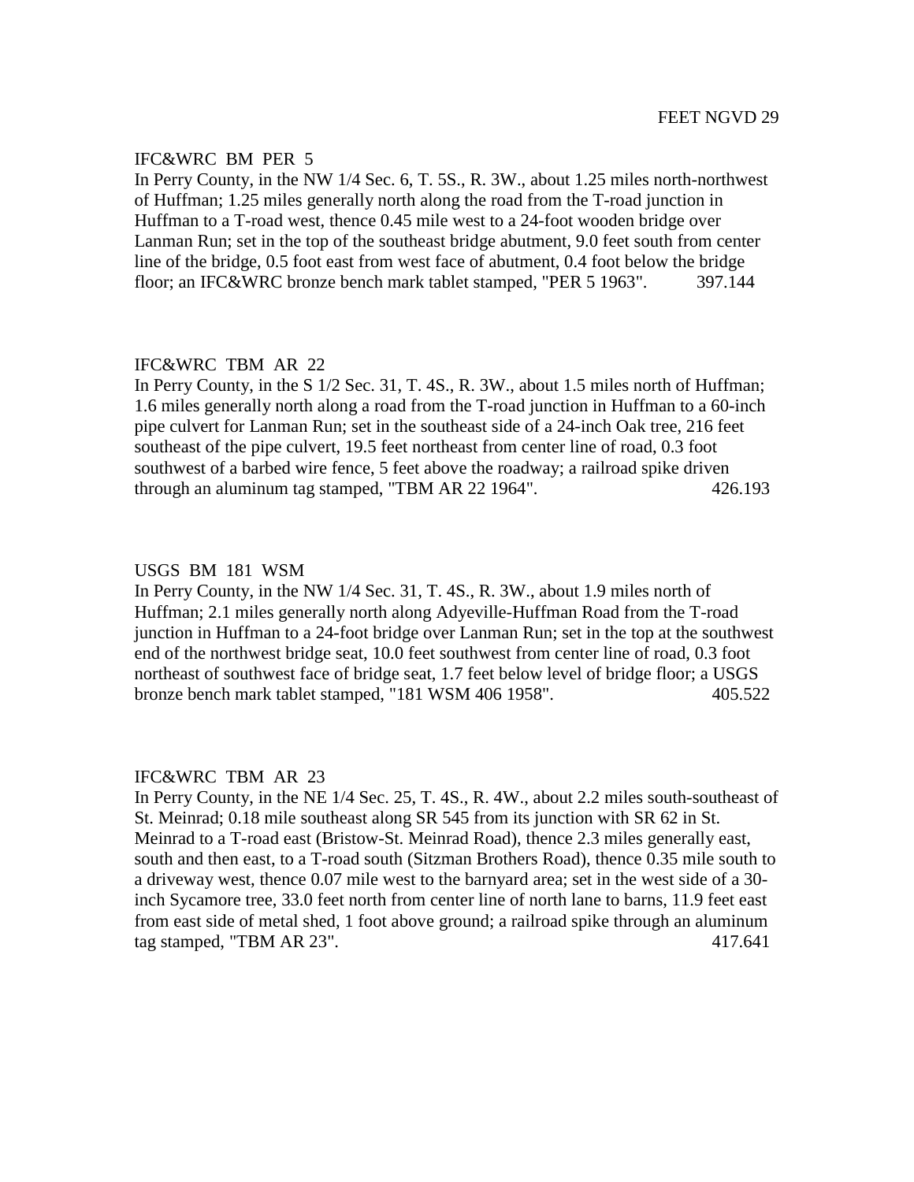FEET NGVD 29

IFC&WRC BM PER 5

In Perry County, in the NW 1/4 Sec. 6, T. 5S., R. 3W., about 1.25 miles north-northwest of Huffman; 1.25 miles generally north along the road from the T-road junction in Huffman to a T-road west, thence 0.45 mile west to a 24-foot wooden bridge over Lanman Run; set in the top of the southeast bridge abutment, 9.0 feet south from center line of the bridge, 0.5 foot east from west face of abutment, 0.4 foot below the bridge floor; an IFC&WRC bronze bench mark tablet stamped, "PER 5 1963". 397.144

IFC&WRC TBM AR 22

In Perry County, in the S 1/2 Sec. 31, T. 4S., R. 3W., about 1.5 miles north of Huffman; 1.6 miles generally north along a road from the T-road junction in Huffman to a 60-inch pipe culvert for Lanman Run; set in the southeast side of a 24-inch Oak tree, 216 feet southeast of the pipe culvert, 19.5 feet northeast from center line of road, 0.3 foot southwest of a barbed wire fence, 5 feet above the roadway; a railroad spike driven through an aluminum tag stamped, "TBM AR 22 1964". 426.193

USGS BM 181 WSM

In Perry County, in the NW 1/4 Sec. 31, T. 4S., R. 3W., about 1.9 miles north of Huffman; 2.1 miles generally north along Adyeville-Huffman Road from the T-road junction in Huffman to a 24-foot bridge over Lanman Run; set in the top at the southwest end of the northwest bridge seat, 10.0 feet southwest from center line of road, 0.3 foot northeast of southwest face of bridge seat, 1.7 feet below level of bridge floor; a USGS bronze bench mark tablet stamped, "181 WSM 406 1958". 405.522

IFC&WRC TBM AR 23

In Perry County, in the NE 1/4 Sec. 25, T. 4S., R. 4W., about 2.2 miles south-southeast of St. Meinrad; 0.18 mile southeast along SR 545 from its junction with SR 62 in St. Meinrad to a T-road east (Bristow-St. Meinrad Road), thence 2.3 miles generally east, south and then east, to a T-road south (Sitzman Brothers Road), thence 0.35 mile south to a driveway west, thence 0.07 mile west to the barnyard area; set in the west side of a 30-inch Sycamore tree, 33.0 feet north from center line of north lane to barns, 11.9 feet east from east side of metal shed, 1 foot above ground; a railroad spike through an aluminum tag stamped, "TBM AR 23". 417.641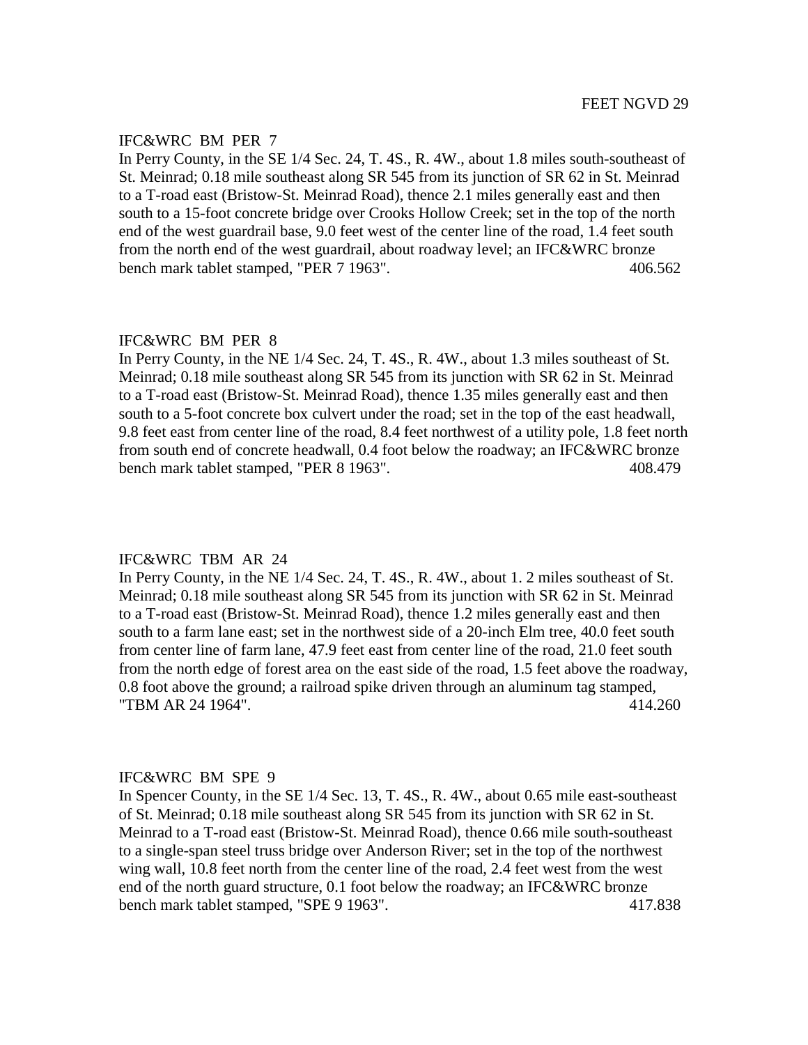FEET NGVD 29

IFC&WRC BM PER 7

In Perry County, in the SE 1/4 Sec. 24, T. 4S., R. 4W., about 1.8 miles south-southeast of St. Meinrad; 0.18 mile southeast along SR 545 from its junction of SR 62 in St. Meinrad to a T-road east (Bristow-St. Meinrad Road), thence 2.1 miles generally east and then south to a 15-foot concrete bridge over Crooks Hollow Creek; set in the top of the north end of the west guardrail base, 9.0 feet west of the center line of the road, 1.4 feet south from the north end of the west guardrail, about roadway level; an IFC&WRC bronze bench mark tablet stamped, "PER 7 1963". 406.562

IFC&WRC BM PER 8

In Perry County, in the NE 1/4 Sec. 24, T. 4S., R. 4W., about 1.3 miles southeast of St. Meinrad; 0.18 mile southeast along SR 545 from its junction with SR 62 in St. Meinrad to a T-road east (Bristow-St. Meinrad Road), thence 1.35 miles generally east and then south to a 5-foot concrete box culvert under the road; set in the top of the east headwall, 9.8 feet east from center line of the road, 8.4 feet northwest of a utility pole, 1.8 feet north from south end of concrete headwall, 0.4 foot below the roadway; an IFC&WRC bronze bench mark tablet stamped, "PER 8 1963". 408.479

IFC&WRC TBM AR 24

In Perry County, in the NE 1/4 Sec. 24, T. 4S., R. 4W., about 1. 2 miles southeast of St. Meinrad; 0.18 mile southeast along SR 545 from its junction with SR 62 in St. Meinrad to a T-road east (Bristow-St. Meinrad Road), thence 1.2 miles generally east and then south to a farm lane east; set in the northwest side of a 20-inch Elm tree, 40.0 feet south from center line of farm lane, 47.9 feet east from center line of the road, 21.0 feet south from the north edge of forest area on the east side of the road, 1.5 feet above the roadway, 0.8 foot above the ground; a railroad spike driven through an aluminum tag stamped, "TBM AR 24 1964". 414.260

IFC&WRC BM SPE 9

In Spencer County, in the SE 1/4 Sec. 13, T. 4S., R. 4W., about 0.65 mile east-southeast of St. Meinrad; 0.18 mile southeast along SR 545 from its junction with SR 62 in St. Meinrad to a T-road east (Bristow-St. Meinrad Road), thence 0.66 mile south-southeast to a single-span steel truss bridge over Anderson River; set in the top of the northwest wing wall, 10.8 feet north from the center line of the road, 2.4 feet west from the west end of the north guard structure, 0.1 foot below the roadway; an IFC&WRC bronze bench mark tablet stamped, "SPE 9 1963". 417.838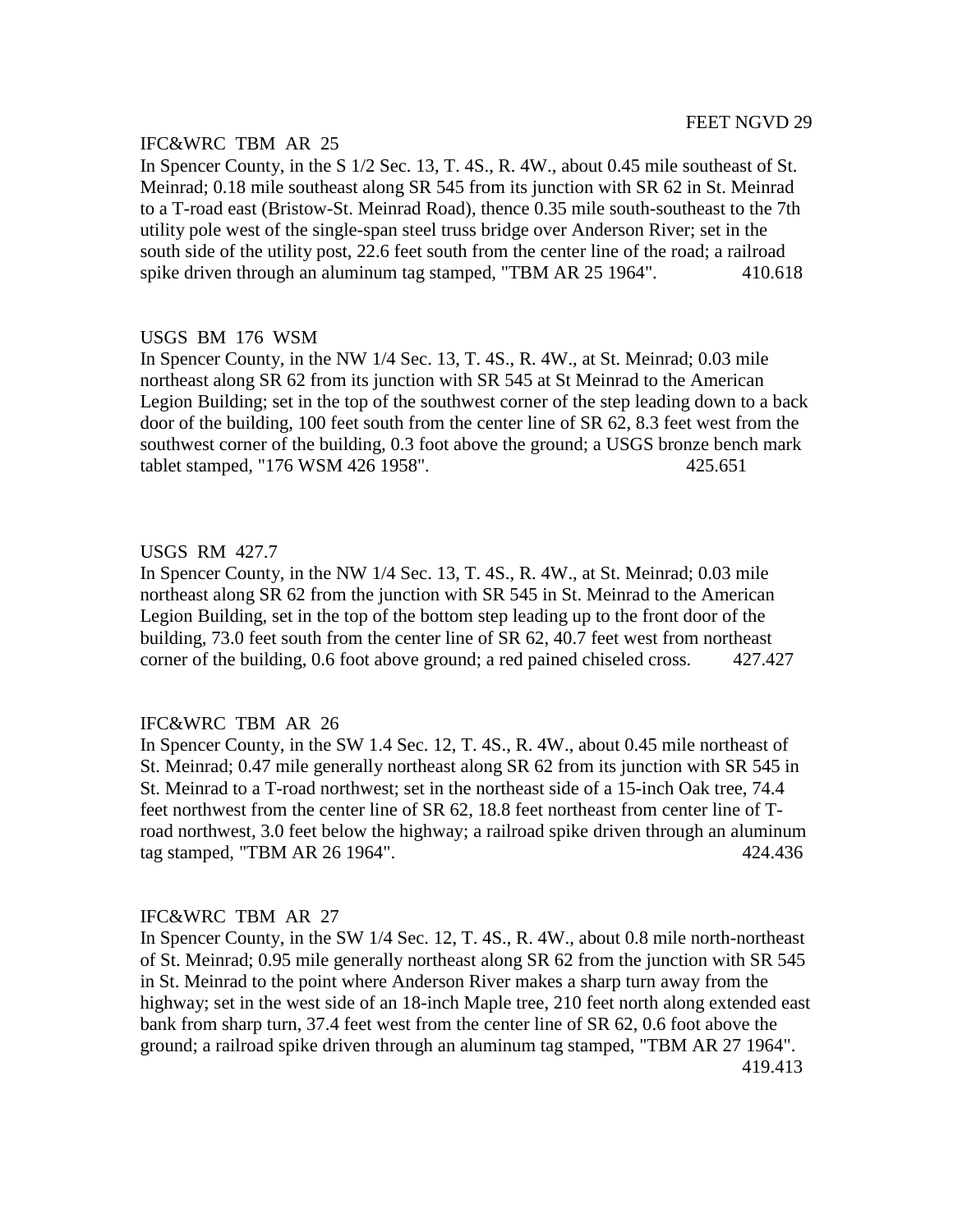FEET NGVD 29

IFC&WRC TBM AR 25

In Spencer County, in the S 1/2 Sec. 13, T. 4S., R. 4W., about 0.45 mile southeast of St. Meinrad; 0.18 mile southeast along SR 545 from its junction with SR 62 in St. Meinrad to a T-road east (Bristow-St. Meinrad Road), thence 0.35 mile south-southeast to the 7th utility pole west of the single-span steel truss bridge over Anderson River; set in the south side of the utility post, 22.6 feet south from the center line of the road; a railroad spike driven through an aluminum tag stamped, "TBM AR 25 1964". 410.618

USGS BM 176 WSM

In Spencer County, in the NW 1/4 Sec. 13, T. 4S., R. 4W., at St. Meinrad; 0.03 mile northeast along SR 62 from its junction with SR 545 at St Meinrad to the American Legion Building; set in the top of the southwest corner of the step leading down to a back door of the building, 100 feet south from the center line of SR 62, 8.3 feet west from the southwest corner of the building, 0.3 foot above the ground; a USGS bronze bench mark tablet stamped, "176 WSM 426 1958". 425.651

USGS RM 427.7

In Spencer County, in the NW 1/4 Sec. 13, T. 4S., R. 4W., at St. Meinrad; 0.03 mile northeast along SR 62 from the junction with SR 545 in St. Meinrad to the American Legion Building, set in the top of the bottom step leading up to the front door of the building, 73.0 feet south from the center line of SR 62, 40.7 feet west from northeast corner of the building, 0.6 foot above ground; a red pained chiseled cross. 427.427

IFC&WRC TBM AR 26

In Spencer County, in the SW 1.4 Sec. 12, T. 4S., R. 4W., about 0.45 mile northeast of St. Meinrad; 0.47 mile generally northeast along SR 62 from its junction with SR 545 in St. Meinrad to a T-road northwest; set in the northeast side of a 15-inch Oak tree, 74.4 feet northwest from the center line of SR 62, 18.8 feet northeast from center line of T-road northwest, 3.0 feet below the highway; a railroad spike driven through an aluminum tag stamped, "TBM AR 26 1964". 424.436

IFC&WRC TBM AR 27

In Spencer County, in the SW 1/4 Sec. 12, T. 4S., R. 4W., about 0.8 mile north-northeast of St. Meinrad; 0.95 mile generally northeast along SR 62 from the junction with SR 545 in St. Meinrad to the point where Anderson River makes a sharp turn away from the highway; set in the west side of an 18-inch Maple tree, 210 feet north along extended east bank from sharp turn, 37.4 feet west from the center line of SR 62, 0.6 foot above the ground; a railroad spike driven through an aluminum tag stamped, "TBM AR 27 1964". 419.413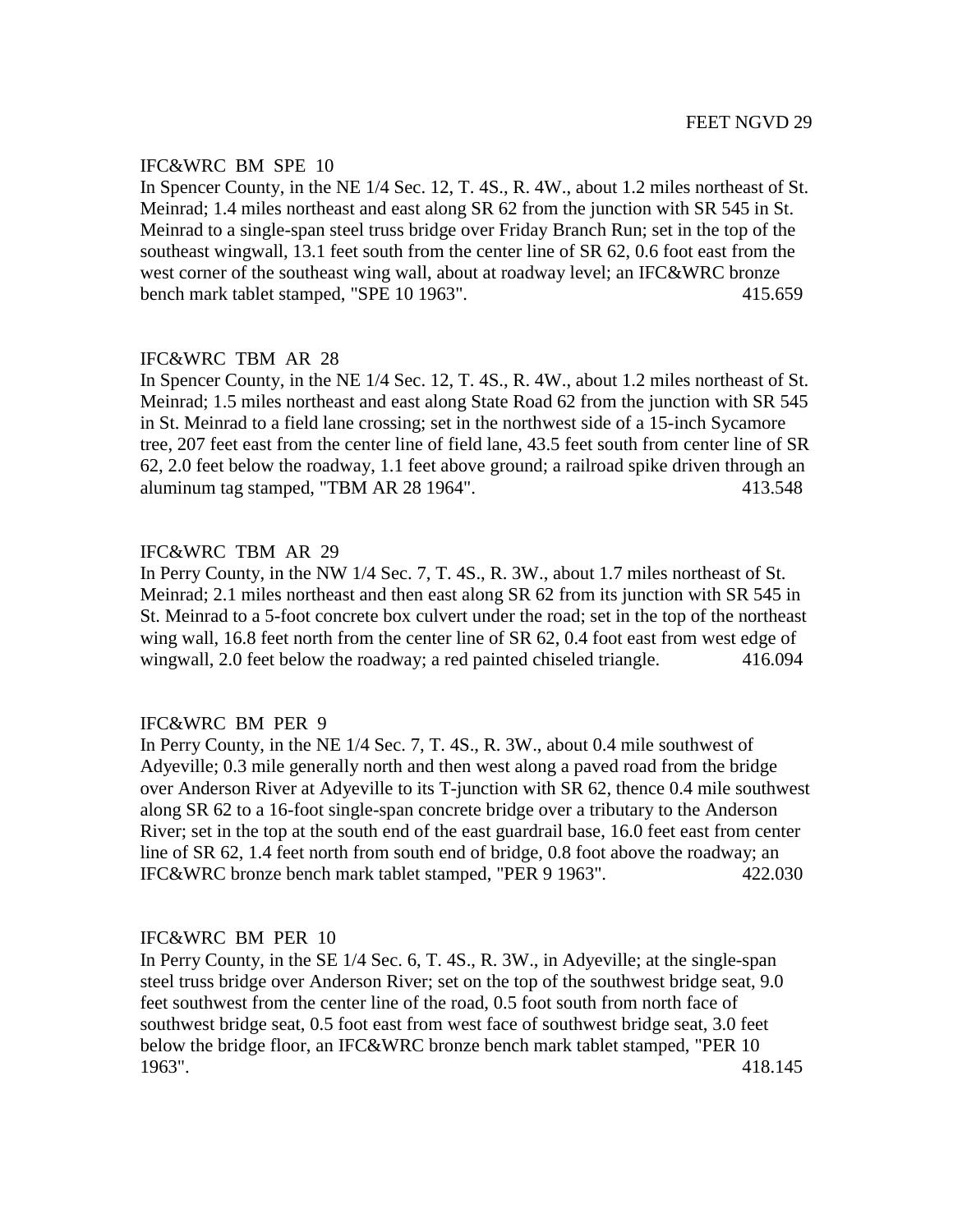FEET NGVD 29

IFC&WRC BM SPE 10

In Spencer County, in the NE 1/4 Sec. 12, T. 4S., R. 4W., about 1.2 miles northeast of St. Meinrad; 1.4 miles northeast and east along SR 62 from the junction with SR 545 in St. Meinrad to a single-span steel truss bridge over Friday Branch Run; set in the top of the southeast wingwall, 13.1 feet south from the center line of SR 62, 0.6 foot east from the west corner of the southeast wing wall, about at roadway level; an IFC&WRC bronze bench mark tablet stamped, "SPE 10 1963". 415.659

IFC&WRC TBM AR 28

In Spencer County, in the NE 1/4 Sec. 12, T. 4S., R. 4W., about 1.2 miles northeast of St. Meinrad; 1.5 miles northeast and east along State Road 62 from the junction with SR 545 in St. Meinrad to a field lane crossing; set in the northwest side of a 15-inch Sycamore tree, 207 feet east from the center line of field lane, 43.5 feet south from center line of SR 62, 2.0 feet below the roadway, 1.1 feet above ground; a railroad spike driven through an aluminum tag stamped, "TBM AR 28 1964". 413.548

IFC&WRC TBM AR 29

In Perry County, in the NW 1/4 Sec. 7, T. 4S., R. 3W., about 1.7 miles northeast of St. Meinrad; 2.1 miles northeast and then east along SR 62 from its junction with SR 545 in St. Meinrad to a 5-foot concrete box culvert under the road; set in the top of the northeast wing wall, 16.8 feet north from the center line of SR 62, 0.4 foot east from west edge of wingwall, 2.0 feet below the roadway; a red painted chiseled triangle. 416.094

IFC&WRC BM PER 9

In Perry County, in the NE 1/4 Sec. 7, T. 4S., R. 3W., about 0.4 mile southwest of Adyeville; 0.3 mile generally north and then west along a paved road from the bridge over Anderson River at Adyeville to its T-junction with SR 62, thence 0.4 mile southwest along SR 62 to a 16-foot single-span concrete bridge over a tributary to the Anderson River; set in the top at the south end of the east guardrail base, 16.0 feet east from center line of SR 62, 1.4 feet north from south end of bridge, 0.8 foot above the roadway; an IFC&WRC bronze bench mark tablet stamped, "PER 9 1963". 422.030

IFC&WRC BM PER 10

In Perry County, in the SE 1/4 Sec. 6, T. 4S., R. 3W., in Adyeville; at the single-span steel truss bridge over Anderson River; set on the top of the southwest bridge seat, 9.0 feet southwest from the center line of the road, 0.5 foot south from north face of southwest bridge seat, 0.5 foot east from west face of southwest bridge seat, 3.0 feet below the bridge floor, an IFC&WRC bronze bench mark tablet stamped, "PER 10 1963". 418.145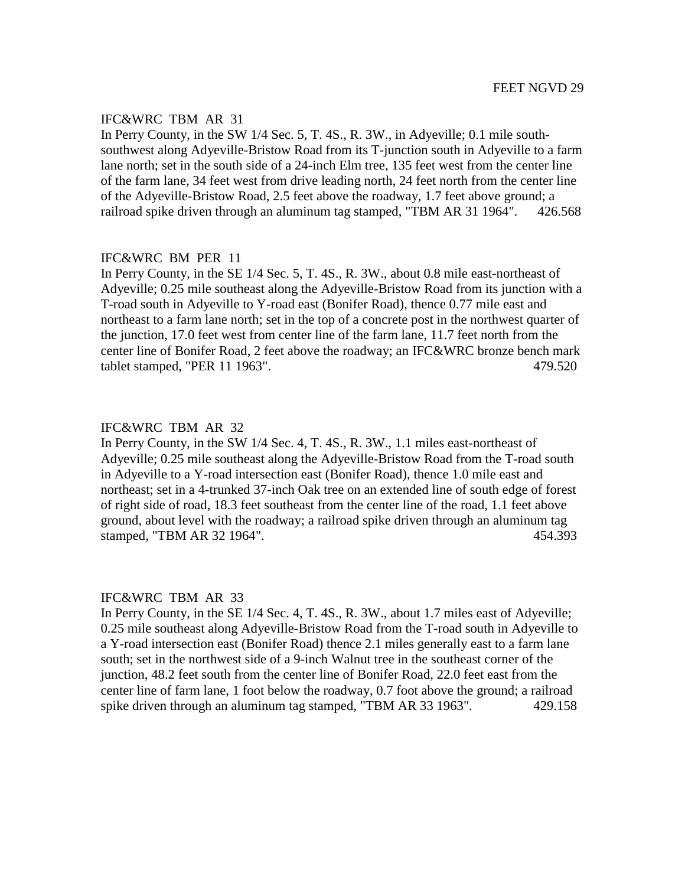FEET NGVD 29

IFC&WRC TBM AR 31
In Perry County, in the SW 1/4 Sec. 5, T. 4S., R. 3W., in Adyeville; 0.1 mile south-southwest along Adyeville-Bristow Road from its T-junction south in Adyeville to a farm lane north; set in the south side of a 24-inch Elm tree, 135 feet west from the center line of the farm lane, 34 feet west from drive leading north, 24 feet north from the center line of the Adyeville-Bristow Road, 2.5 feet above the roadway, 1.7 feet above ground; a railroad spike driven through an aluminum tag stamped, "TBM AR 31 1964". 426.568

IFC&WRC BM PER 11
In Perry County, in the SE 1/4 Sec. 5, T. 4S., R. 3W., about 0.8 mile east-northeast of Adyeville; 0.25 mile southeast along the Adyeville-Bristow Road from its junction with a T-road south in Adyeville to Y-road east (Bonifer Road), thence 0.77 mile east and northeast to a farm lane north; set in the top of a concrete post in the northwest quarter of the junction, 17.0 feet west from center line of the farm lane, 11.7 feet north from the center line of Bonifer Road, 2 feet above the roadway; an IFC&WRC bronze bench mark tablet stamped, "PER 11 1963". 479.520

IFC&WRC TBM AR 32
In Perry County, in the SW 1/4 Sec. 4, T. 4S., R. 3W., 1.1 miles east-northeast of Adyeville; 0.25 mile southeast along the Adyeville-Bristow Road from the T-road south in Adyeville to a Y-road intersection east (Bonifer Road), thence 1.0 mile east and northeast; set in a 4-trunked 37-inch Oak tree on an extended line of south edge of forest of right side of road, 18.3 feet southeast from the center line of the road, 1.1 feet above ground, about level with the roadway; a railroad spike driven through an aluminum tag stamped, "TBM AR 32 1964". 454.393

IFC&WRC TBM AR 33
In Perry County, in the SE 1/4 Sec. 4, T. 4S., R. 3W., about 1.7 miles east of Adyeville; 0.25 mile southeast along Adyeville-Bristow Road from the T-road south in Adyeville to a Y-road intersection east (Bonifer Road) thence 2.1 miles generally east to a farm lane south; set in the northwest side of a 9-inch Walnut tree in the southeast corner of the junction, 48.2 feet south from the center line of Bonifer Road, 22.0 feet east from the center line of farm lane, 1 foot below the roadway, 0.7 foot above the ground; a railroad spike driven through an aluminum tag stamped, "TBM AR 33 1963". 429.158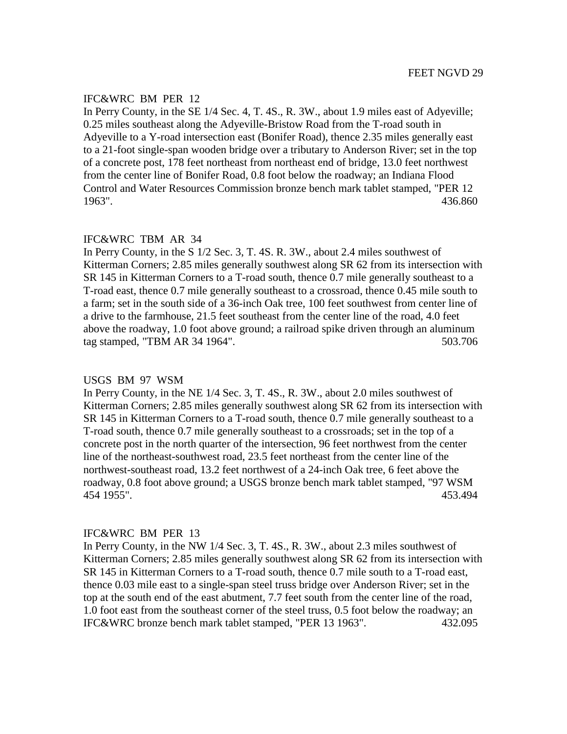FEET NGVD 29

IFC&WRC BM PER 12
In Perry County, in the SE 1/4 Sec. 4, T. 4S., R. 3W., about 1.9 miles east of Adyeville; 0.25 miles southeast along the Adyeville-Bristow Road from the T-road south in Adyeville to a Y-road intersection east (Bonifer Road), thence 2.35 miles generally east to a 21-foot single-span wooden bridge over a tributary to Anderson River; set in the top of a concrete post, 178 feet northeast from northeast end of bridge, 13.0 feet northwest from the center line of Bonifer Road, 0.8 foot below the roadway; an Indiana Flood Control and Water Resources Commission bronze bench mark tablet stamped, "PER 12 1963". 436.860

IFC&WRC TBM AR 34
In Perry County, in the S 1/2 Sec. 3, T. 4S. R. 3W., about 2.4 miles southwest of Kitterman Corners; 2.85 miles generally southwest along SR 62 from its intersection with SR 145 in Kitterman Corners to a T-road south, thence 0.7 mile generally southeast to a T-road east, thence 0.7 mile generally southeast to a crossroad, thence 0.45 mile south to a farm; set in the south side of a 36-inch Oak tree, 100 feet southwest from center line of a drive to the farmhouse, 21.5 feet southeast from the center line of the road, 4.0 feet above the roadway, 1.0 foot above ground; a railroad spike driven through an aluminum tag stamped, "TBM AR 34 1964". 503.706

USGS BM 97 WSM
In Perry County, in the NE 1/4 Sec. 3, T. 4S., R. 3W., about 2.0 miles southwest of Kitterman Corners; 2.85 miles generally southwest along SR 62 from its intersection with SR 145 in Kitterman Corners to a T-road south, thence 0.7 mile generally southeast to a T-road south, thence 0.7 mile generally southeast to a crossroads; set in the top of a concrete post in the north quarter of the intersection, 96 feet northwest from the center line of the northeast-southwest road, 23.5 feet northeast from the center line of the northwest-southeast road, 13.2 feet northwest of a 24-inch Oak tree, 6 feet above the roadway, 0.8 foot above ground; a USGS bronze bench mark tablet stamped, "97 WSM 454 1955". 453.494

IFC&WRC BM PER 13
In Perry County, in the NW 1/4 Sec. 3, T. 4S., R. 3W., about 2.3 miles southwest of Kitterman Corners; 2.85 miles generally southwest along SR 62 from its intersection with SR 145 in Kitterman Corners to a T-road south, thence 0.7 mile south to a T-road east, thence 0.03 mile east to a single-span steel truss bridge over Anderson River; set in the top at the south end of the east abutment, 7.7 feet south from the center line of the road, 1.0 foot east from the southeast corner of the steel truss, 0.5 foot below the roadway; an IFC&WRC bronze bench mark tablet stamped, "PER 13 1963". 432.095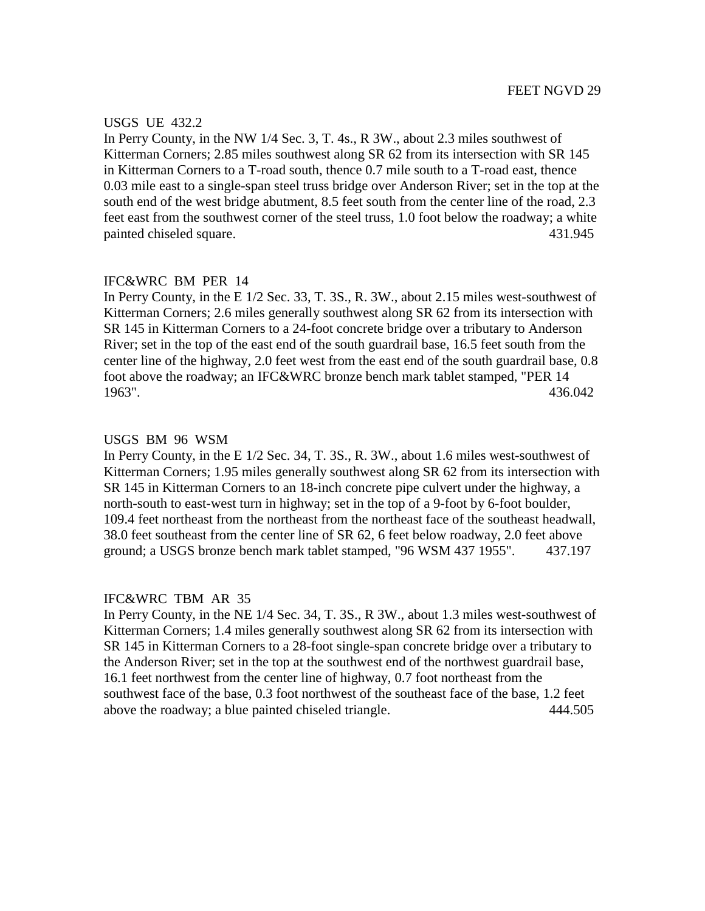FEET NGVD 29

USGS UE 432.2

In Perry County, in the NW 1/4 Sec. 3, T. 4s., R 3W., about 2.3 miles southwest of Kitterman Corners; 2.85 miles southwest along SR 62 from its intersection with SR 145 in Kitterman Corners to a T-road south, thence 0.7 mile south to a T-road east, thence 0.03 mile east to a single-span steel truss bridge over Anderson River; set in the top at the south end of the west bridge abutment, 8.5 feet south from the center line of the road, 2.3 feet east from the southwest corner of the steel truss, 1.0 foot below the roadway; a white painted chiseled square. 431.945

IFC&WRC BM PER 14

In Perry County, in the E 1/2 Sec. 33, T. 3S., R. 3W., about 2.15 miles west-southwest of Kitterman Corners; 2.6 miles generally southwest along SR 62 from its intersection with SR 145 in Kitterman Corners to a 24-foot concrete bridge over a tributary to Anderson River; set in the top of the east end of the south guardrail base, 16.5 feet south from the center line of the highway, 2.0 feet west from the east end of the south guardrail base, 0.8 foot above the roadway; an IFC&WRC bronze bench mark tablet stamped, "PER 14 1963". 436.042

USGS BM 96 WSM

In Perry County, in the E 1/2 Sec. 34, T. 3S., R. 3W., about 1.6 miles west-southwest of Kitterman Corners; 1.95 miles generally southwest along SR 62 from its intersection with SR 145 in Kitterman Corners to an 18-inch concrete pipe culvert under the highway, a north-south to east-west turn in highway; set in the top of a 9-foot by 6-foot boulder, 109.4 feet northeast from the northeast from the northeast face of the southeast headwall, 38.0 feet southeast from the center line of SR 62, 6 feet below roadway, 2.0 feet above ground; a USGS bronze bench mark tablet stamped, "96 WSM 437 1955". 437.197

IFC&WRC TBM AR 35

In Perry County, in the NE 1/4 Sec. 34, T. 3S., R 3W., about 1.3 miles west-southwest of Kitterman Corners; 1.4 miles generally southwest along SR 62 from its intersection with SR 145 in Kitterman Corners to a 28-foot single-span concrete bridge over a tributary to the Anderson River; set in the top at the southwest end of the northwest guardrail base, 16.1 feet northwest from the center line of highway, 0.7 foot northeast from the southwest face of the base, 0.3 foot northwest of the southeast face of the base, 1.2 feet above the roadway; a blue painted chiseled triangle. 444.505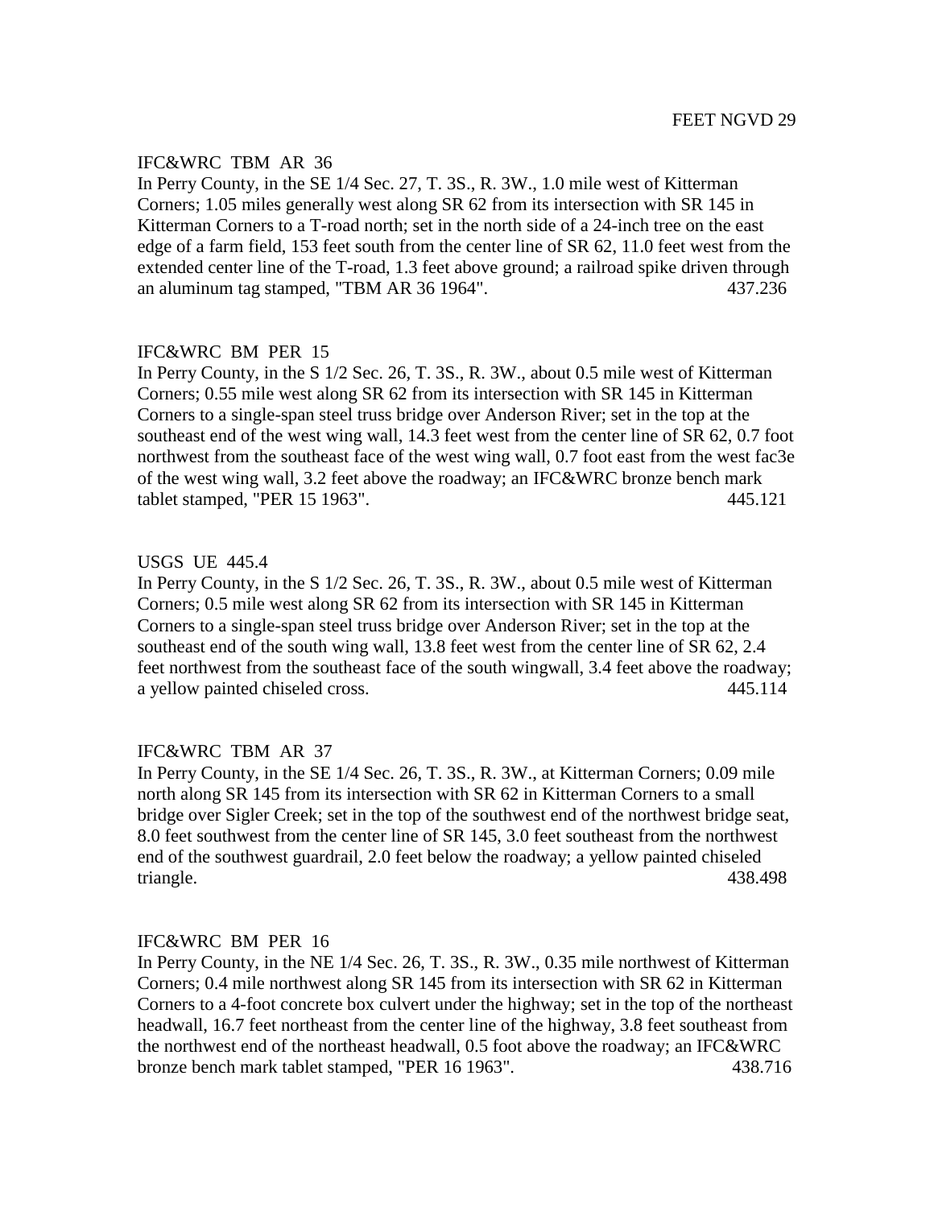FEET NGVD 29

IFC&WRC TBM AR 36

In Perry County, in the SE 1/4 Sec. 27, T. 3S., R. 3W., 1.0 mile west of Kitterman Corners; 1.05 miles generally west along SR 62 from its intersection with SR 145 in Kitterman Corners to a T-road north; set in the north side of a 24-inch tree on the east edge of a farm field, 153 feet south from the center line of SR 62, 11.0 feet west from the extended center line of the T-road, 1.3 feet above ground; a railroad spike driven through an aluminum tag stamped, "TBM AR 36 1964". 437.236

IFC&WRC BM PER 15

In Perry County, in the S 1/2 Sec. 26, T. 3S., R. 3W., about 0.5 mile west of Kitterman Corners; 0.55 mile west along SR 62 from its intersection with SR 145 in Kitterman Corners to a single-span steel truss bridge over Anderson River; set in the top at the southeast end of the west wing wall, 14.3 feet west from the center line of SR 62, 0.7 foot northwest from the southeast face of the west wing wall, 0.7 foot east from the west fac3e of the west wing wall, 3.2 feet above the roadway; an IFC&WRC bronze bench mark tablet stamped, "PER 15 1963". 445.121

USGS UE 445.4

In Perry County, in the S 1/2 Sec. 26, T. 3S., R. 3W., about 0.5 mile west of Kitterman Corners; 0.5 mile west along SR 62 from its intersection with SR 145 in Kitterman Corners to a single-span steel truss bridge over Anderson River; set in the top at the southeast end of the south wing wall, 13.8 feet west from the center line of SR 62, 2.4 feet northwest from the southeast face of the south wingwall, 3.4 feet above the roadway; a yellow painted chiseled cross. 445.114

IFC&WRC TBM AR 37

In Perry County, in the SE 1/4 Sec. 26, T. 3S., R. 3W., at Kitterman Corners; 0.09 mile north along SR 145 from its intersection with SR 62 in Kitterman Corners to a small bridge over Sigler Creek; set in the top of the southwest end of the northwest bridge seat, 8.0 feet southwest from the center line of SR 145, 3.0 feet southeast from the northwest end of the southwest guardrail, 2.0 feet below the roadway; a yellow painted chiseled triangle. 438.498

IFC&WRC BM PER 16

In Perry County, in the NE 1/4 Sec. 26, T. 3S., R. 3W., 0.35 mile northwest of Kitterman Corners; 0.4 mile northwest along SR 145 from its intersection with SR 62 in Kitterman Corners to a 4-foot concrete box culvert under the highway; set in the top of the northeast headwall, 16.7 feet northeast from the center line of the highway, 3.8 feet southeast from the northwest end of the northeast headwall, 0.5 foot above the roadway; an IFC&WRC bronze bench mark tablet stamped, "PER 16 1963". 438.716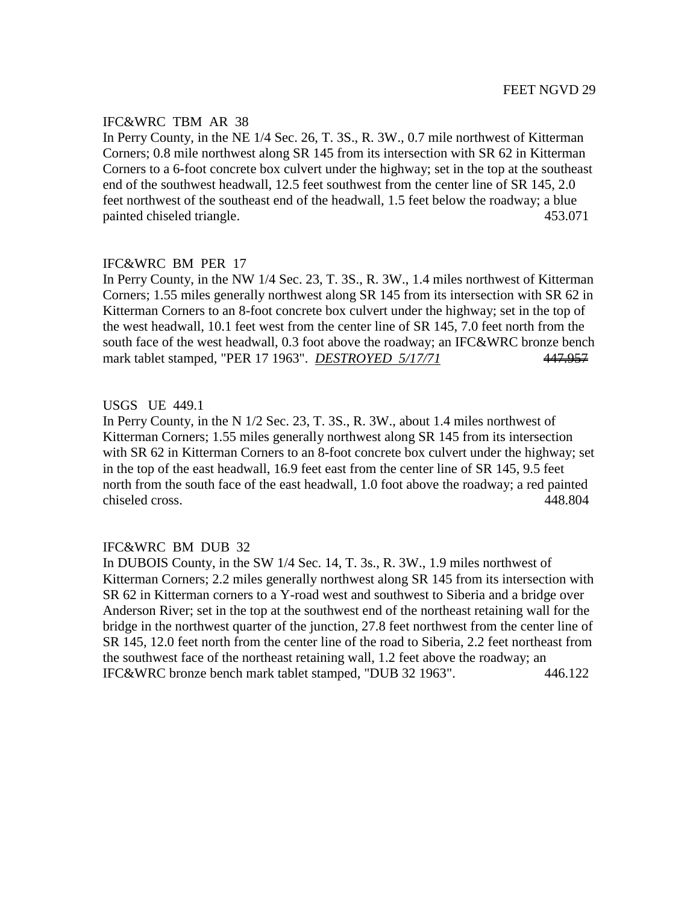FEET NGVD 29

IFC&WRC TBM AR 38

In Perry County, in the NE 1/4 Sec. 26, T. 3S., R. 3W., 0.7 mile northwest of Kitterman Corners; 0.8 mile northwest along SR 145 from its intersection with SR 62 in Kitterman Corners to a 6-foot concrete box culvert under the highway; set in the top at the southeast end of the southwest headwall, 12.5 feet southwest from the center line of SR 145, 2.0 feet northwest of the southeast end of the headwall, 1.5 feet below the roadway; a blue painted chiseled triangle. 453.071

IFC&WRC BM PER 17

In Perry County, in the NW 1/4 Sec. 23, T. 3S., R. 3W., 1.4 miles northwest of Kitterman Corners; 1.55 miles generally northwest along SR 145 from its intersection with SR 62 in Kitterman Corners to an 8-foot concrete box culvert under the highway; set in the top of the west headwall, 10.1 feet west from the center line of SR 145, 7.0 feet north from the south face of the west headwall, 0.3 foot above the roadway; an IFC&WRC bronze bench mark tablet stamped, "PER 17 1963". ***DESTROYED 5/17/71*** ~~447.957~~

USGS UE 449.1

In Perry County, in the N 1/2 Sec. 23, T. 3S., R. 3W., about 1.4 miles northwest of Kitterman Corners; 1.55 miles generally northwest along SR 145 from its intersection with SR 62 in Kitterman Corners to an 8-foot concrete box culvert under the highway; set in the top of the east headwall, 16.9 feet east from the center line of SR 145, 9.5 feet north from the south face of the east headwall, 1.0 foot above the roadway; a red painted chiseled cross. 448.804

IFC&WRC BM DUB 32

In DUBOIS County, in the SW 1/4 Sec. 14, T. 3s., R. 3W., 1.9 miles northwest of Kitterman Corners; 2.2 miles generally northwest along SR 145 from its intersection with SR 62 in Kitterman corners to a Y-road west and southwest to Siberia and a bridge over Anderson River; set in the top at the southwest end of the northeast retaining wall for the bridge in the northwest quarter of the junction, 27.8 feet northwest from the center line of SR 145, 12.0 feet north from the center line of the road to Siberia, 2.2 feet northeast from the southwest face of the northeast retaining wall, 1.2 feet above the roadway; an IFC&WRC bronze bench mark tablet stamped, "DUB 32 1963". 446.122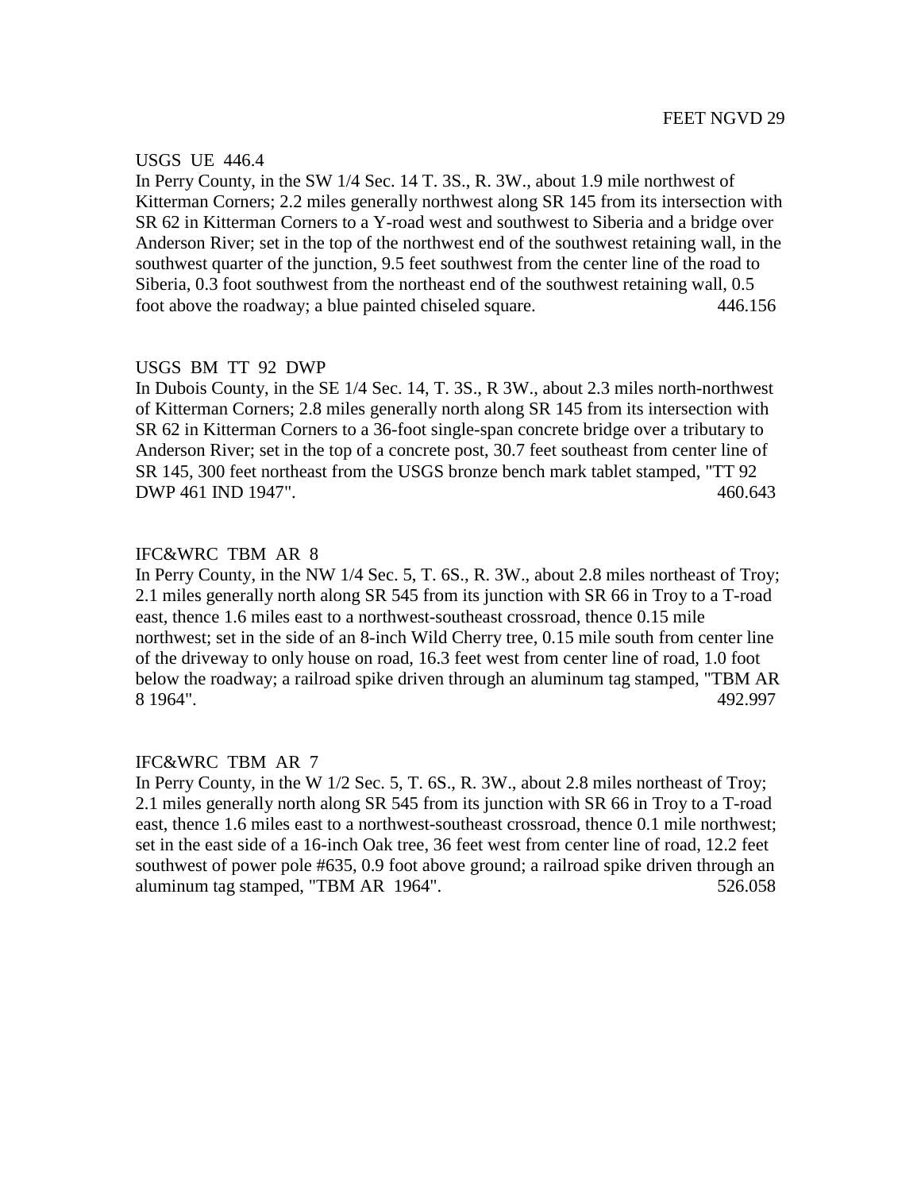FEET NGVD 29

USGS UE 446.4

In Perry County, in the SW 1/4 Sec. 14 T. 3S., R. 3W., about 1.9 mile northwest of Kitterman Corners; 2.2 miles generally northwest along SR 145 from its intersection with SR 62 in Kitterman Corners to a Y-road west and southwest to Siberia and a bridge over Anderson River; set in the top of the northwest end of the southwest retaining wall, in the southwest quarter of the junction, 9.5 feet southwest from the center line of the road to Siberia, 0.3 foot southwest from the northeast end of the southwest retaining wall, 0.5 foot above the roadway; a blue painted chiseled square. 446.156

USGS BM TT 92 DWP

In Dubois County, in the SE 1/4 Sec. 14, T. 3S., R 3W., about 2.3 miles north-northwest of Kitterman Corners; 2.8 miles generally north along SR 145 from its intersection with SR 62 in Kitterman Corners to a 36-foot single-span concrete bridge over a tributary to Anderson River; set in the top of a concrete post, 30.7 feet southeast from center line of SR 145, 300 feet northeast from the USGS bronze bench mark tablet stamped, "TT 92 DWP 461 IND 1947". 460.643

IFC&WRC TBM AR 8

In Perry County, in the NW 1/4 Sec. 5, T. 6S., R. 3W., about 2.8 miles northeast of Troy; 2.1 miles generally north along SR 545 from its junction with SR 66 in Troy to a T-road east, thence 1.6 miles east to a northwest-southeast crossroad, thence 0.15 mile northwest; set in the side of an 8-inch Wild Cherry tree, 0.15 mile south from center line of the driveway to only house on road, 16.3 feet west from center line of road, 1.0 foot below the roadway; a railroad spike driven through an aluminum tag stamped, "TBM AR 8 1964". 492.997

IFC&WRC TBM AR 7

In Perry County, in the W 1/2 Sec. 5, T. 6S., R. 3W., about 2.8 miles northeast of Troy; 2.1 miles generally north along SR 545 from its junction with SR 66 in Troy to a T-road east, thence 1.6 miles east to a northwest-southeast crossroad, thence 0.1 mile northwest; set in the east side of a 16-inch Oak tree, 36 feet west from center line of road, 12.2 feet southwest of power pole #635, 0.9 foot above ground; a railroad spike driven through an aluminum tag stamped, "TBM AR 1964". 526.058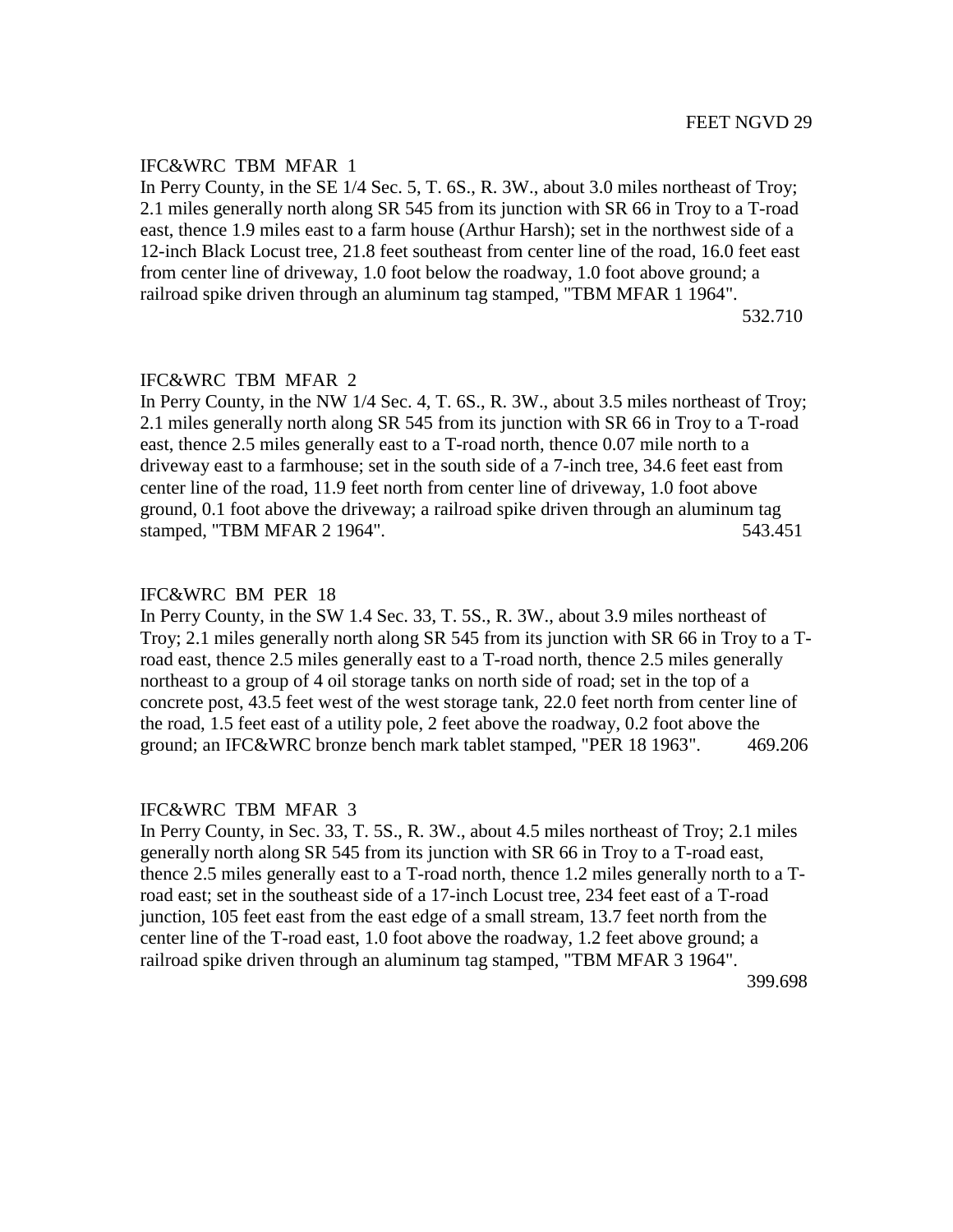FEET NGVD 29

IFC&WRC TBM MFAR 1

In Perry County, in the SE 1/4 Sec. 5, T. 6S., R. 3W., about 3.0 miles northeast of Troy; 2.1 miles generally north along SR 545 from its junction with SR 66 in Troy to a T-road east, thence 1.9 miles east to a farm house (Arthur Harsh); set in the northwest side of a 12-inch Black Locust tree, 21.8 feet southeast from center line of the road, 16.0 feet east from center line of driveway, 1.0 foot below the roadway, 1.0 foot above ground; a railroad spike driven through an aluminum tag stamped, "TBM MFAR 1 1964". 532.710

IFC&WRC TBM MFAR 2

In Perry County, in the NW 1/4 Sec. 4, T. 6S., R. 3W., about 3.5 miles northeast of Troy; 2.1 miles generally north along SR 545 from its junction with SR 66 in Troy to a T-road east, thence 2.5 miles generally east to a T-road north, thence 0.07 mile north to a driveway east to a farmhouse; set in the south side of a 7-inch tree, 34.6 feet east from center line of the road, 11.9 feet north from center line of driveway, 1.0 foot above ground, 0.1 foot above the driveway; a railroad spike driven through an aluminum tag stamped, "TBM MFAR 2 1964". 543.451

IFC&WRC BM PER 18

In Perry County, in the SW 1.4 Sec. 33, T. 5S., R. 3W., about 3.9 miles northeast of Troy; 2.1 miles generally north along SR 545 from its junction with SR 66 in Troy to a T-road east, thence 2.5 miles generally east to a T-road north, thence 2.5 miles generally northeast to a group of 4 oil storage tanks on north side of road; set in the top of a concrete post, 43.5 feet west of the west storage tank, 22.0 feet north from center line of the road, 1.5 feet east of a utility pole, 2 feet above the roadway, 0.2 foot above the ground; an IFC&WRC bronze bench mark tablet stamped, "PER 18 1963". 469.206

IFC&WRC TBM MFAR 3

In Perry County, in Sec. 33, T. 5S., R. 3W., about 4.5 miles northeast of Troy; 2.1 miles generally north along SR 545 from its junction with SR 66 in Troy to a T-road east, thence 2.5 miles generally east to a T-road north, thence 1.2 miles generally north to a T-road east; set in the southeast side of a 17-inch Locust tree, 234 feet east of a T-road junction, 105 feet east from the east edge of a small stream, 13.7 feet north from the center line of the T-road east, 1.0 foot above the roadway, 1.2 feet above ground; a railroad spike driven through an aluminum tag stamped, "TBM MFAR 3 1964". 399.698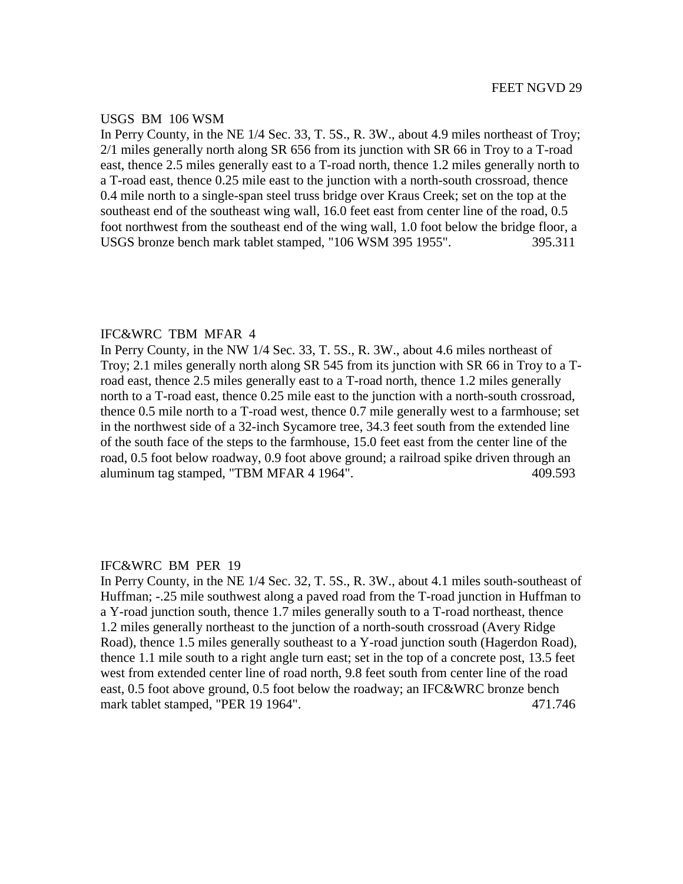FEET NGVD 29

USGS BM 106 WSM

In Perry County, in the NE 1/4 Sec. 33, T. 5S., R. 3W., about 4.9 miles northeast of Troy; 2/1 miles generally north along SR 656 from its junction with SR 66 in Troy to a T-road east, thence 2.5 miles generally east to a T-road north, thence 1.2 miles generally north to a T-road east, thence 0.25 mile east to the junction with a north-south crossroad, thence 0.4 mile north to a single-span steel truss bridge over Kraus Creek; set on the top at the southeast end of the southeast wing wall, 16.0 feet east from center line of the road, 0.5 foot northwest from the southeast end of the wing wall, 1.0 foot below the bridge floor, a USGS bronze bench mark tablet stamped, "106 WSM 395 1955". 395.311

IFC&WRC TBM MFAR 4

In Perry County, in the NW 1/4 Sec. 33, T. 5S., R. 3W., about 4.6 miles northeast of Troy; 2.1 miles generally north along SR 545 from its junction with SR 66 in Troy to a T-road east, thence 2.5 miles generally east to a T-road north, thence 1.2 miles generally north to a T-road east, thence 0.25 mile east to the junction with a north-south crossroad, thence 0.5 mile north to a T-road west, thence 0.7 mile generally west to a farmhouse; set in the northwest side of a 32-inch Sycamore tree, 34.3 feet south from the extended line of the south face of the steps to the farmhouse, 15.0 feet east from the center line of the road, 0.5 foot below roadway, 0.9 foot above ground; a railroad spike driven through an aluminum tag stamped, "TBM MFAR 4 1964". 409.593

IFC&WRC BM PER 19

In Perry County, in the NE 1/4 Sec. 32, T. 5S., R. 3W., about 4.1 miles south-southeast of Huffman; -.25 mile southwest along a paved road from the T-road junction in Huffman to a Y-road junction south, thence 1.7 miles generally south to a T-road northeast, thence 1.2 miles generally northeast to the junction of a north-south crossroad (Avery Ridge Road), thence 1.5 miles generally southeast to a Y-road junction south (Hagerdon Road), thence 1.1 mile south to a right angle turn east; set in the top of a concrete post, 13.5 feet west from extended center line of road north, 9.8 feet south from center line of the road east, 0.5 foot above ground, 0.5 foot below the roadway; an IFC&WRC bronze bench mark tablet stamped, "PER 19 1964". 471.746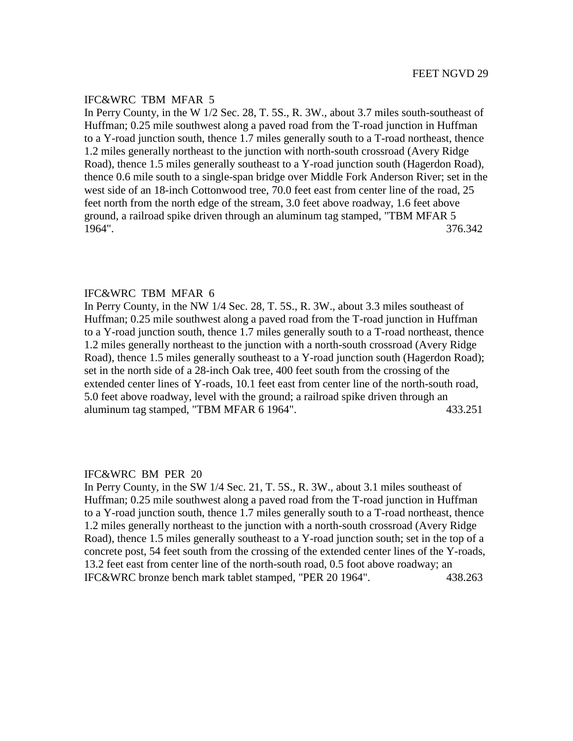FEET NGVD 29

IFC&WRC TBM MFAR 5

In Perry County, in the W 1/2 Sec. 28, T. 5S., R. 3W., about 3.7 miles south-southeast of Huffman; 0.25 mile southwest along a paved road from the T-road junction in Huffman to a Y-road junction south, thence 1.7 miles generally south to a T-road northeast, thence 1.2 miles generally northeast to the junction with north-south crossroad (Avery Ridge Road), thence 1.5 miles generally southeast to a Y-road junction south (Hagerdon Road), thence 0.6 mile south to a single-span bridge over Middle Fork Anderson River; set in the west side of an 18-inch Cottonwood tree, 70.0 feet east from center line of the road, 25 feet north from the north edge of the stream, 3.0 feet above roadway, 1.6 feet above ground, a railroad spike driven through an aluminum tag stamped, "TBM MFAR 5 1964". 376.342

IFC&WRC TBM MFAR 6

In Perry County, in the NW 1/4 Sec. 28, T. 5S., R. 3W., about 3.3 miles southeast of Huffman; 0.25 mile southwest along a paved road from the T-road junction in Huffman to a Y-road junction south, thence 1.7 miles generally south to a T-road northeast, thence 1.2 miles generally northeast to the junction with a north-south crossroad (Avery Ridge Road), thence 1.5 miles generally southeast to a Y-road junction south (Hagerdon Road); set in the north side of a 28-inch Oak tree, 400 feet south from the crossing of the extended center lines of Y-roads, 10.1 feet east from center line of the north-south road, 5.0 feet above roadway, level with the ground; a railroad spike driven through an aluminum tag stamped, "TBM MFAR 6 1964". 433.251

IFC&WRC BM PER 20

In Perry County, in the SW 1/4 Sec. 21, T. 5S., R. 3W., about 3.1 miles southeast of Huffman; 0.25 mile southwest along a paved road from the T-road junction in Huffman to a Y-road junction south, thence 1.7 miles generally south to a T-road northeast, thence 1.2 miles generally northeast to the junction with a north-south crossroad (Avery Ridge Road), thence 1.5 miles generally southeast to a Y-road junction south; set in the top of a concrete post, 54 feet south from the crossing of the extended center lines of the Y-roads, 13.2 feet east from center line of the north-south road, 0.5 foot above roadway; an IFC&WRC bronze bench mark tablet stamped, "PER 20 1964". 438.263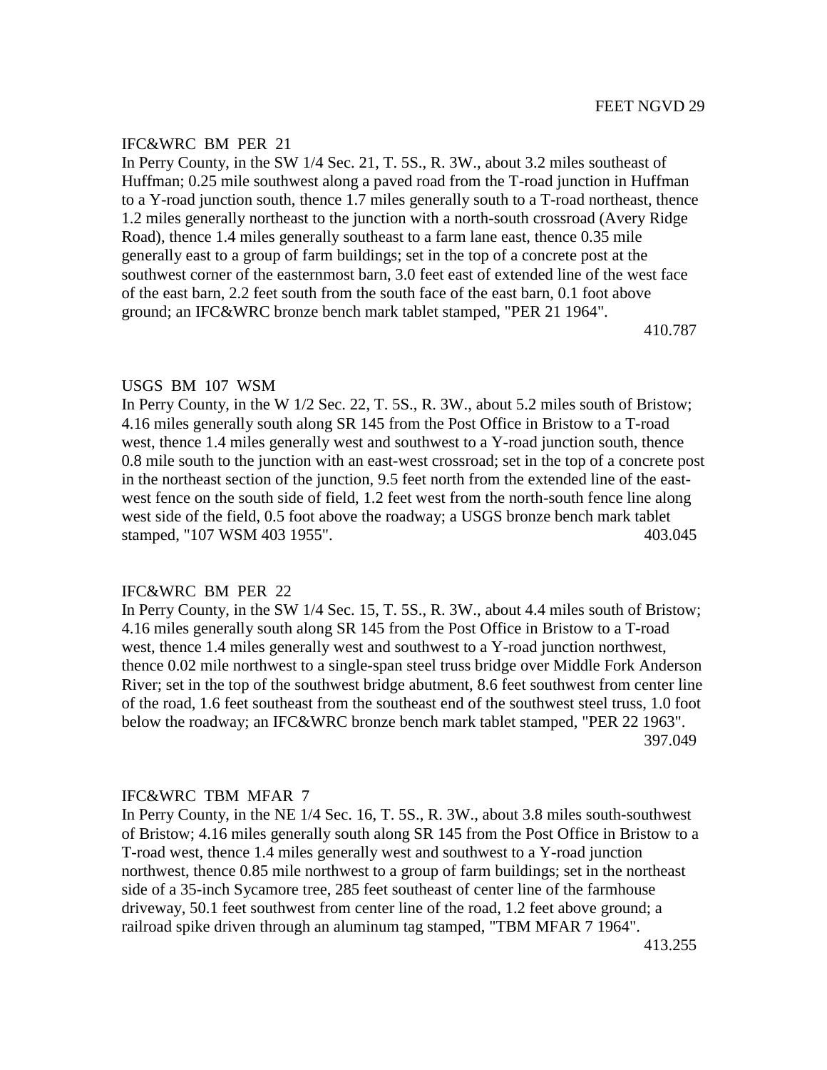FEET NGVD 29

IFC&WRC BM PER 21

In Perry County, in the SW 1/4 Sec. 21, T. 5S., R. 3W., about 3.2 miles southeast of Huffman; 0.25 mile southwest along a paved road from the T-road junction in Huffman to a Y-road junction south, thence 1.7 miles generally south to a T-road northeast, thence 1.2 miles generally northeast to the junction with a north-south crossroad (Avery Ridge Road), thence 1.4 miles generally southeast to a farm lane east, thence 0.35 mile generally east to a group of farm buildings; set in the top of a concrete post at the southwest corner of the easternmost barn, 3.0 feet east of extended line of the west face of the east barn, 2.2 feet south from the south face of the east barn, 0.1 foot above ground; an IFC&WRC bronze bench mark tablet stamped, "PER 21 1964".

410.787

USGS BM 107 WSM

In Perry County, in the W 1/2 Sec. 22, T. 5S., R. 3W., about 5.2 miles south of Bristow; 4.16 miles generally south along SR 145 from the Post Office in Bristow to a T-road west, thence 1.4 miles generally west and southwest to a Y-road junction south, thence 0.8 mile south to the junction with an east-west crossroad; set in the top of a concrete post in the northeast section of the junction, 9.5 feet north from the extended line of the east-west fence on the south side of field, 1.2 feet west from the north-south fence line along west side of the field, 0.5 foot above the roadway; a USGS bronze bench mark tablet stamped, "107 WSM 403 1955".

403.045

IFC&WRC BM PER 22

In Perry County, in the SW 1/4 Sec. 15, T. 5S., R. 3W., about 4.4 miles south of Bristow; 4.16 miles generally south along SR 145 from the Post Office in Bristow to a T-road west, thence 1.4 miles generally west and southwest to a Y-road junction northwest, thence 0.02 mile northwest to a single-span steel truss bridge over Middle Fork Anderson River; set in the top of the southwest bridge abutment, 8.6 feet southwest from center line of the road, 1.6 feet southeast from the southeast end of the southwest steel truss, 1.0 foot below the roadway; an IFC&WRC bronze bench mark tablet stamped, "PER 22 1963".

397.049

IFC&WRC TBM MFAR 7

In Perry County, in the NE 1/4 Sec. 16, T. 5S., R. 3W., about 3.8 miles south-southwest of Bristow; 4.16 miles generally south along SR 145 from the Post Office in Bristow to a T-road west, thence 1.4 miles generally west and southwest to a Y-road junction northwest, thence 0.85 mile northwest to a group of farm buildings; set in the northeast side of a 35-inch Sycamore tree, 285 feet southeast of center line of the farmhouse driveway, 50.1 feet southwest from center line of the road, 1.2 feet above ground; a railroad spike driven through an aluminum tag stamped, "TBM MFAR 7 1964".

413.255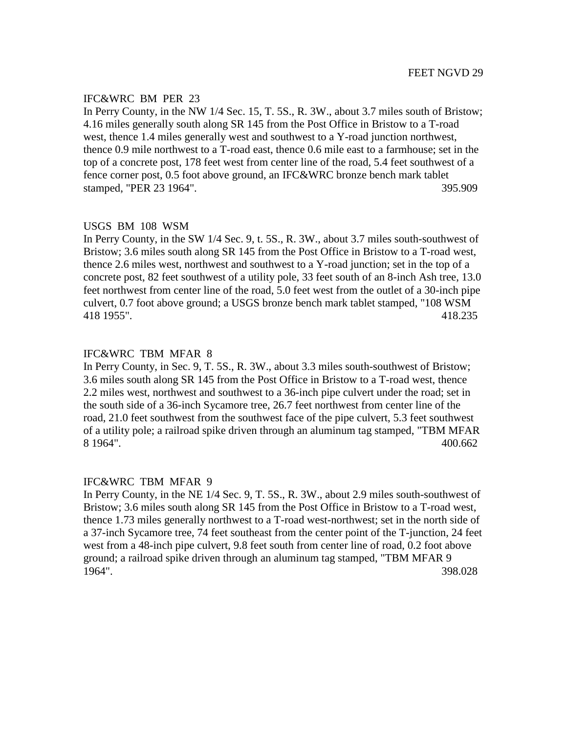FEET NGVD 29

IFC&WRC BM PER 23

In Perry County, in the NW 1/4 Sec. 15, T. 5S., R. 3W., about 3.7 miles south of Bristow; 4.16 miles generally south along SR 145 from the Post Office in Bristow to a T-road west, thence 1.4 miles generally west and southwest to a Y-road junction northwest, thence 0.9 mile northwest to a T-road east, thence 0.6 mile east to a farmhouse; set in the top of a concrete post, 178 feet west from center line of the road, 5.4 feet southwest of a fence corner post, 0.5 foot above ground, an IFC&WRC bronze bench mark tablet stamped, "PER 23 1964". 395.909

USGS BM 108 WSM

In Perry County, in the SW 1/4 Sec. 9, t. 5S., R. 3W., about 3.7 miles south-southwest of Bristow; 3.6 miles south along SR 145 from the Post Office in Bristow to a T-road west, thence 2.6 miles west, northwest and southwest to a Y-road junction; set in the top of a concrete post, 82 feet southwest of a utility pole, 33 feet south of an 8-inch Ash tree, 13.0 feet northwest from center line of the road, 5.0 feet west from the outlet of a 30-inch pipe culvert, 0.7 foot above ground; a USGS bronze bench mark tablet stamped, "108 WSM 418 1955". 418.235

IFC&WRC TBM MFAR 8

In Perry County, in Sec. 9, T. 5S., R. 3W., about 3.3 miles south-southwest of Bristow; 3.6 miles south along SR 145 from the Post Office in Bristow to a T-road west, thence 2.2 miles west, northwest and southwest to a 36-inch pipe culvert under the road; set in the south side of a 36-inch Sycamore tree, 26.7 feet northwest from center line of the road, 21.0 feet southwest from the southwest face of the pipe culvert, 5.3 feet southwest of a utility pole; a railroad spike driven through an aluminum tag stamped, "TBM MFAR 8 1964". 400.662

IFC&WRC TBM MFAR 9

In Perry County, in the NE 1/4 Sec. 9, T. 5S., R. 3W., about 2.9 miles south-southwest of Bristow; 3.6 miles south along SR 145 from the Post Office in Bristow to a T-road west, thence 1.73 miles generally northwest to a T-road west-northwest; set in the north side of a 37-inch Sycamore tree, 74 feet southeast from the center point of the T-junction, 24 feet west from a 48-inch pipe culvert, 9.8 feet south from center line of road, 0.2 foot above ground; a railroad spike driven through an aluminum tag stamped, "TBM MFAR 9 1964". 398.028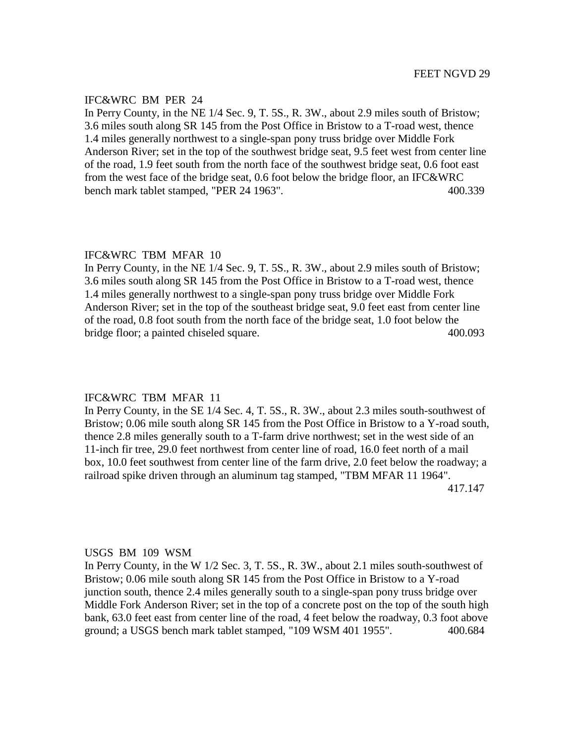FEET NGVD 29

IFC&WRC BM PER 24
In Perry County, in the NE 1/4 Sec. 9, T. 5S., R. 3W., about 2.9 miles south of Bristow; 3.6 miles south along SR 145 from the Post Office in Bristow to a T-road west, thence 1.4 miles generally northwest to a single-span pony truss bridge over Middle Fork Anderson River; set in the top of the southwest bridge seat, 9.5 feet west from center line of the road, 1.9 feet south from the north face of the southwest bridge seat, 0.6 foot east from the west face of the bridge seat, 0.6 foot below the bridge floor, an IFC&WRC bench mark tablet stamped, "PER 24 1963". 400.339

IFC&WRC TBM MFAR 10
In Perry County, in the NE 1/4 Sec. 9, T. 5S., R. 3W., about 2.9 miles south of Bristow; 3.6 miles south along SR 145 from the Post Office in Bristow to a T-road west, thence 1.4 miles generally northwest to a single-span pony truss bridge over Middle Fork Anderson River; set in the top of the southeast bridge seat, 9.0 feet east from center line of the road, 0.8 foot south from the north face of the bridge seat, 1.0 foot below the bridge floor; a painted chiseled square. 400.093

IFC&WRC TBM MFAR 11
In Perry County, in the SE 1/4 Sec. 4, T. 5S., R. 3W., about 2.3 miles south-southwest of Bristow; 0.06 mile south along SR 145 from the Post Office in Bristow to a Y-road south, thence 2.8 miles generally south to a T-farm drive northwest; set in the west side of an 11-inch fir tree, 29.0 feet northwest from center line of road, 16.0 feet north of a mail box, 10.0 feet southwest from center line of the farm drive, 2.0 feet below the roadway; a railroad spike driven through an aluminum tag stamped, "TBM MFAR 11 1964". 417.147

USGS BM 109 WSM
In Perry County, in the W 1/2 Sec. 3, T. 5S., R. 3W., about 2.1 miles south-southwest of Bristow; 0.06 mile south along SR 145 from the Post Office in Bristow to a Y-road junction south, thence 2.4 miles generally south to a single-span pony truss bridge over Middle Fork Anderson River; set in the top of a concrete post on the top of the south high bank, 63.0 feet east from center line of the road, 4 feet below the roadway, 0.3 foot above ground; a USGS bench mark tablet stamped, "109 WSM 401 1955". 400.684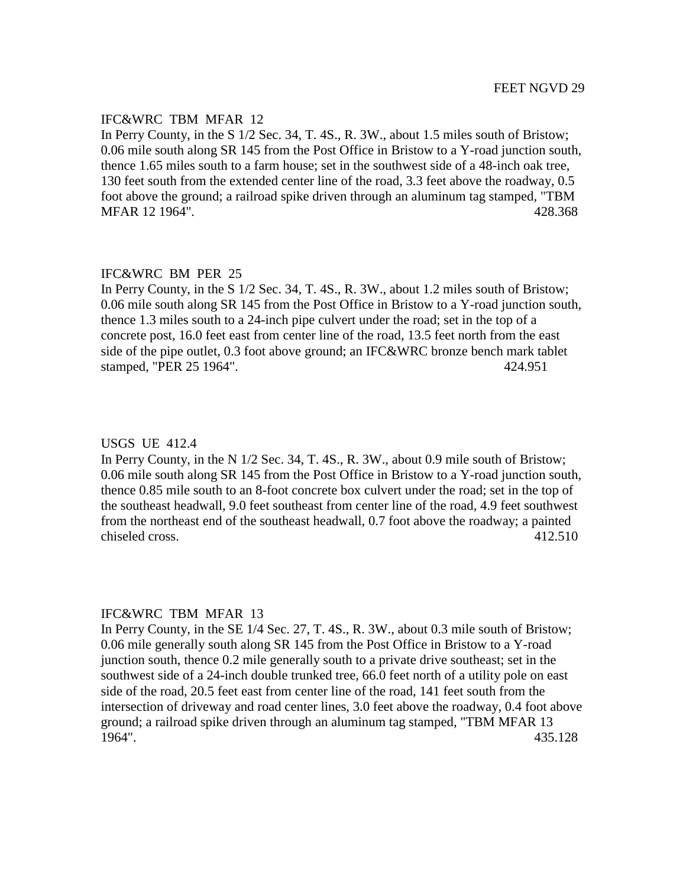FEET NGVD 29

IFC&WRC TBM MFAR 12

In Perry County, in the S 1/2 Sec. 34, T. 4S., R. 3W., about 1.5 miles south of Bristow; 0.06 mile south along SR 145 from the Post Office in Bristow to a Y-road junction south, thence 1.65 miles south to a farm house; set in the southwest side of a 48-inch oak tree, 130 feet south from the extended center line of the road, 3.3 feet above the roadway, 0.5 foot above the ground; a railroad spike driven through an aluminum tag stamped, "TBM MFAR 12 1964". 428.368

IFC&WRC BM PER 25

In Perry County, in the S 1/2 Sec. 34, T. 4S., R. 3W., about 1.2 miles south of Bristow; 0.06 mile south along SR 145 from the Post Office in Bristow to a Y-road junction south, thence 1.3 miles south to a 24-inch pipe culvert under the road; set in the top of a concrete post, 16.0 feet east from center line of the road, 13.5 feet north from the east side of the pipe outlet, 0.3 foot above ground; an IFC&WRC bronze bench mark tablet stamped, "PER 25 1964". 424.951

USGS UE 412.4

In Perry County, in the N 1/2 Sec. 34, T. 4S., R. 3W., about 0.9 mile south of Bristow; 0.06 mile south along SR 145 from the Post Office in Bristow to a Y-road junction south, thence 0.85 mile south to an 8-foot concrete box culvert under the road; set in the top of the southeast headwall, 9.0 feet southeast from center line of the road, 4.9 feet southwest from the northeast end of the southeast headwall, 0.7 foot above the roadway; a painted chiseled cross. 412.510

IFC&WRC TBM MFAR 13

In Perry County, in the SE 1/4 Sec. 27, T. 4S., R. 3W., about 0.3 mile south of Bristow; 0.06 mile generally south along SR 145 from the Post Office in Bristow to a Y-road junction south, thence 0.2 mile generally south to a private drive southeast; set in the southwest side of a 24-inch double trunked tree, 66.0 feet north of a utility pole on east side of the road, 20.5 feet east from center line of the road, 141 feet south from the intersection of driveway and road center lines, 3.0 feet above the roadway, 0.4 foot above ground; a railroad spike driven through an aluminum tag stamped, "TBM MFAR 13 1964". 435.128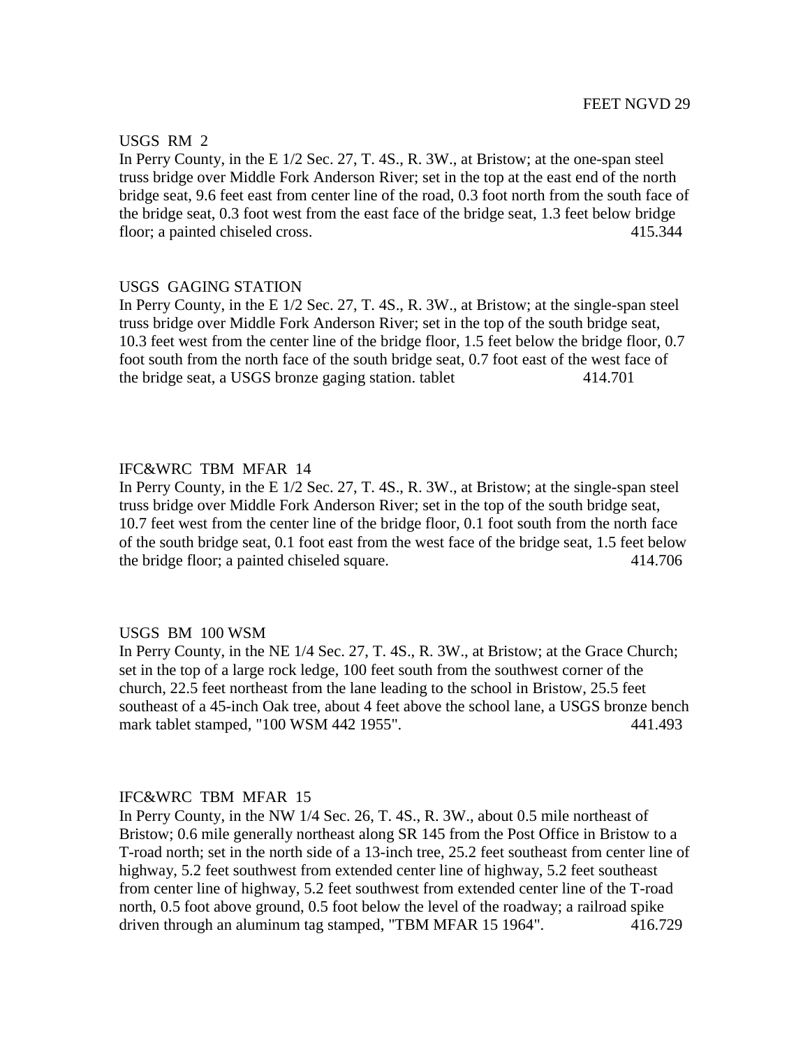FEET NGVD 29

USGS RM 2

In Perry County, in the E 1/2 Sec. 27, T. 4S., R. 3W., at Bristow; at the one-span steel truss bridge over Middle Fork Anderson River; set in the top at the east end of the north bridge seat, 9.6 feet east from center line of the road, 0.3 foot north from the south face of the bridge seat, 0.3 foot west from the east face of the bridge seat, 1.3 feet below bridge floor; a painted chiseled cross. 415.344

USGS GAGING STATION

In Perry County, in the E 1/2 Sec. 27, T. 4S., R. 3W., at Bristow; at the single-span steel truss bridge over Middle Fork Anderson River; set in the top of the south bridge seat, 10.3 feet west from the center line of the bridge floor, 1.5 feet below the bridge floor, 0.7 foot south from the north face of the south bridge seat, 0.7 foot east of the west face of the bridge seat, a USGS bronze gaging station. tablet 414.701

IFC&WRC TBM MFAR 14

In Perry County, in the E 1/2 Sec. 27, T. 4S., R. 3W., at Bristow; at the single-span steel truss bridge over Middle Fork Anderson River; set in the top of the south bridge seat, 10.7 feet west from the center line of the bridge floor, 0.1 foot south from the north face of the south bridge seat, 0.1 foot east from the west face of the bridge seat, 1.5 feet below the bridge floor; a painted chiseled square. 414.706

USGS BM 100 WSM

In Perry County, in the NE 1/4 Sec. 27, T. 4S., R. 3W., at Bristow; at the Grace Church; set in the top of a large rock ledge, 100 feet south from the southwest corner of the church, 22.5 feet northeast from the lane leading to the school in Bristow, 25.5 feet southeast of a 45-inch Oak tree, about 4 feet above the school lane, a USGS bronze bench mark tablet stamped, "100 WSM 442 1955". 441.493

IFC&WRC TBM MFAR 15

In Perry County, in the NW 1/4 Sec. 26, T. 4S., R. 3W., about 0.5 mile northeast of Bristow; 0.6 mile generally northeast along SR 145 from the Post Office in Bristow to a T-road north; set in the north side of a 13-inch tree, 25.2 feet southeast from center line of highway, 5.2 feet southwest from extended center line of highway, 5.2 feet southeast from center line of highway, 5.2 feet southwest from extended center line of the T-road north, 0.5 foot above ground, 0.5 foot below the level of the roadway; a railroad spike driven through an aluminum tag stamped, "TBM MFAR 15 1964". 416.729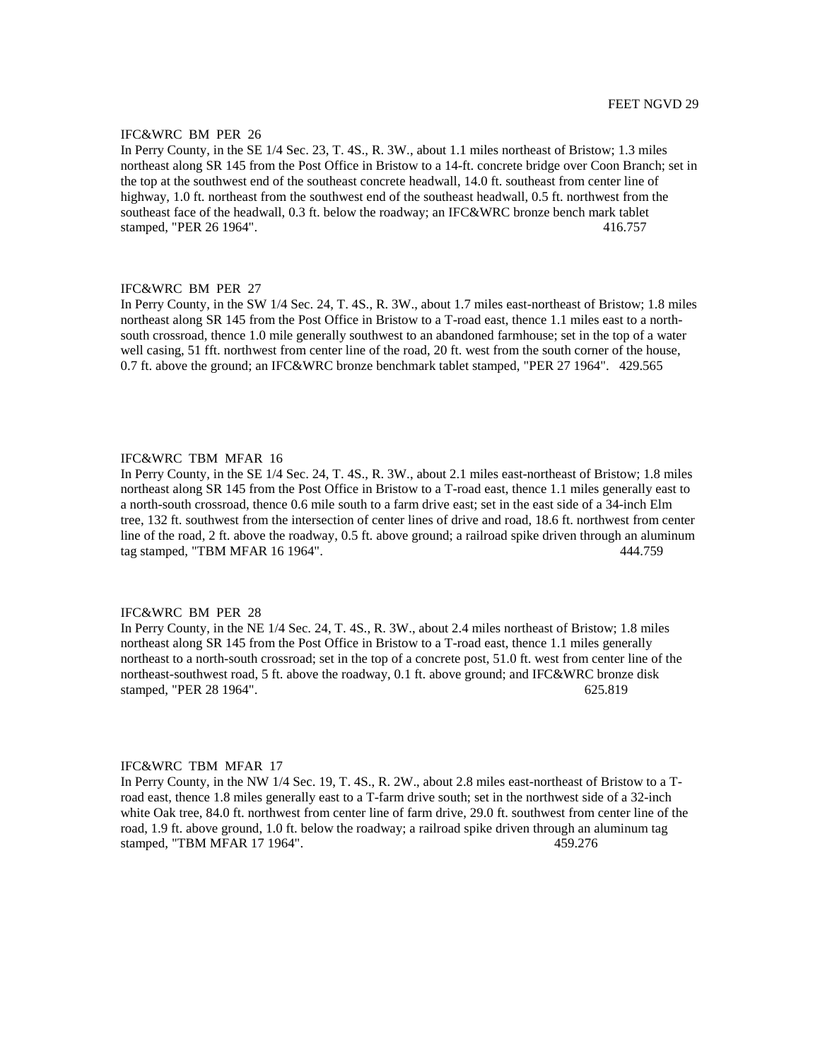FEET NGVD 29

IFC&WRC BM PER 26

In Perry County, in the SE 1/4 Sec. 23, T. 4S., R. 3W., about 1.1 miles northeast of Bristow; 1.3 miles northeast along SR 145 from the Post Office in Bristow to a 14-ft. concrete bridge over Coon Branch; set in the top at the southwest end of the southeast concrete headwall, 14.0 ft. southeast from center line of highway, 1.0 ft. northeast from the southwest end of the southeast headwall, 0.5 ft. northwest from the southeast face of the headwall, 0.3 ft. below the roadway; an IFC&WRC bronze bench mark tablet stamped, "PER 26 1964". 416.757

IFC&WRC BM PER 27

In Perry County, in the SW 1/4 Sec. 24, T. 4S., R. 3W., about 1.7 miles east-northeast of Bristow; 1.8 miles northeast along SR 145 from the Post Office in Bristow to a T-road east, thence 1.1 miles east to a north-south crossroad, thence 1.0 mile generally southwest to an abandoned farmhouse; set in the top of a water well casing, 51 fft. northwest from center line of the road, 20 ft. west from the south corner of the house, 0.7 ft. above the ground; an IFC&WRC bronze benchmark tablet stamped, "PER 27 1964". 429.565

IFC&WRC TBM MFAR 16

In Perry County, in the SE 1/4 Sec. 24, T. 4S., R. 3W., about 2.1 miles east-northeast of Bristow; 1.8 miles northeast along SR 145 from the Post Office in Bristow to a T-road east, thence 1.1 miles generally east to a north-south crossroad, thence 0.6 mile south to a farm drive east; set in the east side of a 34-inch Elm tree, 132 ft. southwest from the intersection of center lines of drive and road, 18.6 ft. northwest from center line of the road, 2 ft. above the roadway, 0.5 ft. above ground; a railroad spike driven through an aluminum tag stamped, "TBM MFAR 16 1964". 444.759

IFC&WRC BM PER 28

In Perry County, in the NE 1/4 Sec. 24, T. 4S., R. 3W., about 2.4 miles northeast of Bristow; 1.8 miles northeast along SR 145 from the Post Office in Bristow to a T-road east, thence 1.1 miles generally northeast to a north-south crossroad; set in the top of a concrete post, 51.0 ft. west from center line of the northeast-southwest road, 5 ft. above the roadway, 0.1 ft. above ground; and IFC&WRC bronze disk stamped, "PER 28 1964". 625.819

IFC&WRC TBM MFAR 17

In Perry County, in the NW 1/4 Sec. 19, T. 4S., R. 2W., about 2.8 miles east-northeast of Bristow to a T-road east, thence 1.8 miles generally east to a T-farm drive south; set in the northwest side of a 32-inch white Oak tree, 84.0 ft. northwest from center line of farm drive, 29.0 ft. southwest from center line of the road, 1.9 ft. above ground, 1.0 ft. below the roadway; a railroad spike driven through an aluminum tag stamped, "TBM MFAR 17 1964". 459.276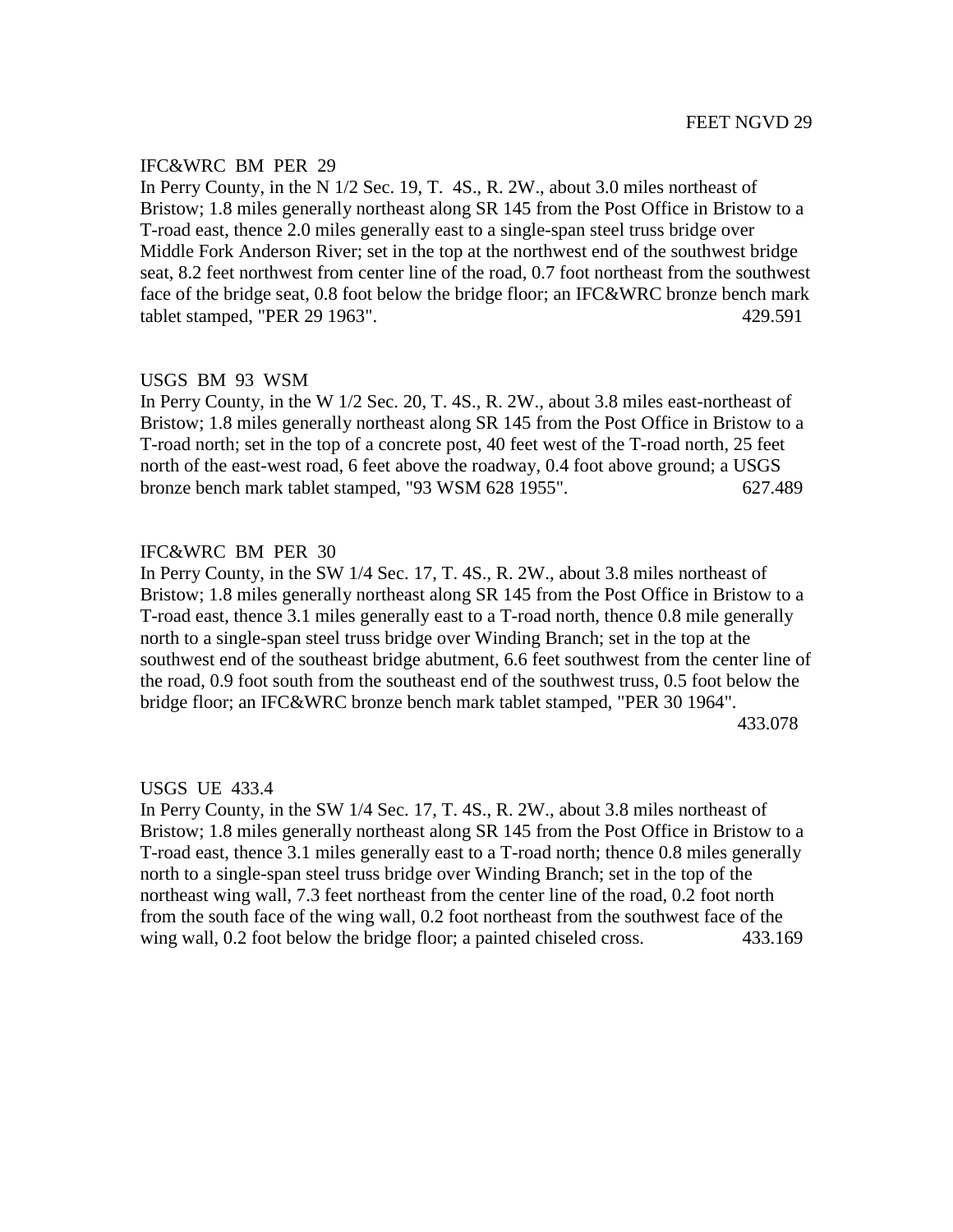FEET NGVD 29

IFC&WRC BM PER 29

In Perry County, in the N 1/2 Sec. 19, T. 4S., R. 2W., about 3.0 miles northeast of Bristow; 1.8 miles generally northeast along SR 145 from the Post Office in Bristow to a T-road east, thence 2.0 miles generally east to a single-span steel truss bridge over Middle Fork Anderson River; set in the top at the northwest end of the southwest bridge seat, 8.2 feet northwest from center line of the road, 0.7 foot northeast from the southwest face of the bridge seat, 0.8 foot below the bridge floor; an IFC&WRC bronze bench mark tablet stamped, "PER 29 1963". 429.591

USGS BM 93 WSM

In Perry County, in the W 1/2 Sec. 20, T. 4S., R. 2W., about 3.8 miles east-northeast of Bristow; 1.8 miles generally northeast along SR 145 from the Post Office in Bristow to a T-road north; set in the top of a concrete post, 40 feet west of the T-road north, 25 feet north of the east-west road, 6 feet above the roadway, 0.4 foot above ground; a USGS bronze bench mark tablet stamped, "93 WSM 628 1955". 627.489

IFC&WRC BM PER 30

In Perry County, in the SW 1/4 Sec. 17, T. 4S., R. 2W., about 3.8 miles northeast of Bristow; 1.8 miles generally northeast along SR 145 from the Post Office in Bristow to a T-road east, thence 3.1 miles generally east to a T-road north, thence 0.8 mile generally north to a single-span steel truss bridge over Winding Branch; set in the top at the southwest end of the southeast bridge abutment, 6.6 feet southwest from the center line of the road, 0.9 foot south from the southeast end of the southwest truss, 0.5 foot below the bridge floor; an IFC&WRC bronze bench mark tablet stamped, "PER 30 1964". 433.078

USGS UE 433.4

In Perry County, in the SW 1/4 Sec. 17, T. 4S., R. 2W., about 3.8 miles northeast of Bristow; 1.8 miles generally northeast along SR 145 from the Post Office in Bristow to a T-road east, thence 3.1 miles generally east to a T-road north; thence 0.8 miles generally north to a single-span steel truss bridge over Winding Branch; set in the top of the northeast wing wall, 7.3 feet northeast from the center line of the road, 0.2 foot north from the south face of the wing wall, 0.2 foot northeast from the southwest face of the wing wall, 0.2 foot below the bridge floor; a painted chiseled cross. 433.169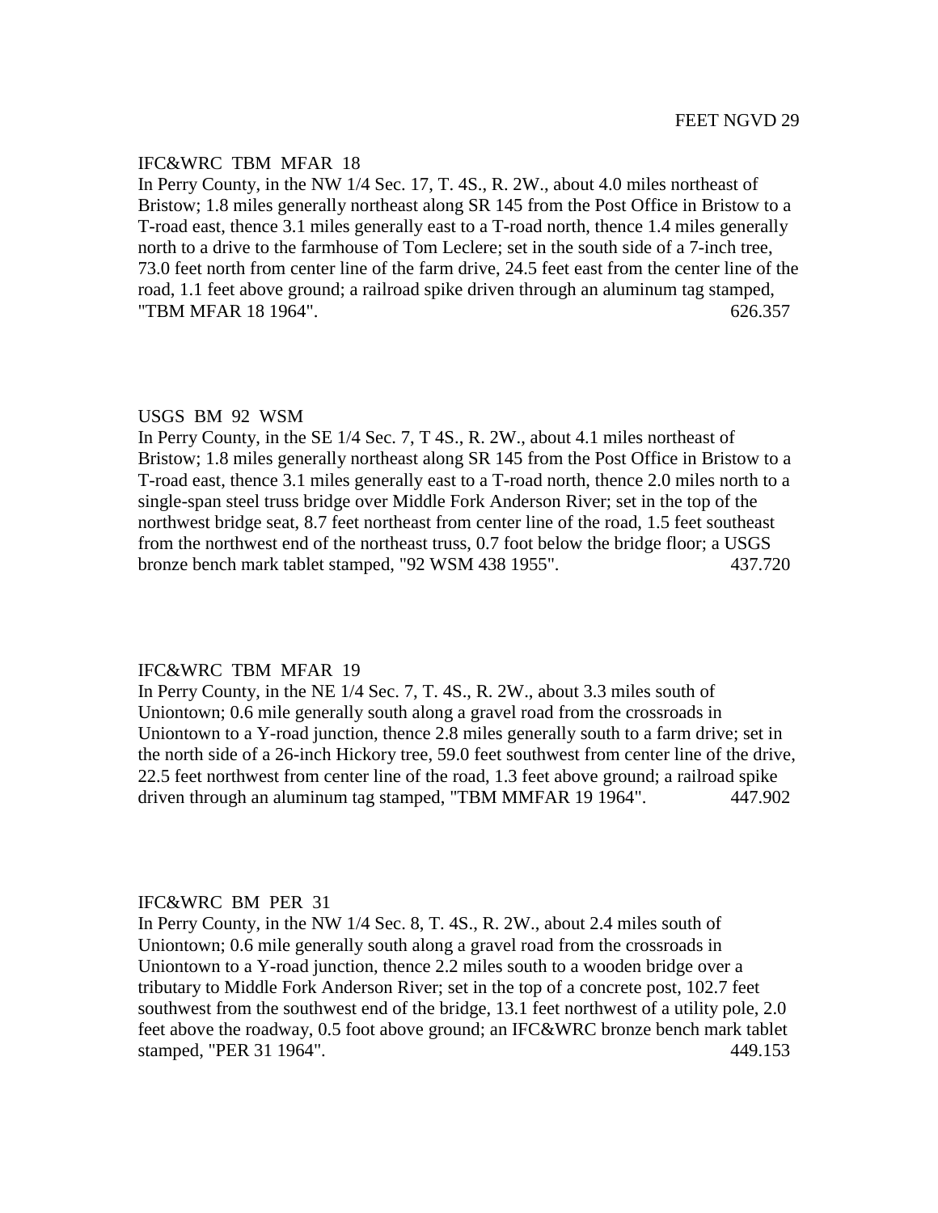FEET NGVD 29

IFC&WRC TBM MFAR 18

In Perry County, in the NW 1/4 Sec. 17, T. 4S., R. 2W., about 4.0 miles northeast of Bristow; 1.8 miles generally northeast along SR 145 from the Post Office in Bristow to a T-road east, thence 3.1 miles generally east to a T-road north, thence 1.4 miles generally north to a drive to the farmhouse of Tom Leclere; set in the south side of a 7-inch tree, 73.0 feet north from center line of the farm drive, 24.5 feet east from the center line of the road, 1.1 feet above ground; a railroad spike driven through an aluminum tag stamped, "TBM MFAR 18 1964". 626.357

USGS BM 92 WSM

In Perry County, in the SE 1/4 Sec. 7, T 4S., R. 2W., about 4.1 miles northeast of Bristow; 1.8 miles generally northeast along SR 145 from the Post Office in Bristow to a T-road east, thence 3.1 miles generally east to a T-road north, thence 2.0 miles north to a single-span steel truss bridge over Middle Fork Anderson River; set in the top of the northwest bridge seat, 8.7 feet northeast from center line of the road, 1.5 feet southeast from the northwest end of the northeast truss, 0.7 foot below the bridge floor; a USGS bronze bench mark tablet stamped, "92 WSM 438 1955". 437.720

IFC&WRC TBM MFAR 19

In Perry County, in the NE 1/4 Sec. 7, T. 4S., R. 2W., about 3.3 miles south of Uniontown; 0.6 mile generally south along a gravel road from the crossroads in Uniontown to a Y-road junction, thence 2.8 miles generally south to a farm drive; set in the north side of a 26-inch Hickory tree, 59.0 feet southwest from center line of the drive, 22.5 feet northwest from center line of the road, 1.3 feet above ground; a railroad spike driven through an aluminum tag stamped, "TBM MMFAR 19 1964". 447.902

IFC&WRC BM PER 31

In Perry County, in the NW 1/4 Sec. 8, T. 4S., R. 2W., about 2.4 miles south of Uniontown; 0.6 mile generally south along a gravel road from the crossroads in Uniontown to a Y-road junction, thence 2.2 miles south to a wooden bridge over a tributary to Middle Fork Anderson River; set in the top of a concrete post, 102.7 feet southwest from the southwest end of the bridge, 13.1 feet northwest of a utility pole, 2.0 feet above the roadway, 0.5 foot above ground; an IFC&WRC bronze bench mark tablet stamped, "PER 31 1964". 449.153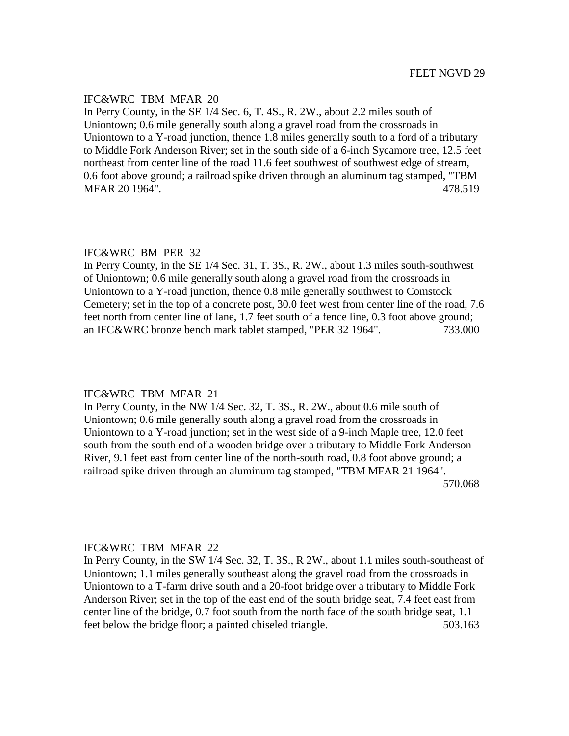FEET NGVD 29

IFC&WRC TBM MFAR 20

In Perry County, in the SE 1/4 Sec. 6, T. 4S., R. 2W., about 2.2 miles south of Uniontown; 0.6 mile generally south along a gravel road from the crossroads in Uniontown to a Y-road junction, thence 1.8 miles generally south to a ford of a tributary to Middle Fork Anderson River; set in the south side of a 6-inch Sycamore tree, 12.5 feet northeast from center line of the road 11.6 feet southwest of southwest edge of stream, 0.6 foot above ground; a railroad spike driven through an aluminum tag stamped, "TBM MFAR 20 1964". 478.519

IFC&WRC BM PER 32

In Perry County, in the SE 1/4 Sec. 31, T. 3S., R. 2W., about 1.3 miles south-southwest of Uniontown; 0.6 mile generally south along a gravel road from the crossroads in Uniontown to a Y-road junction, thence 0.8 mile generally southwest to Comstock Cemetery; set in the top of a concrete post, 30.0 feet west from center line of the road, 7.6 feet north from center line of lane, 1.7 feet south of a fence line, 0.3 foot above ground; an IFC&WRC bronze bench mark tablet stamped, "PER 32 1964". 733.000

IFC&WRC TBM MFAR 21

In Perry County, in the NW 1/4 Sec. 32, T. 3S., R. 2W., about 0.6 mile south of Uniontown; 0.6 mile generally south along a gravel road from the crossroads in Uniontown to a Y-road junction; set in the west side of a 9-inch Maple tree, 12.0 feet south from the south end of a wooden bridge over a tributary to Middle Fork Anderson River, 9.1 feet east from center line of the north-south road, 0.8 foot above ground; a railroad spike driven through an aluminum tag stamped, "TBM MFAR 21 1964". 570.068

IFC&WRC TBM MFAR 22

In Perry County, in the SW 1/4 Sec. 32, T. 3S., R 2W., about 1.1 miles south-southeast of Uniontown; 1.1 miles generally southeast along the gravel road from the crossroads in Uniontown to a T-farm drive south and a 20-foot bridge over a tributary to Middle Fork Anderson River; set in the top of the east end of the south bridge seat, 7.4 feet east from center line of the bridge, 0.7 foot south from the north face of the south bridge seat, 1.1 feet below the bridge floor; a painted chiseled triangle. 503.163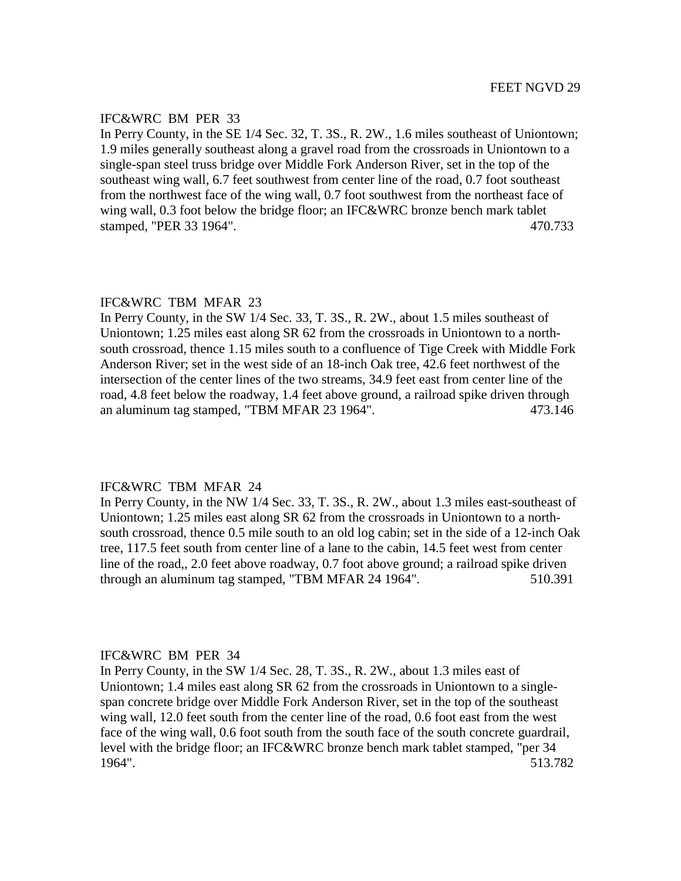FEET NGVD 29

IFC&WRC BM PER 33
In Perry County, in the SE 1/4 Sec. 32, T. 3S., R. 2W., 1.6 miles southeast of Uniontown; 1.9 miles generally southeast along a gravel road from the crossroads in Uniontown to a single-span steel truss bridge over Middle Fork Anderson River, set in the top of the southeast wing wall, 6.7 feet southwest from center line of the road, 0.7 foot southeast from the northwest face of the wing wall, 0.7 foot southwest from the northeast face of wing wall, 0.3 foot below the bridge floor; an IFC&WRC bronze bench mark tablet stamped, "PER 33 1964". 470.733

IFC&WRC TBM MFAR 23
In Perry County, in the SW 1/4 Sec. 33, T. 3S., R. 2W., about 1.5 miles southeast of Uniontown; 1.25 miles east along SR 62 from the crossroads in Uniontown to a north-south crossroad, thence 1.15 miles south to a confluence of Tige Creek with Middle Fork Anderson River; set in the west side of an 18-inch Oak tree, 42.6 feet northwest of the intersection of the center lines of the two streams, 34.9 feet east from center line of the road, 4.8 feet below the roadway, 1.4 feet above ground, a railroad spike driven through an aluminum tag stamped, "TBM MFAR 23 1964". 473.146

IFC&WRC TBM MFAR 24
In Perry County, in the NW 1/4 Sec. 33, T. 3S., R. 2W., about 1.3 miles east-southeast of Uniontown; 1.25 miles east along SR 62 from the crossroads in Uniontown to a north-south crossroad, thence 0.5 mile south to an old log cabin; set in the side of a 12-inch Oak tree, 117.5 feet south from center line of a lane to the cabin, 14.5 feet west from center line of the road,, 2.0 feet above roadway, 0.7 foot above ground; a railroad spike driven through an aluminum tag stamped, "TBM MFAR 24 1964". 510.391

IFC&WRC BM PER 34
In Perry County, in the SW 1/4 Sec. 28, T. 3S., R. 2W., about 1.3 miles east of Uniontown; 1.4 miles east along SR 62 from the crossroads in Uniontown to a single-span concrete bridge over Middle Fork Anderson River, set in the top of the southeast wing wall, 12.0 feet south from the center line of the road, 0.6 foot east from the west face of the wing wall, 0.6 foot south from the south face of the south concrete guardrail, level with the bridge floor; an IFC&WRC bronze bench mark tablet stamped, "per 34 1964". 513.782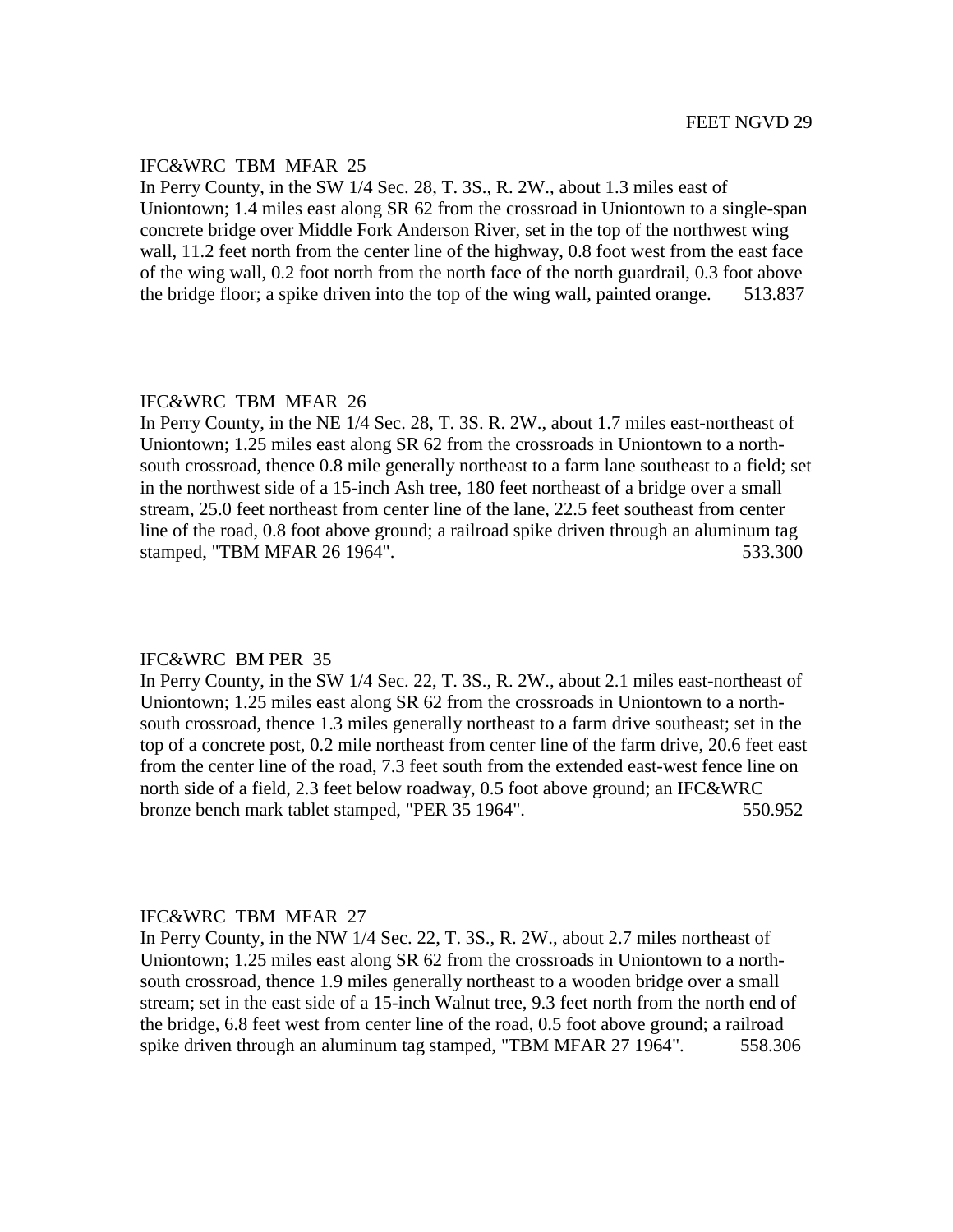FEET NGVD 29

IFC&WRC TBM MFAR 25

In Perry County, in the SW 1/4 Sec. 28, T. 3S., R. 2W., about 1.3 miles east of Uniontown; 1.4 miles east along SR 62 from the crossroad in Uniontown to a single-span concrete bridge over Middle Fork Anderson River, set in the top of the northwest wing wall, 11.2 feet north from the center line of the highway, 0.8 foot west from the east face of the wing wall, 0.2 foot north from the north face of the north guardrail, 0.3 foot above the bridge floor; a spike driven into the top of the wing wall, painted orange. 513.837

IFC&WRC TBM MFAR 26

In Perry County, in the NE 1/4 Sec. 28, T. 3S. R. 2W., about 1.7 miles east-northeast of Uniontown; 1.25 miles east along SR 62 from the crossroads in Uniontown to a north-south crossroad, thence 0.8 mile generally northeast to a farm lane southeast to a field; set in the northwest side of a 15-inch Ash tree, 180 feet northeast of a bridge over a small stream, 25.0 feet northeast from center line of the lane, 22.5 feet southeast from center line of the road, 0.8 foot above ground; a railroad spike driven through an aluminum tag stamped, "TBM MFAR 26 1964". 533.300

IFC&WRC BM PER 35

In Perry County, in the SW 1/4 Sec. 22, T. 3S., R. 2W., about 2.1 miles east-northeast of Uniontown; 1.25 miles east along SR 62 from the crossroads in Uniontown to a north-south crossroad, thence 1.3 miles generally northeast to a farm drive southeast; set in the top of a concrete post, 0.2 mile northeast from center line of the farm drive, 20.6 feet east from the center line of the road, 7.3 feet south from the extended east-west fence line on north side of a field, 2.3 feet below roadway, 0.5 foot above ground; an IFC&WRC bronze bench mark tablet stamped, "PER 35 1964". 550.952

IFC&WRC TBM MFAR 27

In Perry County, in the NW 1/4 Sec. 22, T. 3S., R. 2W., about 2.7 miles northeast of Uniontown; 1.25 miles east along SR 62 from the crossroads in Uniontown to a north-south crossroad, thence 1.9 miles generally northeast to a wooden bridge over a small stream; set in the east side of a 15-inch Walnut tree, 9.3 feet north from the north end of the bridge, 6.8 feet west from center line of the road, 0.5 foot above ground; a railroad spike driven through an aluminum tag stamped, "TBM MFAR 27 1964". 558.306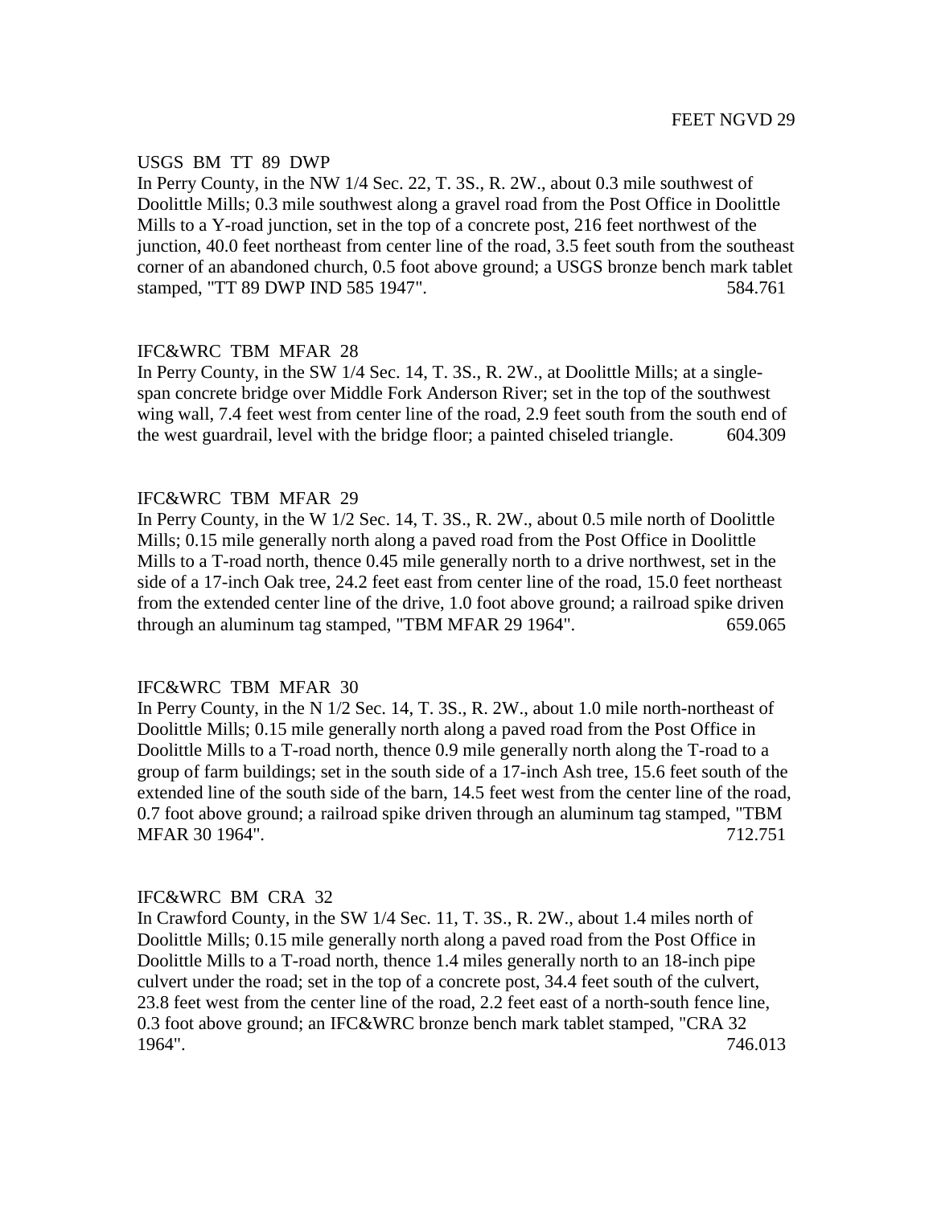FEET NGVD 29

USGS BM TT 89 DWP
In Perry County, in the NW 1/4 Sec. 22, T. 3S., R. 2W., about 0.3 mile southwest of Doolittle Mills; 0.3 mile southwest along a gravel road from the Post Office in Doolittle Mills to a Y-road junction, set in the top of a concrete post, 216 feet northwest of the junction, 40.0 feet northeast from center line of the road, 3.5 feet south from the southeast corner of an abandoned church, 0.5 foot above ground; a USGS bronze bench mark tablet stamped, "TT 89 DWP IND 585 1947". 584.761

IFC&WRC TBM MFAR 28
In Perry County, in the SW 1/4 Sec. 14, T. 3S., R. 2W., at Doolittle Mills; at a single-span concrete bridge over Middle Fork Anderson River; set in the top of the southwest wing wall, 7.4 feet west from center line of the road, 2.9 feet south from the south end of the west guardrail, level with the bridge floor; a painted chiseled triangle. 604.309

IFC&WRC TBM MFAR 29
In Perry County, in the W 1/2 Sec. 14, T. 3S., R. 2W., about 0.5 mile north of Doolittle Mills; 0.15 mile generally north along a paved road from the Post Office in Doolittle Mills to a T-road north, thence 0.45 mile generally north to a drive northwest, set in the side of a 17-inch Oak tree, 24.2 feet east from center line of the road, 15.0 feet northeast from the extended center line of the drive, 1.0 foot above ground; a railroad spike driven through an aluminum tag stamped, "TBM MFAR 29 1964". 659.065

IFC&WRC TBM MFAR 30
In Perry County, in the N 1/2 Sec. 14, T. 3S., R. 2W., about 1.0 mile north-northeast of Doolittle Mills; 0.15 mile generally north along a paved road from the Post Office in Doolittle Mills to a T-road north, thence 0.9 mile generally north along the T-road to a group of farm buildings; set in the south side of a 17-inch Ash tree, 15.6 feet south of the extended line of the south side of the barn, 14.5 feet west from the center line of the road, 0.7 foot above ground; a railroad spike driven through an aluminum tag stamped, "TBM MFAR 30 1964". 712.751

IFC&WRC BM CRA 32
In Crawford County, in the SW 1/4 Sec. 11, T. 3S., R. 2W., about 1.4 miles north of Doolittle Mills; 0.15 mile generally north along a paved road from the Post Office in Doolittle Mills to a T-road north, thence 1.4 miles generally north to an 18-inch pipe culvert under the road; set in the top of a concrete post, 34.4 feet south of the culvert, 23.8 feet west from the center line of the road, 2.2 feet east of a north-south fence line, 0.3 foot above ground; an IFC&WRC bronze bench mark tablet stamped, "CRA 32 1964". 746.013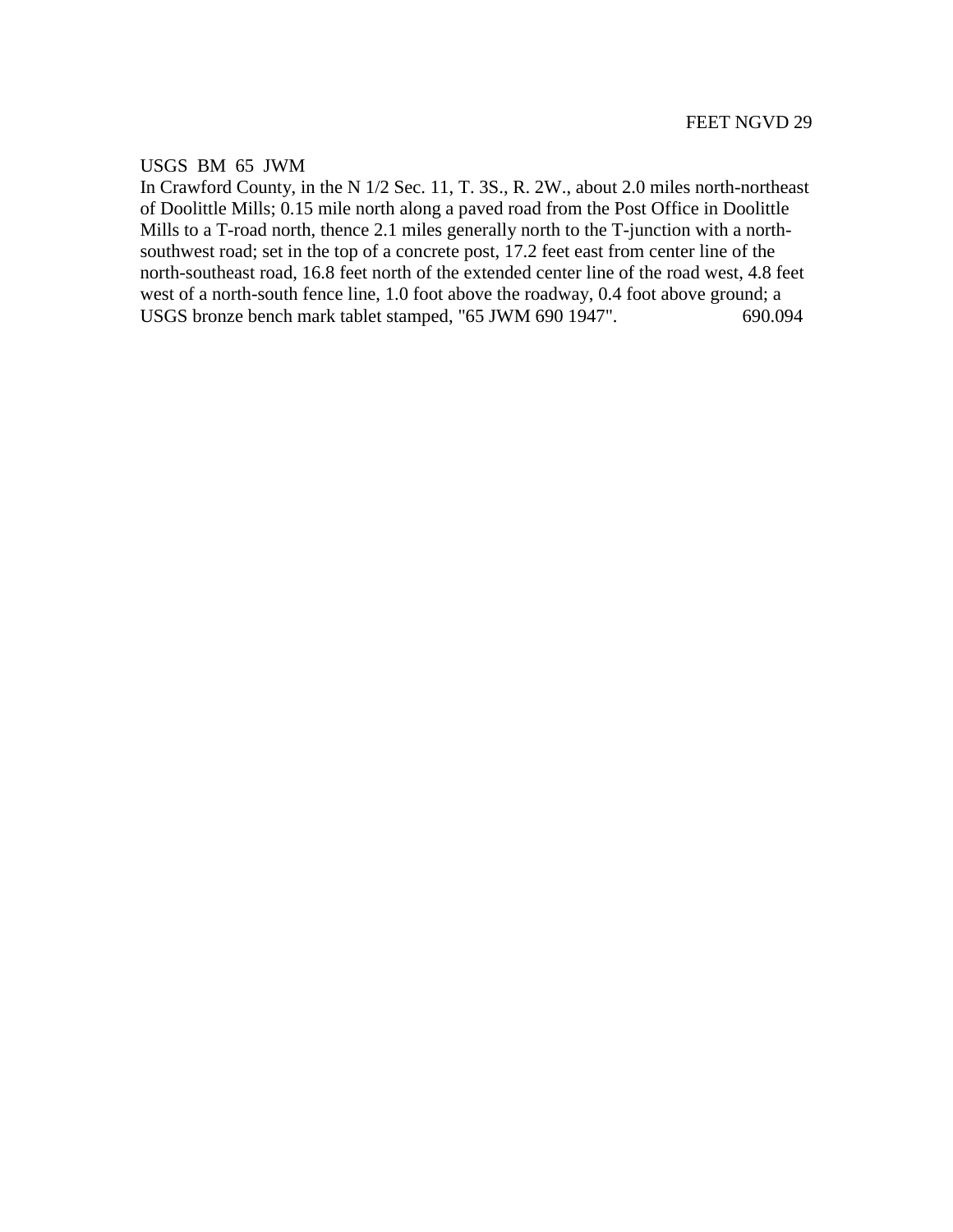FEET NGVD 29

USGS BM 65 JWM

In Crawford County, in the N 1/2 Sec. 11, T. 3S., R. 2W., about 2.0 miles north-northeast of Doolittle Mills; 0.15 mile north along a paved road from the Post Office in Doolittle Mills to a T-road north, thence 2.1 miles generally north to the T-junction with a north-southwest road; set in the top of a concrete post, 17.2 feet east from center line of the north-southeast road, 16.8 feet north of the extended center line of the road west, 4.8 feet west of a north-south fence line, 1.0 foot above the roadway, 0.4 foot above ground; a USGS bronze bench mark tablet stamped, "65 JWM 690 1947". 690.094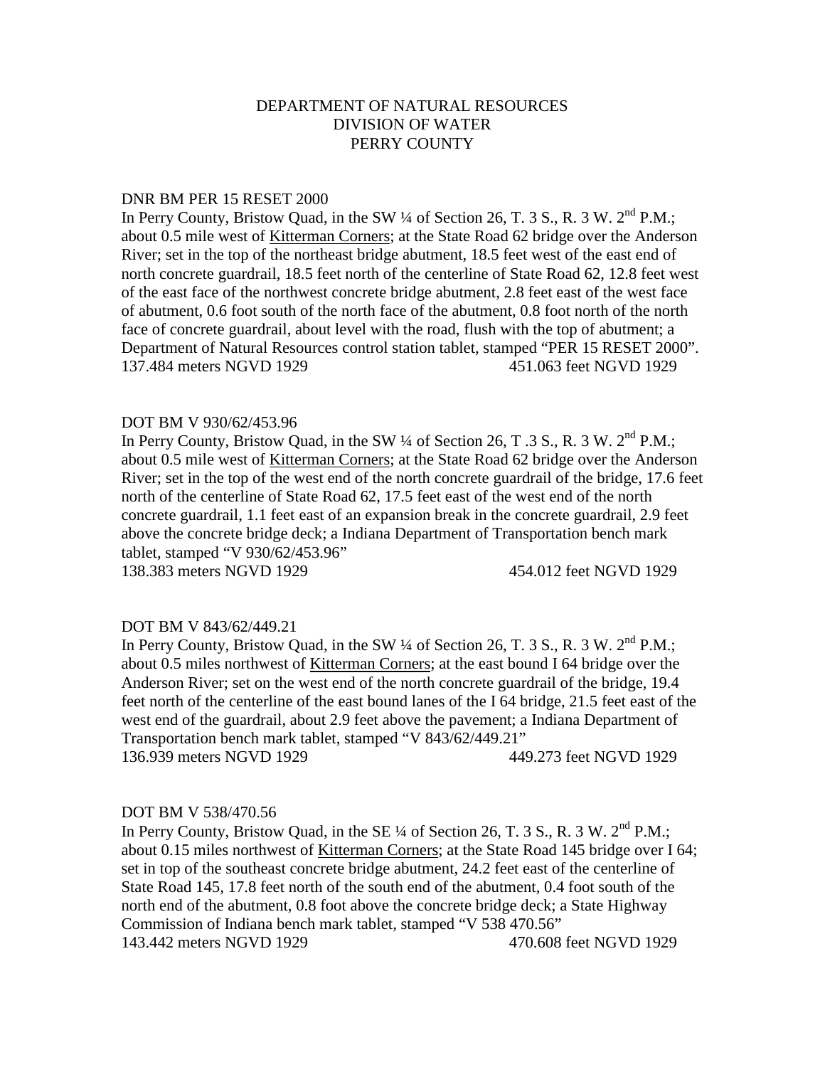# DEPARTMENT OF NATURAL RESOURCES
## DIVISION OF WATER
## PERRY COUNTY

DNR BM PER 15 RESET 2000

In Perry County, Bristow Quad, in the SW ¼ of Section 26, T. 3 S., R. 3 W. 2nd P.M.; about 0.5 mile west of <u>Kitterman Corners</u>; at the State Road 62 bridge over the Anderson River; set in the top of the northeast bridge abutment, 18.5 feet west of the east end of north concrete guardrail, 18.5 feet north of the centerline of State Road 62, 12.8 feet west of the east face of the northwest concrete bridge abutment, 2.8 feet east of the west face of abutment, 0.6 foot south of the north face of the abutment, 0.8 foot north of the north face of concrete guardrail, about level with the road, flush with the top of abutment; a Department of Natural Resources control station tablet, stamped "PER 15 RESET 2000".

137.484 meters NGVD 1929 451.063 feet NGVD 1929

DOT BM V 930/62/453.96

In Perry County, Bristow Quad, in the SW ¼ of Section 26, T .3 S., R. 3 W. 2nd P.M.; about 0.5 mile west of <u>Kitterman Corners</u>; at the State Road 62 bridge over the Anderson River; set in the top of the west end of the north concrete guardrail of the bridge, 17.6 feet north of the centerline of State Road 62, 17.5 feet east of the west end of the north concrete guardrail, 1.1 feet east of an expansion break in the concrete guardrail, 2.9 feet above the concrete bridge deck; a Indiana Department of Transportation bench mark tablet, stamped "V 930/62/453.96"

138.383 meters NGVD 1929 454.012 feet NGVD 1929

DOT BM V 843/62/449.21

In Perry County, Bristow Quad, in the SW ¼ of Section 26, T. 3 S., R. 3 W. 2nd P.M.; about 0.5 miles northwest of <u>Kitterman Corners</u>; at the east bound I 64 bridge over the Anderson River; set on the west end of the north concrete guardrail of the bridge, 19.4 feet north of the centerline of the east bound lanes of the I 64 bridge, 21.5 feet east of the west end of the guardrail, about 2.9 feet above the pavement; a Indiana Department of Transportation bench mark tablet, stamped "V 843/62/449.21"

136.939 meters NGVD 1929 449.273 feet NGVD 1929

DOT BM V 538/470.56

In Perry County, Bristow Quad, in the SE ¼ of Section 26, T. 3 S., R. 3 W. 2nd P.M.; about 0.15 miles northwest of <u>Kitterman Corners</u>; at the State Road 145 bridge over I 64; set in top of the southeast concrete bridge abutment, 24.2 feet east of the centerline of State Road 145, 17.8 feet north of the south end of the abutment, 0.4 foot south of the north end of the abutment, 0.8 foot above the concrete bridge deck; a State Highway Commission of Indiana bench mark tablet, stamped "V 538 470.56"

143.442 meters NGVD 1929 470.608 feet NGVD 1929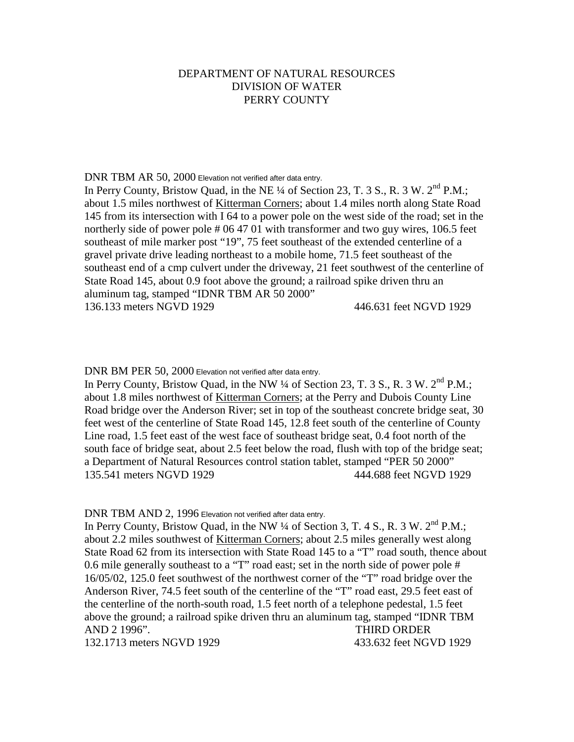DEPARTMENT OF NATURAL RESOURCES
DIVISION OF WATER
PERRY COUNTY

DNR TBM AR 50, 2000 Elevation not verified after data entry.
In Perry County, Bristow Quad, in the NE ¼ of Section 23, T. 3 S., R. 3 W. 2nd P.M.; about 1.5 miles northwest of Kitterman Corners; about 1.4 miles north along State Road 145 from its intersection with I 64 to a power pole on the west side of the road; set in the northerly side of power pole # 06 47 01 with transformer and two guy wires, 106.5 feet southeast of mile marker post "19", 75 feet southeast of the extended centerline of a gravel private drive leading northeast to a mobile home, 71.5 feet southeast of the southeast end of a cmp culvert under the driveway, 21 feet southwest of the centerline of State Road 145, about 0.9 foot above the ground; a railroad spike driven thru an aluminum tag, stamped "IDNR TBM AR 50 2000"
136.133 meters NGVD 1929 446.631 feet NGVD 1929

DNR BM PER 50, 2000 Elevation not verified after data entry.
In Perry County, Bristow Quad, in the NW ¼ of Section 23, T. 3 S., R. 3 W. 2nd P.M.; about 1.8 miles northwest of Kitterman Corners; at the Perry and Dubois County Line Road bridge over the Anderson River; set in top of the southeast concrete bridge seat, 30 feet west of the centerline of State Road 145, 12.8 feet south of the centerline of County Line road, 1.5 feet east of the west face of southeast bridge seat, 0.4 foot north of the south face of bridge seat, about 2.5 feet below the road, flush with top of the bridge seat; a Department of Natural Resources control station tablet, stamped "PER 50 2000"
135.541 meters NGVD 1929 444.688 feet NGVD 1929

DNR TBM AND 2, 1996 Elevation not verified after data entry.
In Perry County, Bristow Quad, in the NW ¼ of Section 3, T. 4 S., R. 3 W. 2nd P.M.; about 2.2 miles southwest of Kitterman Corners; about 2.5 miles generally west along State Road 62 from its intersection with State Road 145 to a "T" road south, thence about 0.6 mile generally southeast to a "T" road east; set in the north side of power pole # 16/05/02, 125.0 feet southwest of the northwest corner of the "T" road bridge over the Anderson River, 74.5 feet south of the centerline of the "T" road east, 29.5 feet east of the centerline of the north-south road, 1.5 feet north of a telephone pedestal, 1.5 feet above the ground; a railroad spike driven thru an aluminum tag, stamped "IDNR TBM AND 2 1996". THIRD ORDER
132.1713 meters NGVD 1929 433.632 feet NGVD 1929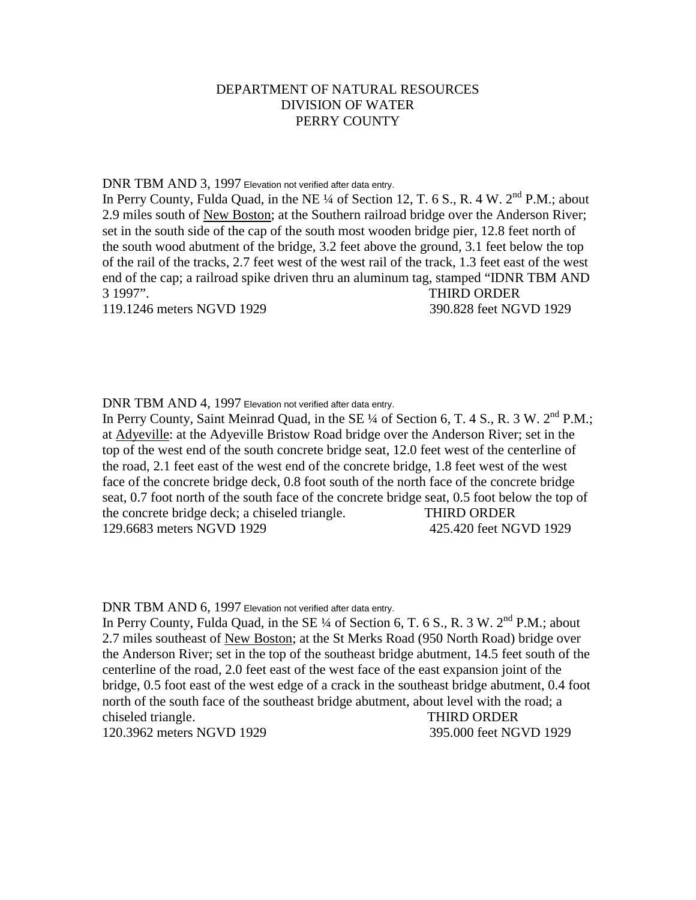DEPARTMENT OF NATURAL RESOURCES
DIVISION OF WATER
PERRY COUNTY

DNR TBM AND 3, 1997 Elevation not verified after data entry.
In Perry County, Fulda Quad, in the NE ¼ of Section 12, T. 6 S., R. 4 W. 2nd P.M.; about 2.9 miles south of New Boston; at the Southern railroad bridge over the Anderson River; set in the south side of the cap of the south most wooden bridge pier, 12.8 feet north of the south wood abutment of the bridge, 3.2 feet above the ground, 3.1 feet below the top of the rail of the tracks, 2.7 feet west of the west rail of the track, 1.3 feet east of the west end of the cap; a railroad spike driven thru an aluminum tag, stamped "IDNR TBM AND 3 1997". THIRD ORDER
119.1246 meters NGVD 1929 390.828 feet NGVD 1929

DNR TBM AND 4, 1997 Elevation not verified after data entry.
In Perry County, Saint Meinrad Quad, in the SE ¼ of Section 6, T. 4 S., R. 3 W. 2nd P.M.; at Adyeville: at the Adyeville Bristow Road bridge over the Anderson River; set in the top of the west end of the south concrete bridge seat, 12.0 feet west of the centerline of the road, 2.1 feet east of the west end of the concrete bridge, 1.8 feet west of the west face of the concrete bridge deck, 0.8 foot south of the north face of the concrete bridge seat, 0.7 foot north of the south face of the concrete bridge seat, 0.5 foot below the top of the concrete bridge deck; a chiseled triangle. THIRD ORDER
129.6683 meters NGVD 1929 425.420 feet NGVD 1929

DNR TBM AND 6, 1997 Elevation not verified after data entry.
In Perry County, Fulda Quad, in the SE ¼ of Section 6, T. 6 S., R. 3 W. 2nd P.M.; about 2.7 miles southeast of New Boston; at the St Merks Road (950 North Road) bridge over the Anderson River; set in the top of the southeast bridge abutment, 14.5 feet south of the centerline of the road, 2.0 feet east of the west face of the east expansion joint of the bridge, 0.5 foot east of the west edge of a crack in the southeast bridge abutment, 0.4 foot north of the south face of the southeast bridge abutment, about level with the road; a chiseled triangle. THIRD ORDER
120.3962 meters NGVD 1929 395.000 feet NGVD 1929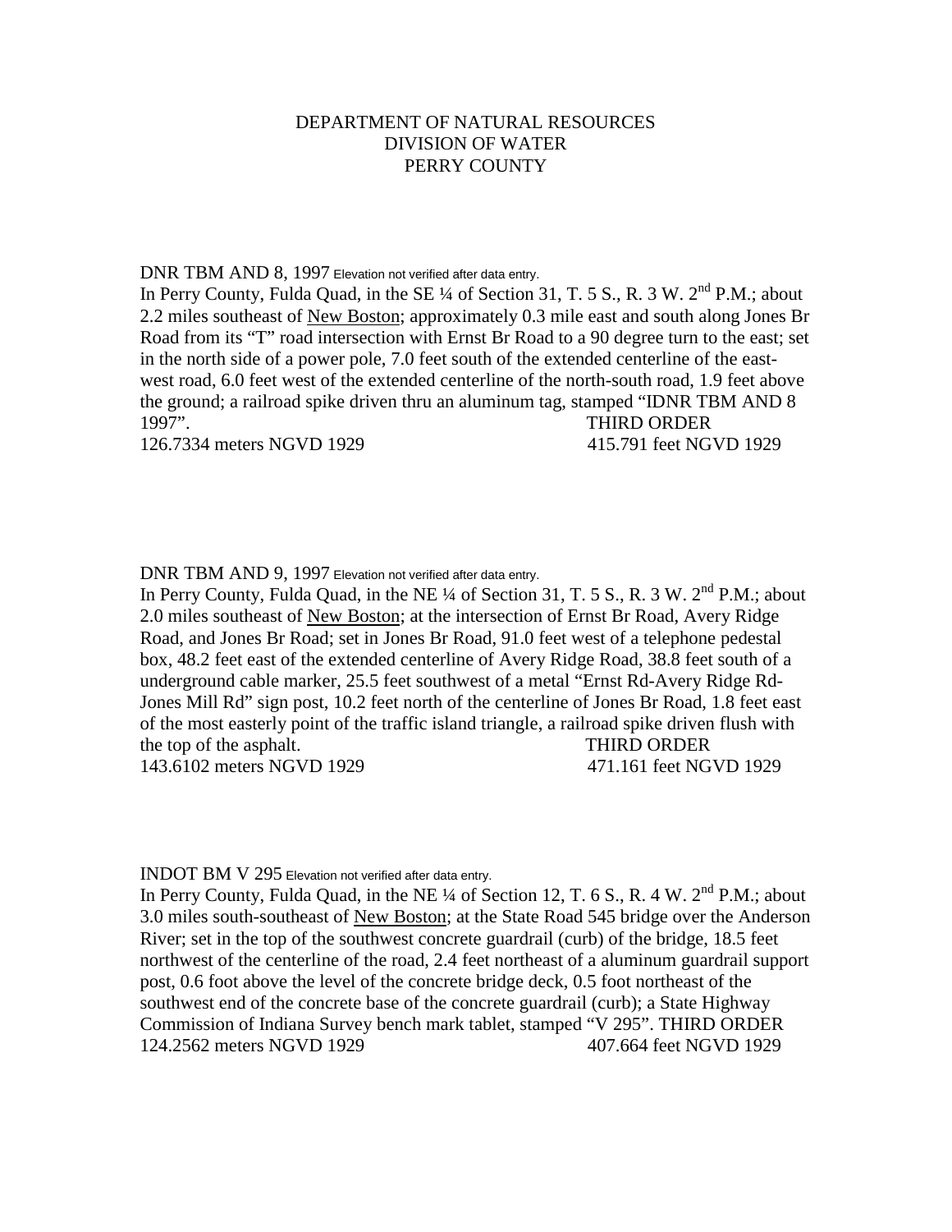DEPARTMENT OF NATURAL RESOURCES
DIVISION OF WATER
PERRY COUNTY

DNR TBM AND 8, 1997 Elevation not verified after data entry.
In Perry County, Fulda Quad, in the SE ¼ of Section 31, T. 5 S., R. 3 W. 2nd P.M.; about 2.2 miles southeast of New Boston; approximately 0.3 mile east and south along Jones Br Road from its "T" road intersection with Ernst Br Road to a 90 degree turn to the east; set in the north side of a power pole, 7.0 feet south of the extended centerline of the east-west road, 6.0 feet west of the extended centerline of the north-south road, 1.9 feet above the ground; a railroad spike driven thru an aluminum tag, stamped "IDNR TBM AND 8 1997". THIRD ORDER
126.7334 meters NGVD 1929 415.791 feet NGVD 1929

DNR TBM AND 9, 1997 Elevation not verified after data entry.
In Perry County, Fulda Quad, in the NE ¼ of Section 31, T. 5 S., R. 3 W. 2nd P.M.; about 2.0 miles southeast of New Boston; at the intersection of Ernst Br Road, Avery Ridge Road, and Jones Br Road; set in Jones Br Road, 91.0 feet west of a telephone pedestal box, 48.2 feet east of the extended centerline of Avery Ridge Road, 38.8 feet south of a underground cable marker, 25.5 feet southwest of a metal "Ernst Rd-Avery Ridge Rd-Jones Mill Rd" sign post, 10.2 feet north of the centerline of Jones Br Road, 1.8 feet east of the most easterly point of the traffic island triangle, a railroad spike driven flush with the top of the asphalt. THIRD ORDER
143.6102 meters NGVD 1929 471.161 feet NGVD 1929

INDOT BM V 295 Elevation not verified after data entry.
In Perry County, Fulda Quad, in the NE ¼ of Section 12, T. 6 S., R. 4 W. 2nd P.M.; about 3.0 miles south-southeast of New Boston; at the State Road 545 bridge over the Anderson River; set in the top of the southwest concrete guardrail (curb) of the bridge, 18.5 feet northwest of the centerline of the road, 2.4 feet northeast of a aluminum guardrail support post, 0.6 foot above the level of the concrete bridge deck, 0.5 foot northeast of the southwest end of the concrete base of the concrete guardrail (curb); a State Highway Commission of Indiana Survey bench mark tablet, stamped "V 295". THIRD ORDER
124.2562 meters NGVD 1929 407.664 feet NGVD 1929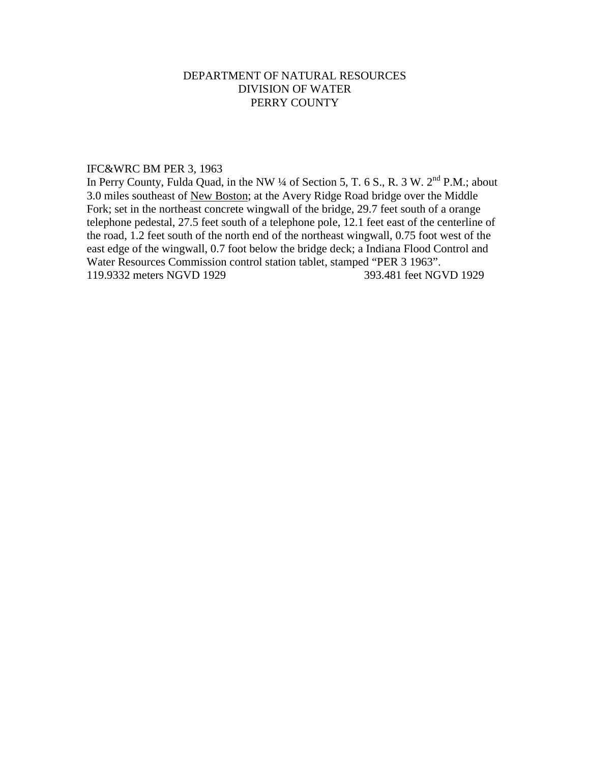DEPARTMENT OF NATURAL RESOURCES
DIVISION OF WATER
PERRY COUNTY

IFC&WRC BM PER 3, 1963
In Perry County, Fulda Quad, in the NW ¼ of Section 5, T. 6 S., R. 3 W. 2nd P.M.; about 3.0 miles southeast of New Boston; at the Avery Ridge Road bridge over the Middle Fork; set in the northeast concrete wingwall of the bridge, 29.7 feet south of a orange telephone pedestal, 27.5 feet south of a telephone pole, 12.1 feet east of the centerline of the road, 1.2 feet south of the north end of the northeast wingwall, 0.75 foot west of the east edge of the wingwall, 0.7 foot below the bridge deck; a Indiana Flood Control and Water Resources Commission control station tablet, stamped "PER 3 1963".
119.9332 meters NGVD 1929 393.481 feet NGVD 1929